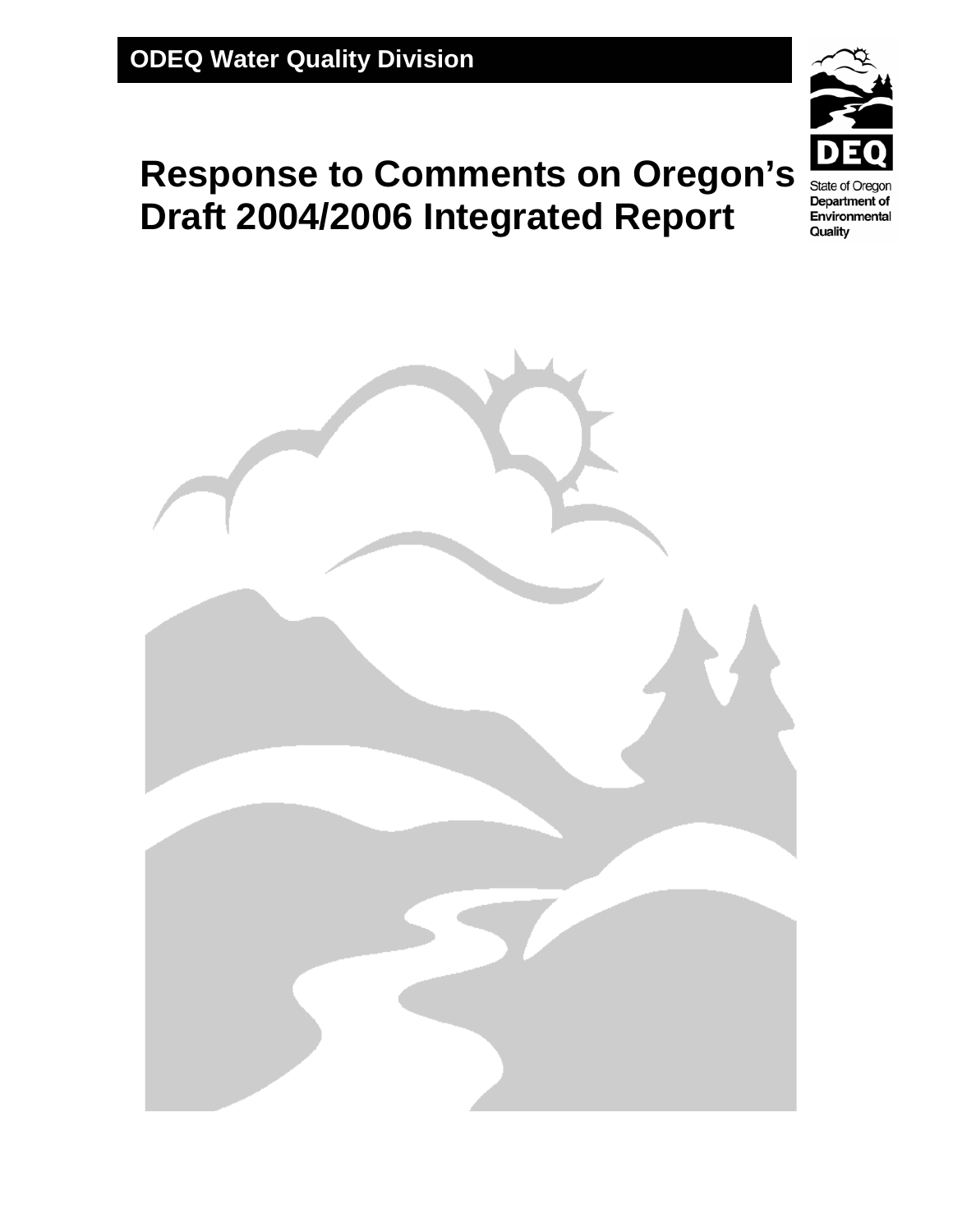**ODEQ Water Quality Division**

State of Oregon
Department of Environmental Quality

# Response to Comments on Oregon's Draft 2004/2006 Integrated Report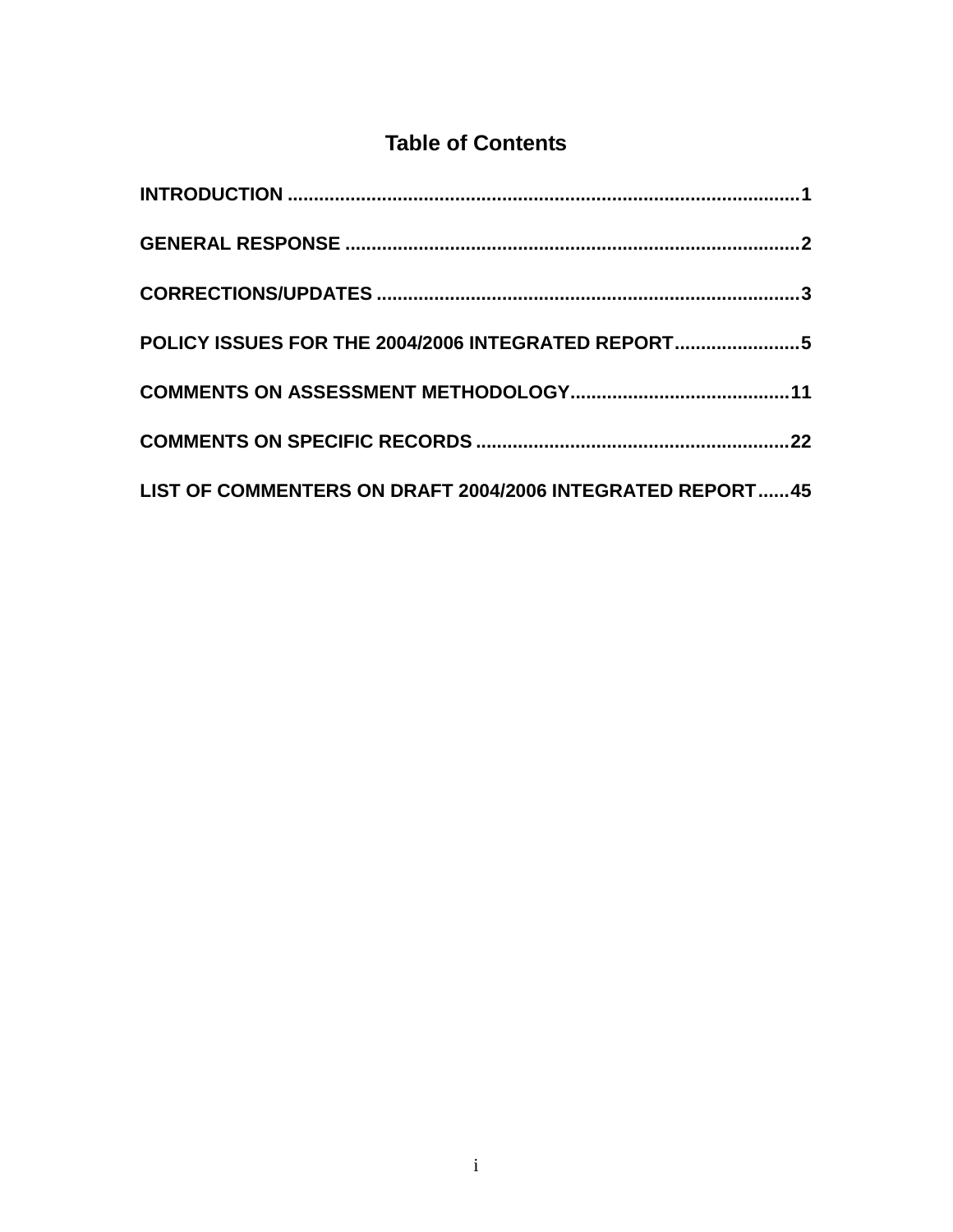# Table of Contents

**INTRODUCTION ....................................................................................................1**

**GENERAL RESPONSE .........................................................................................2**

**CORRECTIONS/UPDATES ...................................................................................3**

**POLICY ISSUES FOR THE 2004/2006 INTEGRATED REPORT..........................5**

**COMMENTS ON ASSESSMENT METHODOLOGY............................................11**

**COMMENTS ON SPECIFIC RECORDS ..............................................................22**

**LIST OF COMMENTERS ON DRAFT 2004/2006 INTEGRATED REPORT......45**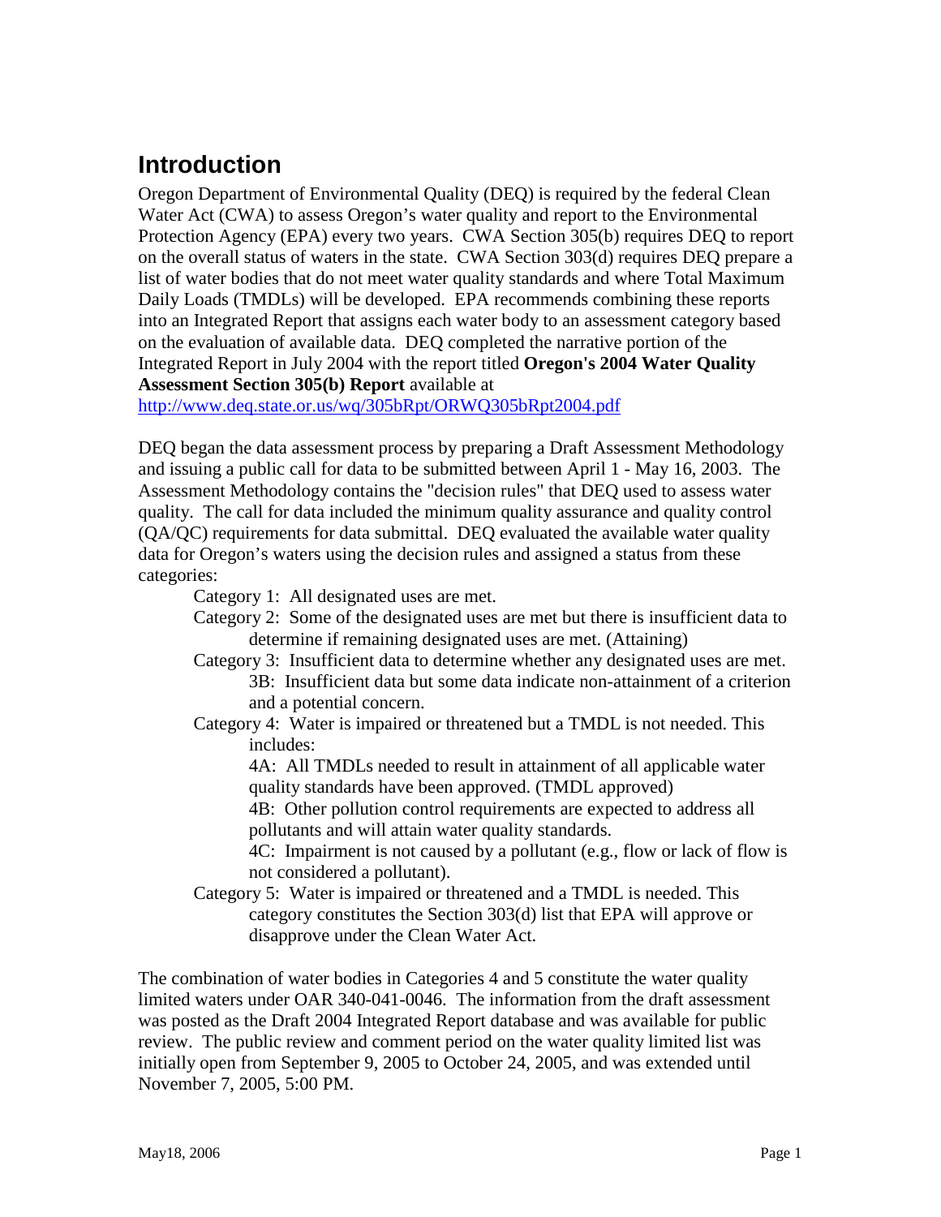# Introduction

Oregon Department of Environmental Quality (DEQ) is required by the federal Clean Water Act (CWA) to assess Oregon's water quality and report to the Environmental Protection Agency (EPA) every two years. CWA Section 305(b) requires DEQ to report on the overall status of waters in the state. CWA Section 303(d) requires DEQ prepare a list of water bodies that do not meet water quality standards and where Total Maximum Daily Loads (TMDLs) will be developed. EPA recommends combining these reports into an Integrated Report that assigns each water body to an assessment category based on the evaluation of available data. DEQ completed the narrative portion of the Integrated Report in July 2004 with the report titled **Oregon's 2004 Water Quality Assessment Section 305(b) Report** available at http://www.deq.state.or.us/wq/305bRpt/ORWQ305bRpt2004.pdf

DEQ began the data assessment process by preparing a Draft Assessment Methodology and issuing a public call for data to be submitted between April 1 - May 16, 2003. The Assessment Methodology contains the "decision rules" that DEQ used to assess water quality. The call for data included the minimum quality assurance and quality control (QA/QC) requirements for data submittal. DEQ evaluated the available water quality data for Oregon's waters using the decision rules and assigned a status from these categories:

- Category 1: All designated uses are met.
- Category 2: Some of the designated uses are met but there is insufficient data to determine if remaining designated uses are met. (Attaining)
- Category 3: Insufficient data to determine whether any designated uses are met.
  - 3B: Insufficient data but some data indicate non-attainment of a criterion and a potential concern.
- Category 4: Water is impaired or threatened but a TMDL is not needed. This includes:
  - 4A: All TMDLs needed to result in attainment of all applicable water quality standards have been approved. (TMDL approved)
  - 4B: Other pollution control requirements are expected to address all pollutants and will attain water quality standards.
  - 4C: Impairment is not caused by a pollutant (e.g., flow or lack of flow is not considered a pollutant).
- Category 5: Water is impaired or threatened and a TMDL is needed. This category constitutes the Section 303(d) list that EPA will approve or disapprove under the Clean Water Act.

The combination of water bodies in Categories 4 and 5 constitute the water quality limited waters under OAR 340-041-0046. The information from the draft assessment was posted as the Draft 2004 Integrated Report database and was available for public review. The public review and comment period on the water quality limited list was initially open from September 9, 2005 to October 24, 2005, and was extended until November 7, 2005, 5:00 PM.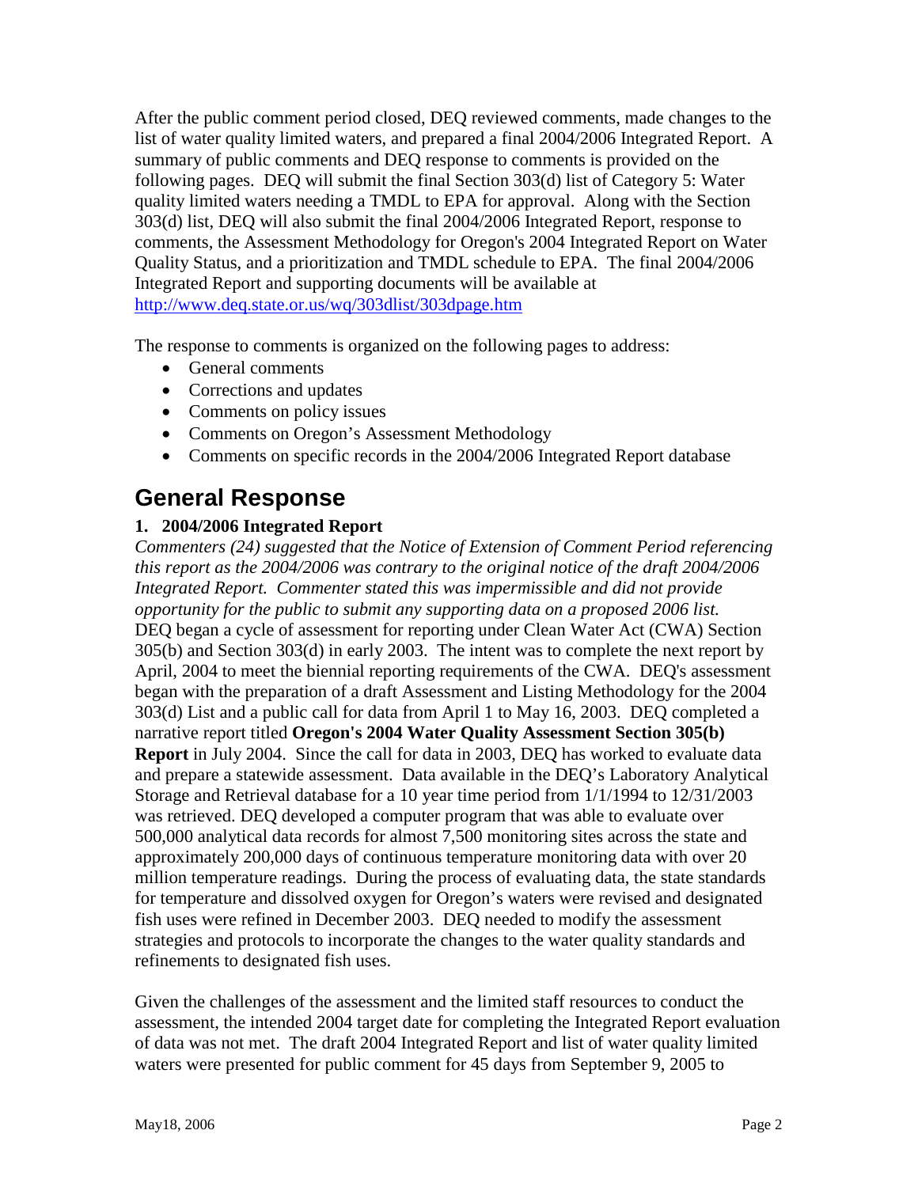After the public comment period closed, DEQ reviewed comments, made changes to the list of water quality limited waters, and prepared a final 2004/2006 Integrated Report. A summary of public comments and DEQ response to comments is provided on the following pages. DEQ will submit the final Section 303(d) list of Category 5: Water quality limited waters needing a TMDL to EPA for approval. Along with the Section 303(d) list, DEQ will also submit the final 2004/2006 Integrated Report, response to comments, the Assessment Methodology for Oregon's 2004 Integrated Report on Water Quality Status, and a prioritization and TMDL schedule to EPA. The final 2004/2006 Integrated Report and supporting documents will be available at http://www.deq.state.or.us/wq/303dlist/303dpage.htm

The response to comments is organized on the following pages to address:

- General comments
- Corrections and updates
- Comments on policy issues
- Comments on Oregon's Assessment Methodology
- Comments on specific records in the 2004/2006 Integrated Report database

# General Response

**1. 2004/2006 Integrated Report**

*Commenters (24) suggested that the Notice of Extension of Comment Period referencing this report as the 2004/2006 was contrary to the original notice of the draft 2004/2006 Integrated Report. Commenter stated this was impermissible and did not provide opportunity for the public to submit any supporting data on a proposed 2006 list.*
DEQ began a cycle of assessment for reporting under Clean Water Act (CWA) Section 305(b) and Section 303(d) in early 2003. The intent was to complete the next report by April, 2004 to meet the biennial reporting requirements of the CWA. DEQ's assessment began with the preparation of a draft Assessment and Listing Methodology for the 2004 303(d) List and a public call for data from April 1 to May 16, 2003. DEQ completed a narrative report titled **Oregon's 2004 Water Quality Assessment Section 305(b) Report** in July 2004. Since the call for data in 2003, DEQ has worked to evaluate data and prepare a statewide assessment. Data available in the DEQ's Laboratory Analytical Storage and Retrieval database for a 10 year time period from 1/1/1994 to 12/31/2003 was retrieved. DEQ developed a computer program that was able to evaluate over 500,000 analytical data records for almost 7,500 monitoring sites across the state and approximately 200,000 days of continuous temperature monitoring data with over 20 million temperature readings. During the process of evaluating data, the state standards for temperature and dissolved oxygen for Oregon's waters were revised and designated fish uses were refined in December 2003. DEQ needed to modify the assessment strategies and protocols to incorporate the changes to the water quality standards and refinements to designated fish uses.

Given the challenges of the assessment and the limited staff resources to conduct the assessment, the intended 2004 target date for completing the Integrated Report evaluation of data was not met. The draft 2004 Integrated Report and list of water quality limited waters were presented for public comment for 45 days from September 9, 2005 to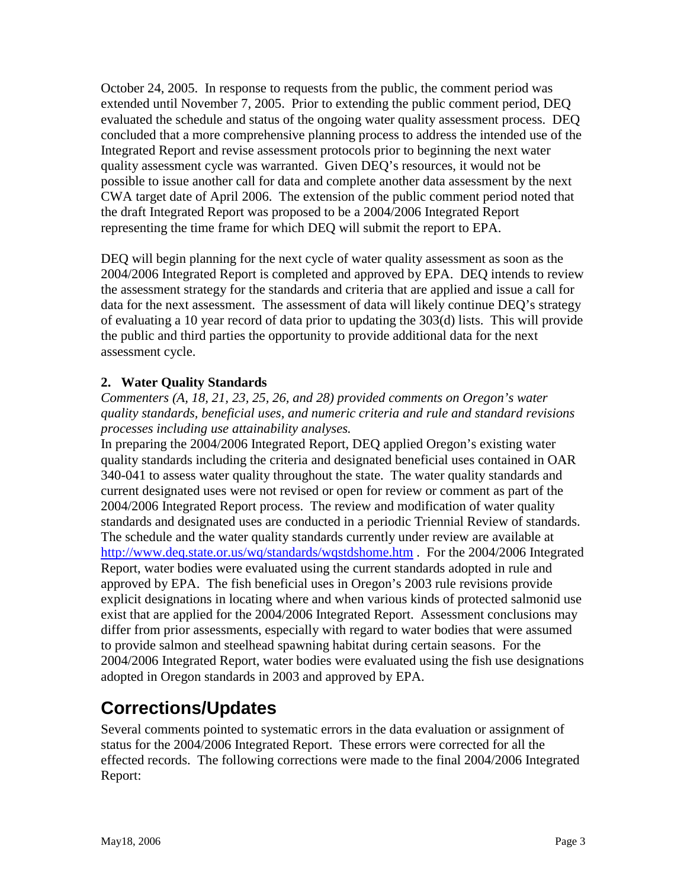October 24, 2005. In response to requests from the public, the comment period was extended until November 7, 2005. Prior to extending the public comment period, DEQ evaluated the schedule and status of the ongoing water quality assessment process. DEQ concluded that a more comprehensive planning process to address the intended use of the Integrated Report and revise assessment protocols prior to beginning the next water quality assessment cycle was warranted. Given DEQ's resources, it would not be possible to issue another call for data and complete another data assessment by the next CWA target date of April 2006. The extension of the public comment period noted that the draft Integrated Report was proposed to be a 2004/2006 Integrated Report representing the time frame for which DEQ will submit the report to EPA.

DEQ will begin planning for the next cycle of water quality assessment as soon as the 2004/2006 Integrated Report is completed and approved by EPA. DEQ intends to review the assessment strategy for the standards and criteria that are applied and issue a call for data for the next assessment. The assessment of data will likely continue DEQ's strategy of evaluating a 10 year record of data prior to updating the 303(d) lists. This will provide the public and third parties the opportunity to provide additional data for the next assessment cycle.

### 2. Water Quality Standards

*Commenters (A, 18, 21, 23, 25, 26, and 28) provided comments on Oregon's water quality standards, beneficial uses, and numeric criteria and rule and standard revisions processes including use attainability analyses.*

In preparing the 2004/2006 Integrated Report, DEQ applied Oregon's existing water quality standards including the criteria and designated beneficial uses contained in OAR 340-041 to assess water quality throughout the state. The water quality standards and current designated uses were not revised or open for review or comment as part of the 2004/2006 Integrated Report process. The review and modification of water quality standards and designated uses are conducted in a periodic Triennial Review of standards. The schedule and the water quality standards currently under review are available at http://www.deq.state.or.us/wq/standards/wqstdshome.htm . For the 2004/2006 Integrated Report, water bodies were evaluated using the current standards adopted in rule and approved by EPA. The fish beneficial uses in Oregon's 2003 rule revisions provide explicit designations in locating where and when various kinds of protected salmonid use exist that are applied for the 2004/2006 Integrated Report. Assessment conclusions may differ from prior assessments, especially with regard to water bodies that were assumed to provide salmon and steelhead spawning habitat during certain seasons. For the 2004/2006 Integrated Report, water bodies were evaluated using the fish use designations adopted in Oregon standards in 2003 and approved by EPA.

# Corrections/Updates

Several comments pointed to systematic errors in the data evaluation or assignment of status for the 2004/2006 Integrated Report. These errors were corrected for all the effected records. The following corrections were made to the final 2004/2006 Integrated Report: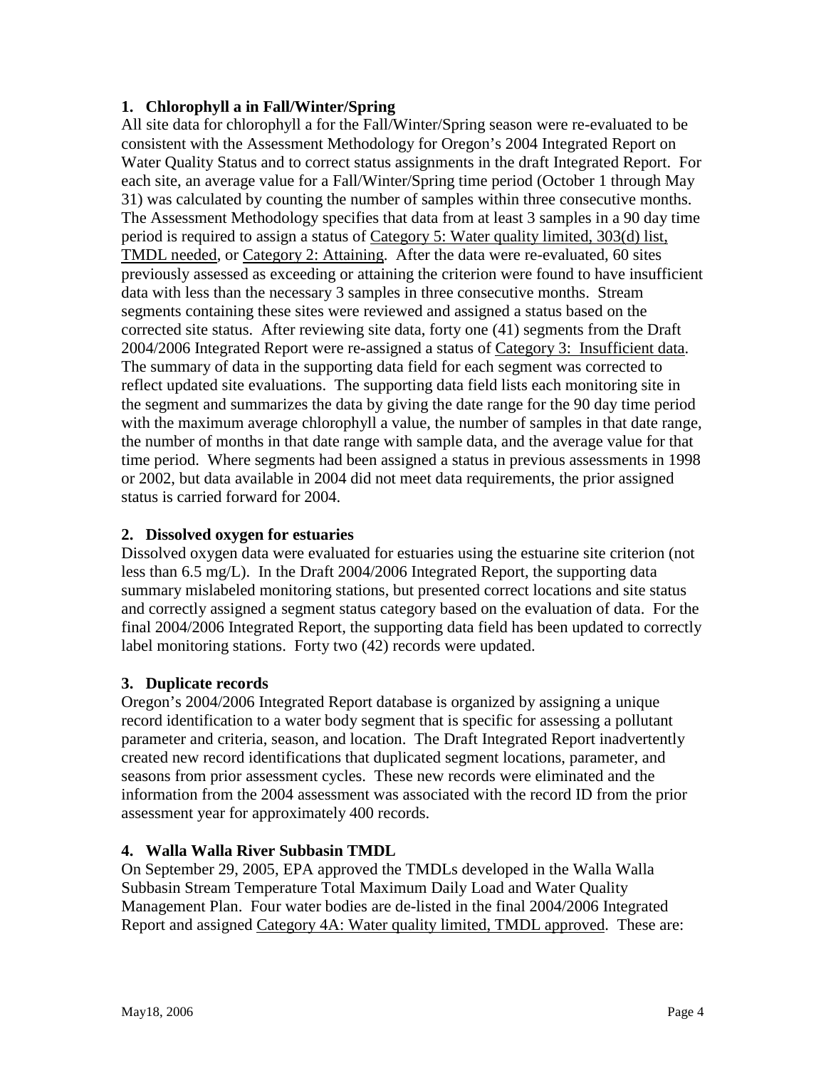**1. Chlorophyll a in Fall/Winter/Spring**

All site data for chlorophyll a for the Fall/Winter/Spring season were re-evaluated to be consistent with the Assessment Methodology for Oregon's 2004 Integrated Report on Water Quality Status and to correct status assignments in the draft Integrated Report. For each site, an average value for a Fall/Winter/Spring time period (October 1 through May 31) was calculated by counting the number of samples within three consecutive months. The Assessment Methodology specifies that data from at least 3 samples in a 90 day time period is required to assign a status of <u>Category 5: Water quality limited, 303(d) list, TMDL needed</u>, or <u>Category 2: Attaining</u>. After the data were re-evaluated, 60 sites previously assessed as exceeding or attaining the criterion were found to have insufficient data with less than the necessary 3 samples in three consecutive months. Stream segments containing these sites were reviewed and assigned a status based on the corrected site status. After reviewing site data, forty one (41) segments from the Draft 2004/2006 Integrated Report were re-assigned a status of <u>Category 3: Insufficient data</u>. The summary of data in the supporting data field for each segment was corrected to reflect updated site evaluations. The supporting data field lists each monitoring site in the segment and summarizes the data by giving the date range for the 90 day time period with the maximum average chlorophyll a value, the number of samples in that date range, the number of months in that date range with sample data, and the average value for that time period. Where segments had been assigned a status in previous assessments in 1998 or 2002, but data available in 2004 did not meet data requirements, the prior assigned status is carried forward for 2004.

**2. Dissolved oxygen for estuaries**

Dissolved oxygen data were evaluated for estuaries using the estuarine site criterion (not less than 6.5 mg/L). In the Draft 2004/2006 Integrated Report, the supporting data summary mislabeled monitoring stations, but presented correct locations and site status and correctly assigned a segment status category based on the evaluation of data. For the final 2004/2006 Integrated Report, the supporting data field has been updated to correctly label monitoring stations. Forty two (42) records were updated.

**3. Duplicate records**

Oregon's 2004/2006 Integrated Report database is organized by assigning a unique record identification to a water body segment that is specific for assessing a pollutant parameter and criteria, season, and location. The Draft Integrated Report inadvertently created new record identifications that duplicated segment locations, parameter, and seasons from prior assessment cycles. These new records were eliminated and the information from the 2004 assessment was associated with the record ID from the prior assessment year for approximately 400 records.

**4. Walla Walla River Subbasin TMDL**

On September 29, 2005, EPA approved the TMDLs developed in the Walla Walla Subbasin Stream Temperature Total Maximum Daily Load and Water Quality Management Plan. Four water bodies are de-listed in the final 2004/2006 Integrated Report and assigned <u>Category 4A: Water quality limited, TMDL approved</u>. These are: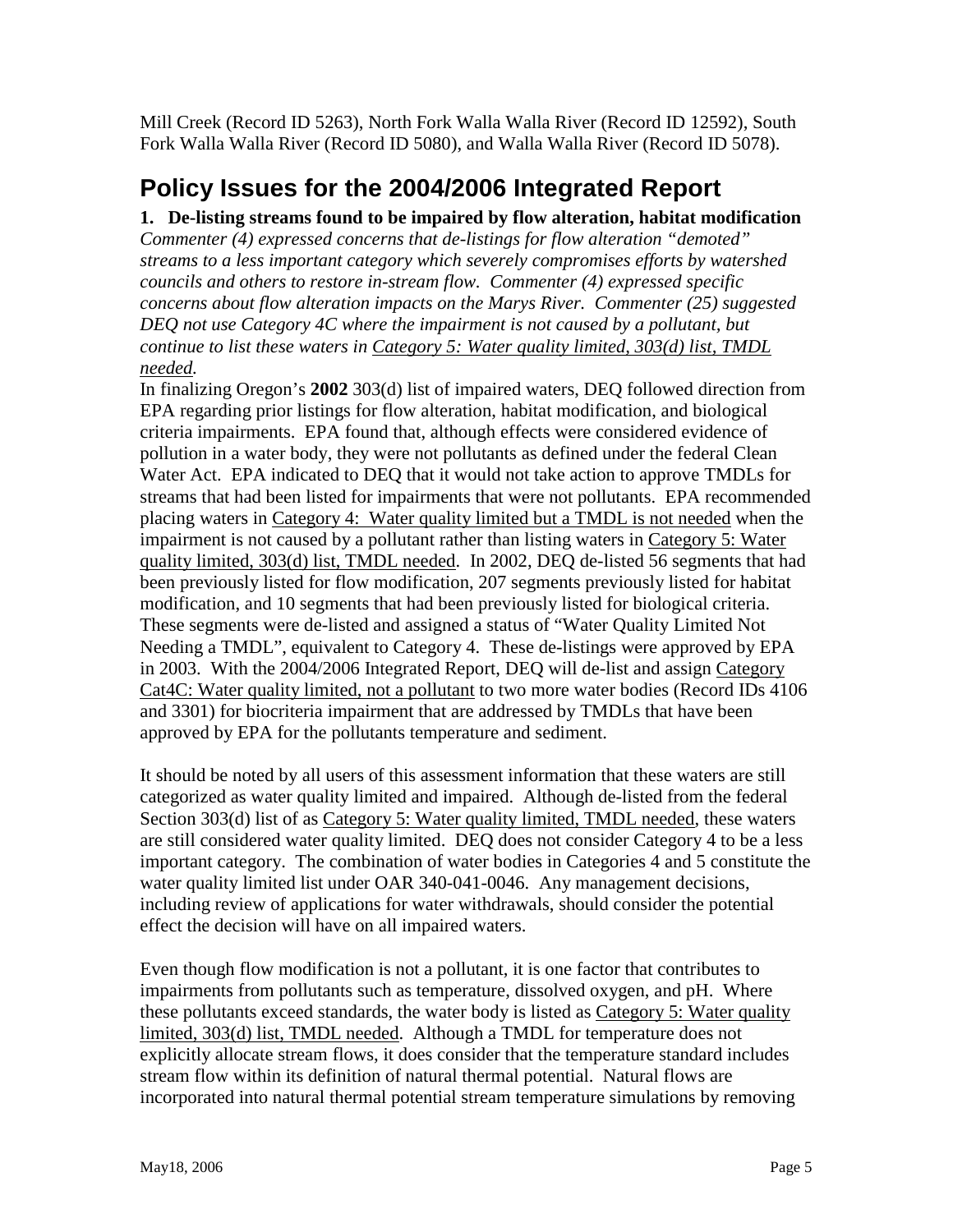Mill Creek (Record ID 5263), North Fork Walla Walla River (Record ID 12592), South Fork Walla Walla River (Record ID 5080), and Walla Walla River (Record ID 5078).

## Policy Issues for the 2004/2006 Integrated Report

**1. De-listing streams found to be impaired by flow alteration, habitat modification**

*Commenter (4) expressed concerns that de-listings for flow alteration "demoted" streams to a less important category which severely compromises efforts by watershed councils and others to restore in-stream flow. Commenter (4) expressed specific concerns about flow alteration impacts on the Marys River. Commenter (25) suggested DEQ not use Category 4C where the impairment is not caused by a pollutant, but continue to list these waters in Category 5: Water quality limited, 303(d) list, TMDL needed.*

In finalizing Oregon's **2002** 303(d) list of impaired waters, DEQ followed direction from EPA regarding prior listings for flow alteration, habitat modification, and biological criteria impairments. EPA found that, although effects were considered evidence of pollution in a water body, they were not pollutants as defined under the federal Clean Water Act. EPA indicated to DEQ that it would not take action to approve TMDLs for streams that had been listed for impairments that were not pollutants. EPA recommended placing waters in Category 4: Water quality limited but a TMDL is not needed when the impairment is not caused by a pollutant rather than listing waters in Category 5: Water quality limited, 303(d) list, TMDL needed. In 2002, DEQ de-listed 56 segments that had been previously listed for flow modification, 207 segments previously listed for habitat modification, and 10 segments that had been previously listed for biological criteria. These segments were de-listed and assigned a status of "Water Quality Limited Not Needing a TMDL", equivalent to Category 4. These de-listings were approved by EPA in 2003. With the 2004/2006 Integrated Report, DEQ will de-list and assign Category Cat4C: Water quality limited, not a pollutant to two more water bodies (Record IDs 4106 and 3301) for biocriteria impairment that are addressed by TMDLs that have been approved by EPA for the pollutants temperature and sediment.

It should be noted by all users of this assessment information that these waters are still categorized as water quality limited and impaired. Although de-listed from the federal Section 303(d) list of as Category 5: Water quality limited, TMDL needed, these waters are still considered water quality limited. DEQ does not consider Category 4 to be a less important category. The combination of water bodies in Categories 4 and 5 constitute the water quality limited list under OAR 340-041-0046. Any management decisions, including review of applications for water withdrawals, should consider the potential effect the decision will have on all impaired waters.

Even though flow modification is not a pollutant, it is one factor that contributes to impairments from pollutants such as temperature, dissolved oxygen, and pH. Where these pollutants exceed standards, the water body is listed as Category 5: Water quality limited, 303(d) list, TMDL needed. Although a TMDL for temperature does not explicitly allocate stream flows, it does consider that the temperature standard includes stream flow within its definition of natural thermal potential. Natural flows are incorporated into natural thermal potential stream temperature simulations by removing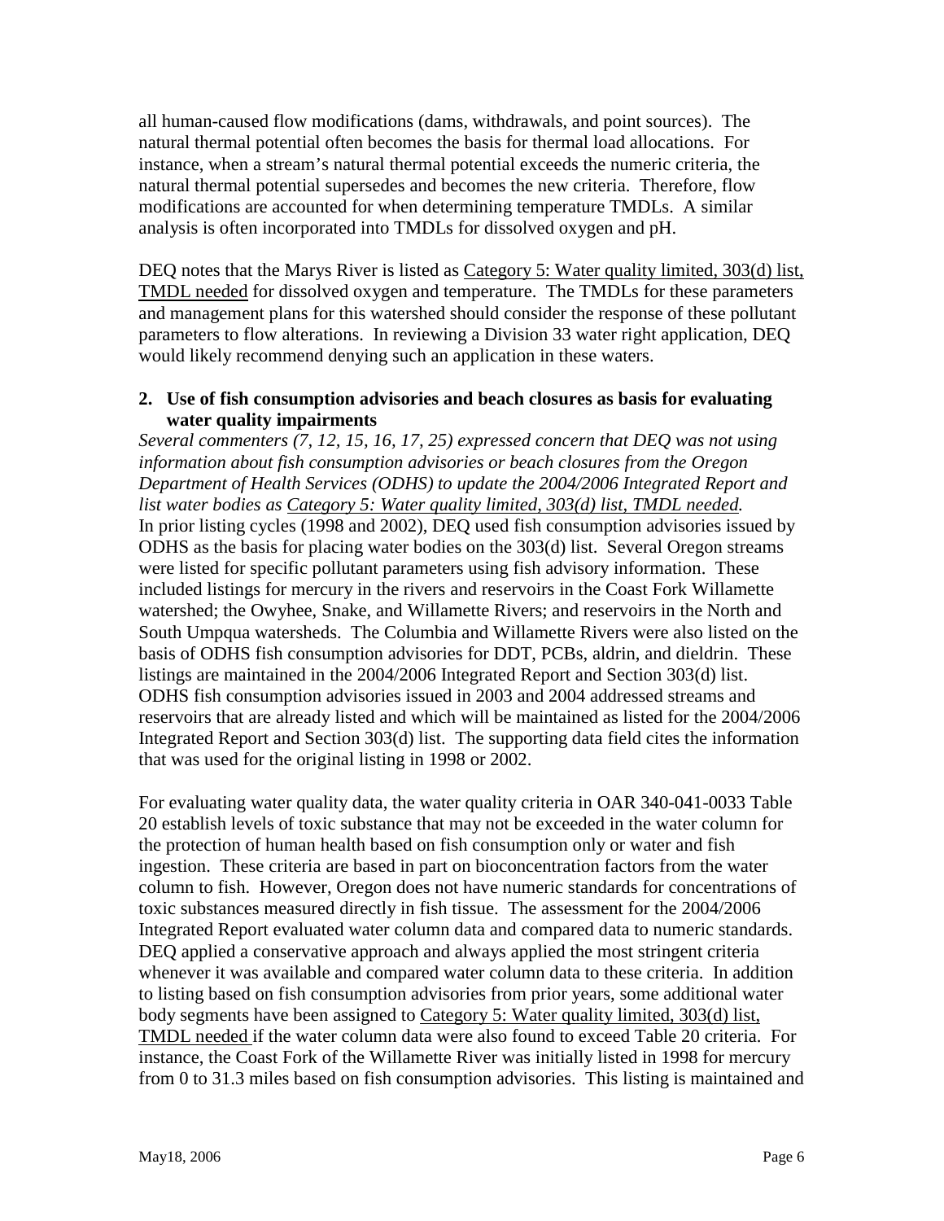all human-caused flow modifications (dams, withdrawals, and point sources). The natural thermal potential often becomes the basis for thermal load allocations. For instance, when a stream's natural thermal potential exceeds the numeric criteria, the natural thermal potential supersedes and becomes the new criteria. Therefore, flow modifications are accounted for when determining temperature TMDLs. A similar analysis is often incorporated into TMDLs for dissolved oxygen and pH.

DEQ notes that the Marys River is listed as <u>Category 5: Water quality limited, 303(d) list, TMDL needed</u> for dissolved oxygen and temperature. The TMDLs for these parameters and management plans for this watershed should consider the response of these pollutant parameters to flow alterations. In reviewing a Division 33 water right application, DEQ would likely recommend denying such an application in these waters.

**2. Use of fish consumption advisories and beach closures as basis for evaluating water quality impairments**

*Several commenters (7, 12, 15, 16, 17, 25) expressed concern that DEQ was not using information about fish consumption advisories or beach closures from the Oregon Department of Health Services (ODHS) to update the 2004/2006 Integrated Report and list water bodies as <u>Category 5: Water quality limited, 303(d) list, TMDL needed</u>.*
In prior listing cycles (1998 and 2002), DEQ used fish consumption advisories issued by ODHS as the basis for placing water bodies on the 303(d) list. Several Oregon streams were listed for specific pollutant parameters using fish advisory information. These included listings for mercury in the rivers and reservoirs in the Coast Fork Willamette watershed; the Owyhee, Snake, and Willamette Rivers; and reservoirs in the North and South Umpqua watersheds. The Columbia and Willamette Rivers were also listed on the basis of ODHS fish consumption advisories for DDT, PCBs, aldrin, and dieldrin. These listings are maintained in the 2004/2006 Integrated Report and Section 303(d) list. ODHS fish consumption advisories issued in 2003 and 2004 addressed streams and reservoirs that are already listed and which will be maintained as listed for the 2004/2006 Integrated Report and Section 303(d) list. The supporting data field cites the information that was used for the original listing in 1998 or 2002.

For evaluating water quality data, the water quality criteria in OAR 340-041-0033 Table 20 establish levels of toxic substance that may not be exceeded in the water column for the protection of human health based on fish consumption only or water and fish ingestion. These criteria are based in part on bioconcentration factors from the water column to fish. However, Oregon does not have numeric standards for concentrations of toxic substances measured directly in fish tissue. The assessment for the 2004/2006 Integrated Report evaluated water column data and compared data to numeric standards. DEQ applied a conservative approach and always applied the most stringent criteria whenever it was available and compared water column data to these criteria. In addition to listing based on fish consumption advisories from prior years, some additional water body segments have been assigned to <u>Category 5: Water quality limited, 303(d) list, TMDL needed</u> if the water column data were also found to exceed Table 20 criteria. For instance, the Coast Fork of the Willamette River was initially listed in 1998 for mercury from 0 to 31.3 miles based on fish consumption advisories. This listing is maintained and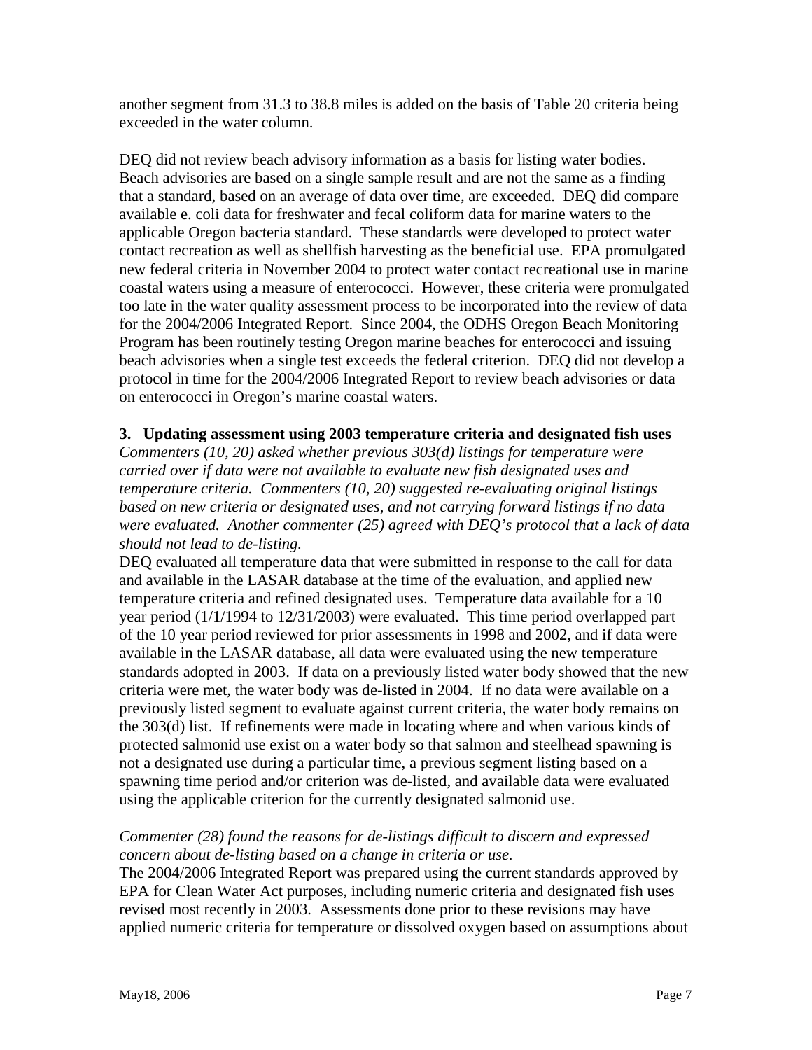another segment from 31.3 to 38.8 miles is added on the basis of Table 20 criteria being exceeded in the water column.

DEQ did not review beach advisory information as a basis for listing water bodies. Beach advisories are based on a single sample result and are not the same as a finding that a standard, based on an average of data over time, are exceeded. DEQ did compare available e. coli data for freshwater and fecal coliform data for marine waters to the applicable Oregon bacteria standard. These standards were developed to protect water contact recreation as well as shellfish harvesting as the beneficial use. EPA promulgated new federal criteria in November 2004 to protect water contact recreational use in marine coastal waters using a measure of enterococci. However, these criteria were promulgated too late in the water quality assessment process to be incorporated into the review of data for the 2004/2006 Integrated Report. Since 2004, the ODHS Oregon Beach Monitoring Program has been routinely testing Oregon marine beaches for enterococci and issuing beach advisories when a single test exceeds the federal criterion. DEQ did not develop a protocol in time for the 2004/2006 Integrated Report to review beach advisories or data on enterococci in Oregon's marine coastal waters.

**3. Updating assessment using 2003 temperature criteria and designated fish uses**

*Commenters (10, 20) asked whether previous 303(d) listings for temperature were carried over if data were not available to evaluate new fish designated uses and temperature criteria. Commenters (10, 20) suggested re-evaluating original listings based on new criteria or designated uses, and not carrying forward listings if no data were evaluated. Another commenter (25) agreed with DEQ's protocol that a lack of data should not lead to de-listing.*

DEQ evaluated all temperature data that were submitted in response to the call for data and available in the LASAR database at the time of the evaluation, and applied new temperature criteria and refined designated uses. Temperature data available for a 10 year period (1/1/1994 to 12/31/2003) were evaluated. This time period overlapped part of the 10 year period reviewed for prior assessments in 1998 and 2002, and if data were available in the LASAR database, all data were evaluated using the new temperature standards adopted in 2003. If data on a previously listed water body showed that the new criteria were met, the water body was de-listed in 2004. If no data were available on a previously listed segment to evaluate against current criteria, the water body remains on the 303(d) list. If refinements were made in locating where and when various kinds of protected salmonid use exist on a water body so that salmon and steelhead spawning is not a designated use during a particular time, a previous segment listing based on a spawning time period and/or criterion was de-listed, and available data were evaluated using the applicable criterion for the currently designated salmonid use.

*Commenter (28) found the reasons for de-listings difficult to discern and expressed concern about de-listing based on a change in criteria or use.*

The 2004/2006 Integrated Report was prepared using the current standards approved by EPA for Clean Water Act purposes, including numeric criteria and designated fish uses revised most recently in 2003. Assessments done prior to these revisions may have applied numeric criteria for temperature or dissolved oxygen based on assumptions about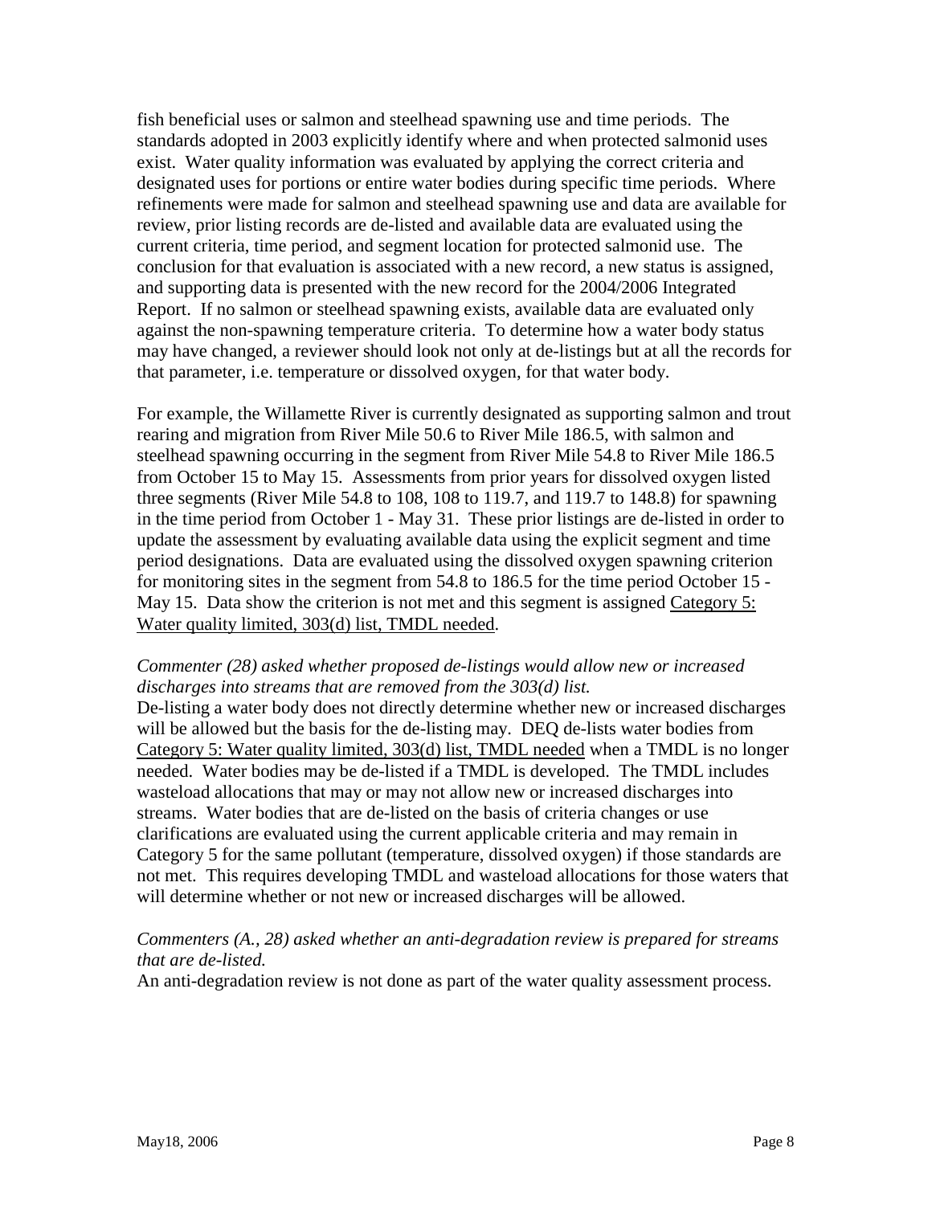fish beneficial uses or salmon and steelhead spawning use and time periods. The standards adopted in 2003 explicitly identify where and when protected salmonid uses exist. Water quality information was evaluated by applying the correct criteria and designated uses for portions or entire water bodies during specific time periods. Where refinements were made for salmon and steelhead spawning use and data are available for review, prior listing records are de-listed and available data are evaluated using the current criteria, time period, and segment location for protected salmonid use. The conclusion for that evaluation is associated with a new record, a new status is assigned, and supporting data is presented with the new record for the 2004/2006 Integrated Report. If no salmon or steelhead spawning exists, available data are evaluated only against the non-spawning temperature criteria. To determine how a water body status may have changed, a reviewer should look not only at de-listings but at all the records for that parameter, i.e. temperature or dissolved oxygen, for that water body.

For example, the Willamette River is currently designated as supporting salmon and trout rearing and migration from River Mile 50.6 to River Mile 186.5, with salmon and steelhead spawning occurring in the segment from River Mile 54.8 to River Mile 186.5 from October 15 to May 15. Assessments from prior years for dissolved oxygen listed three segments (River Mile 54.8 to 108, 108 to 119.7, and 119.7 to 148.8) for spawning in the time period from October 1 - May 31. These prior listings are de-listed in order to update the assessment by evaluating available data using the explicit segment and time period designations. Data are evaluated using the dissolved oxygen spawning criterion for monitoring sites in the segment from 54.8 to 186.5 for the time period October 15 - May 15. Data show the criterion is not met and this segment is assigned <u>Category 5: Water quality limited, 303(d) list, TMDL needed</u>.

*Commenter (28) asked whether proposed de-listings would allow new or increased discharges into streams that are removed from the 303(d) list.*

De-listing a water body does not directly determine whether new or increased discharges will be allowed but the basis for the de-listing may. DEQ de-lists water bodies from <u>Category 5: Water quality limited, 303(d) list, TMDL needed</u> when a TMDL is no longer needed. Water bodies may be de-listed if a TMDL is developed. The TMDL includes wasteload allocations that may or may not allow new or increased discharges into streams. Water bodies that are de-listed on the basis of criteria changes or use clarifications are evaluated using the current applicable criteria and may remain in Category 5 for the same pollutant (temperature, dissolved oxygen) if those standards are not met. This requires developing TMDL and wasteload allocations for those waters that will determine whether or not new or increased discharges will be allowed.

*Commenters (A., 28) asked whether an anti-degradation review is prepared for streams that are de-listed.*

An anti-degradation review is not done as part of the water quality assessment process.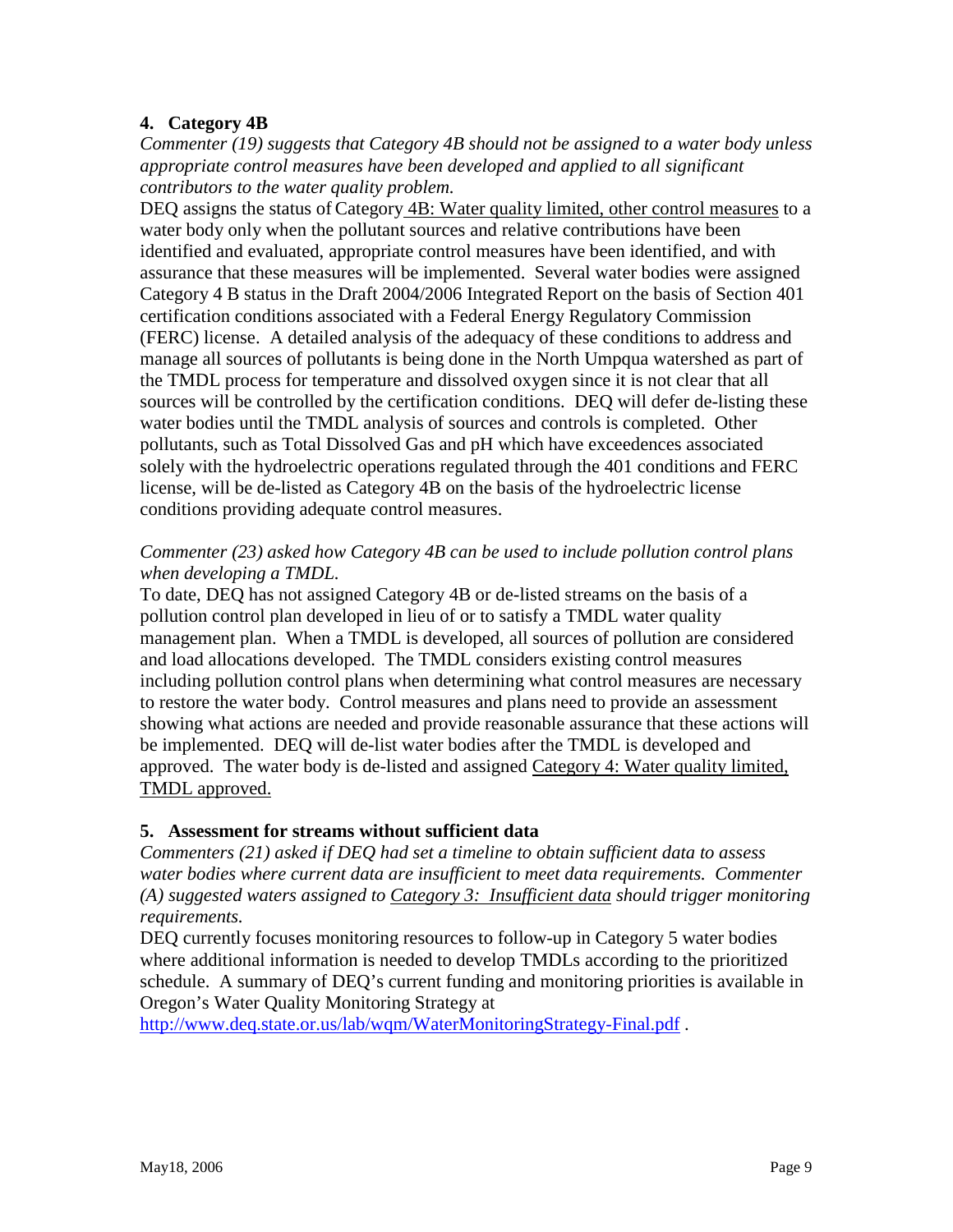### 4. Category 4B

*Commenter (19) suggests that Category 4B should not be assigned to a water body unless appropriate control measures have been developed and applied to all significant contributors to the water quality problem.*

DEQ assigns the status of Category 4B: Water quality limited, other control measures to a water body only when the pollutant sources and relative contributions have been identified and evaluated, appropriate control measures have been identified, and with assurance that these measures will be implemented. Several water bodies were assigned Category 4 B status in the Draft 2004/2006 Integrated Report on the basis of Section 401 certification conditions associated with a Federal Energy Regulatory Commission (FERC) license. A detailed analysis of the adequacy of these conditions to address and manage all sources of pollutants is being done in the North Umpqua watershed as part of the TMDL process for temperature and dissolved oxygen since it is not clear that all sources will be controlled by the certification conditions. DEQ will defer de-listing these water bodies until the TMDL analysis of sources and controls is completed. Other pollutants, such as Total Dissolved Gas and pH which have exceedences associated solely with the hydroelectric operations regulated through the 401 conditions and FERC license, will be de-listed as Category 4B on the basis of the hydroelectric license conditions providing adequate control measures.

*Commenter (23) asked how Category 4B can be used to include pollution control plans when developing a TMDL.*

To date, DEQ has not assigned Category 4B or de-listed streams on the basis of a pollution control plan developed in lieu of or to satisfy a TMDL water quality management plan. When a TMDL is developed, all sources of pollution are considered and load allocations developed. The TMDL considers existing control measures including pollution control plans when determining what control measures are necessary to restore the water body. Control measures and plans need to provide an assessment showing what actions are needed and provide reasonable assurance that these actions will be implemented. DEQ will de-list water bodies after the TMDL is developed and approved. The water body is de-listed and assigned Category 4: Water quality limited, TMDL approved.

### 5. Assessment for streams without sufficient data

*Commenters (21) asked if DEQ had set a timeline to obtain sufficient data to assess water bodies where current data are insufficient to meet data requirements. Commenter (A) suggested waters assigned to Category 3: Insufficient data should trigger monitoring requirements.*

DEQ currently focuses monitoring resources to follow-up in Category 5 water bodies where additional information is needed to develop TMDLs according to the prioritized schedule. A summary of DEQ's current funding and monitoring priorities is available in Oregon's Water Quality Monitoring Strategy at http://www.deq.state.or.us/lab/wqm/WaterMonitoringStrategy-Final.pdf .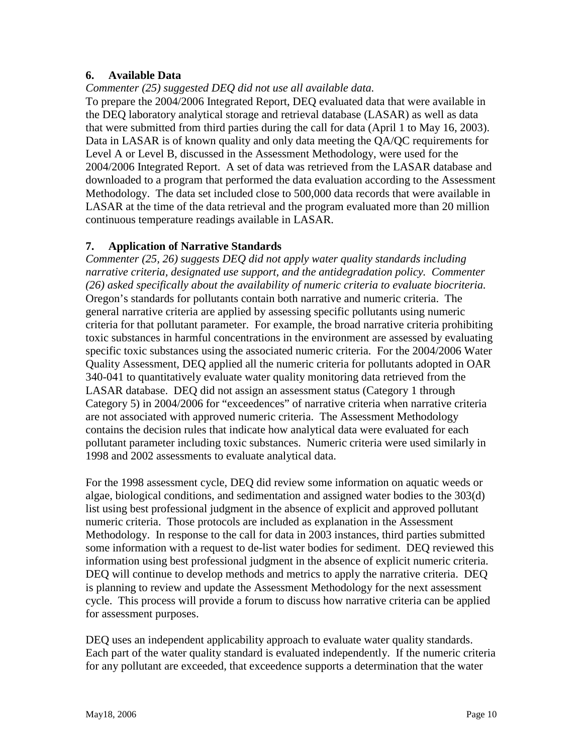## 6. Available Data

*Commenter (25) suggested DEQ did not use all available data.*

To prepare the 2004/2006 Integrated Report, DEQ evaluated data that were available in the DEQ laboratory analytical storage and retrieval database (LASAR) as well as data that were submitted from third parties during the call for data (April 1 to May 16, 2003). Data in LASAR is of known quality and only data meeting the QA/QC requirements for Level A or Level B, discussed in the Assessment Methodology, were used for the 2004/2006 Integrated Report. A set of data was retrieved from the LASAR database and downloaded to a program that performed the data evaluation according to the Assessment Methodology. The data set included close to 500,000 data records that were available in LASAR at the time of the data retrieval and the program evaluated more than 20 million continuous temperature readings available in LASAR.

## 7. Application of Narrative Standards

*Commenter (25, 26) suggests DEQ did not apply water quality standards including narrative criteria, designated use support, and the antidegradation policy. Commenter (26) asked specifically about the availability of numeric criteria to evaluate biocriteria.*

Oregon's standards for pollutants contain both narrative and numeric criteria. The general narrative criteria are applied by assessing specific pollutants using numeric criteria for that pollutant parameter. For example, the broad narrative criteria prohibiting toxic substances in harmful concentrations in the environment are assessed by evaluating specific toxic substances using the associated numeric criteria. For the 2004/2006 Water Quality Assessment, DEQ applied all the numeric criteria for pollutants adopted in OAR 340-041 to quantitatively evaluate water quality monitoring data retrieved from the LASAR database. DEQ did not assign an assessment status (Category 1 through Category 5) in 2004/2006 for "exceedences" of narrative criteria when narrative criteria are not associated with approved numeric criteria. The Assessment Methodology contains the decision rules that indicate how analytical data were evaluated for each pollutant parameter including toxic substances. Numeric criteria were used similarly in 1998 and 2002 assessments to evaluate analytical data.

For the 1998 assessment cycle, DEQ did review some information on aquatic weeds or algae, biological conditions, and sedimentation and assigned water bodies to the 303(d) list using best professional judgment in the absence of explicit and approved pollutant numeric criteria. Those protocols are included as explanation in the Assessment Methodology. In response to the call for data in 2003 instances, third parties submitted some information with a request to de-list water bodies for sediment. DEQ reviewed this information using best professional judgment in the absence of explicit numeric criteria. DEQ will continue to develop methods and metrics to apply the narrative criteria. DEQ is planning to review and update the Assessment Methodology for the next assessment cycle. This process will provide a forum to discuss how narrative criteria can be applied for assessment purposes.

DEQ uses an independent applicability approach to evaluate water quality standards. Each part of the water quality standard is evaluated independently. If the numeric criteria for any pollutant are exceeded, that exceedence supports a determination that the water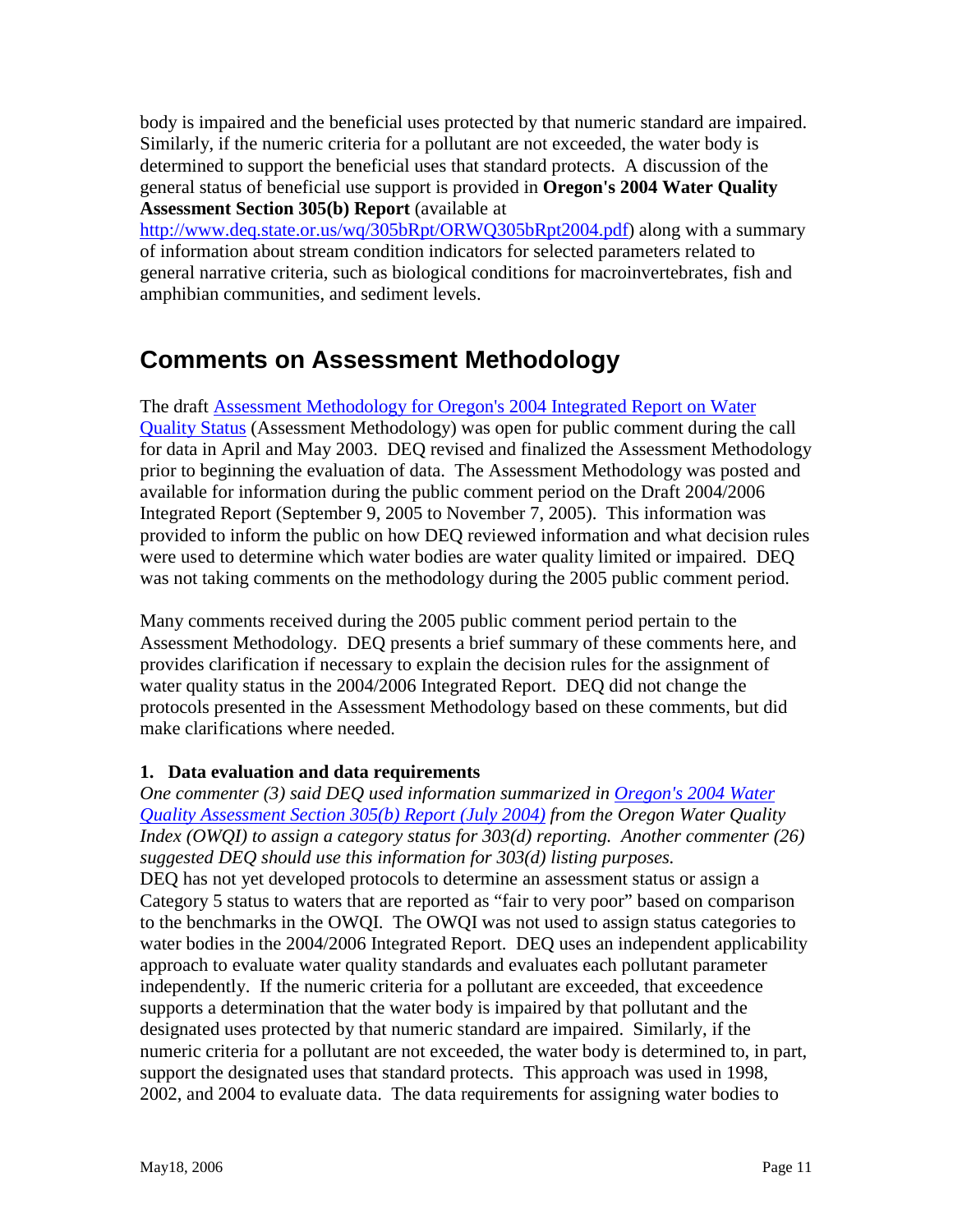body is impaired and the beneficial uses protected by that numeric standard are impaired. Similarly, if the numeric criteria for a pollutant are not exceeded, the water body is determined to support the beneficial uses that standard protects. A discussion of the general status of beneficial use support is provided in **Oregon's 2004 Water Quality Assessment Section 305(b) Report** (available at http://www.deq.state.or.us/wq/305bRpt/ORWQ305bRpt2004.pdf) along with a summary of information about stream condition indicators for selected parameters related to general narrative criteria, such as biological conditions for macroinvertebrates, fish and amphibian communities, and sediment levels.

## Comments on Assessment Methodology

The draft Assessment Methodology for Oregon's 2004 Integrated Report on Water Quality Status (Assessment Methodology) was open for public comment during the call for data in April and May 2003. DEQ revised and finalized the Assessment Methodology prior to beginning the evaluation of data. The Assessment Methodology was posted and available for information during the public comment period on the Draft 2004/2006 Integrated Report (September 9, 2005 to November 7, 2005). This information was provided to inform the public on how DEQ reviewed information and what decision rules were used to determine which water bodies are water quality limited or impaired. DEQ was not taking comments on the methodology during the 2005 public comment period.

Many comments received during the 2005 public comment period pertain to the Assessment Methodology. DEQ presents a brief summary of these comments here, and provides clarification if necessary to explain the decision rules for the assignment of water quality status in the 2004/2006 Integrated Report. DEQ did not change the protocols presented in the Assessment Methodology based on these comments, but did make clarifications where needed.

**1. Data evaluation and data requirements**

*One commenter (3) said DEQ used information summarized in Oregon's 2004 Water Quality Assessment Section 305(b) Report (July 2004) from the Oregon Water Quality Index (OWQI) to assign a category status for 303(d) reporting. Another commenter (26) suggested DEQ should use this information for 303(d) listing purposes.*

DEQ has not yet developed protocols to determine an assessment status or assign a Category 5 status to waters that are reported as "fair to very poor" based on comparison to the benchmarks in the OWQI. The OWQI was not used to assign status categories to water bodies in the 2004/2006 Integrated Report. DEQ uses an independent applicability approach to evaluate water quality standards and evaluates each pollutant parameter independently. If the numeric criteria for a pollutant are exceeded, that exceedence supports a determination that the water body is impaired by that pollutant and the designated uses protected by that numeric standard are impaired. Similarly, if the numeric criteria for a pollutant are not exceeded, the water body is determined to, in part, support the designated uses that standard protects. This approach was used in 1998, 2002, and 2004 to evaluate data. The data requirements for assigning water bodies to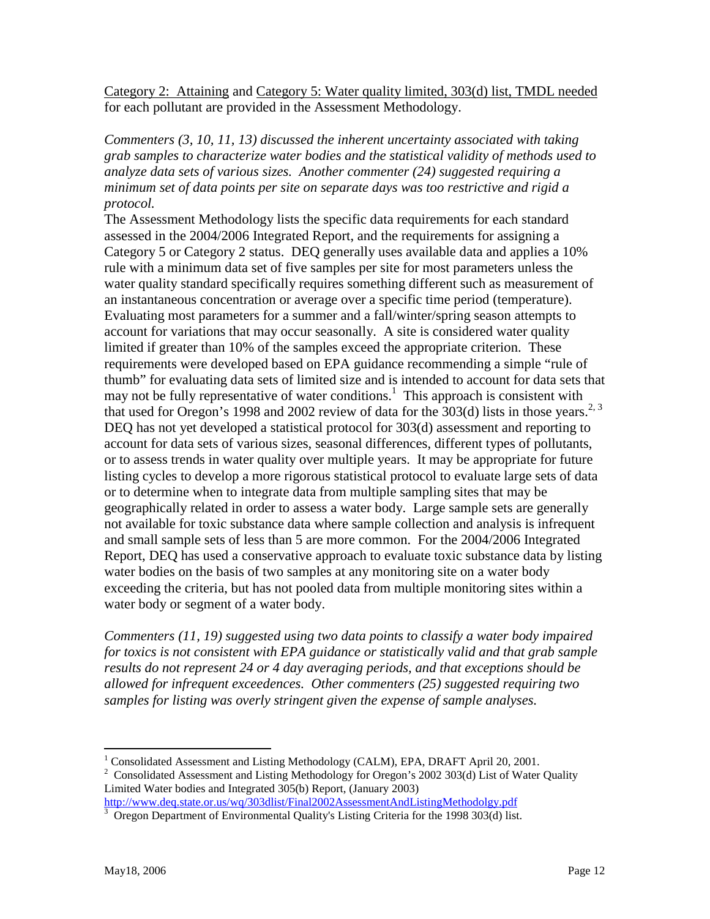Category 2: Attaining and Category 5: Water quality limited, 303(d) list, TMDL needed for each pollutant are provided in the Assessment Methodology.

*Commenters (3, 10, 11, 13) discussed the inherent uncertainty associated with taking grab samples to characterize water bodies and the statistical validity of methods used to analyze data sets of various sizes. Another commenter (24) suggested requiring a minimum set of data points per site on separate days was too restrictive and rigid a protocol.*

The Assessment Methodology lists the specific data requirements for each standard assessed in the 2004/2006 Integrated Report, and the requirements for assigning a Category 5 or Category 2 status. DEQ generally uses available data and applies a 10% rule with a minimum data set of five samples per site for most parameters unless the water quality standard specifically requires something different such as measurement of an instantaneous concentration or average over a specific time period (temperature). Evaluating most parameters for a summer and a fall/winter/spring season attempts to account for variations that may occur seasonally. A site is considered water quality limited if greater than 10% of the samples exceed the appropriate criterion. These requirements were developed based on EPA guidance recommending a simple "rule of thumb" for evaluating data sets of limited size and is intended to account for data sets that may not be fully representative of water conditions.[1] This approach is consistent with that used for Oregon's 1998 and 2002 review of data for the 303(d) lists in those years.[2, 3] DEQ has not yet developed a statistical protocol for 303(d) assessment and reporting to account for data sets of various sizes, seasonal differences, different types of pollutants, or to assess trends in water quality over multiple years. It may be appropriate for future listing cycles to develop a more rigorous statistical protocol to evaluate large sets of data or to determine when to integrate data from multiple sampling sites that may be geographically related in order to assess a water body. Large sample sets are generally not available for toxic substance data where sample collection and analysis is infrequent and small sample sets of less than 5 are more common. For the 2004/2006 Integrated Report, DEQ has used a conservative approach to evaluate toxic substance data by listing water bodies on the basis of two samples at any monitoring site on a water body exceeding the criteria, but has not pooled data from multiple monitoring sites within a water body or segment of a water body.

*Commenters (11, 19) suggested using two data points to classify a water body impaired for toxics is not consistent with EPA guidance or statistically valid and that grab sample results do not represent 24 or 4 day averaging periods, and that exceptions should be allowed for infrequent exceedences. Other commenters (25) suggested requiring two samples for listing was overly stringent given the expense of sample analyses.*

---

[1] Consolidated Assessment and Listing Methodology (CALM), EPA, DRAFT April 20, 2001.

[2] Consolidated Assessment and Listing Methodology for Oregon's 2002 303(d) List of Water Quality Limited Water bodies and Integrated 305(b) Report, (January 2003) http://www.deq.state.or.us/wq/303dlist/Final2002AssessmentAndListingMethodolgy.pdf

[3] Oregon Department of Environmental Quality's Listing Criteria for the 1998 303(d) list.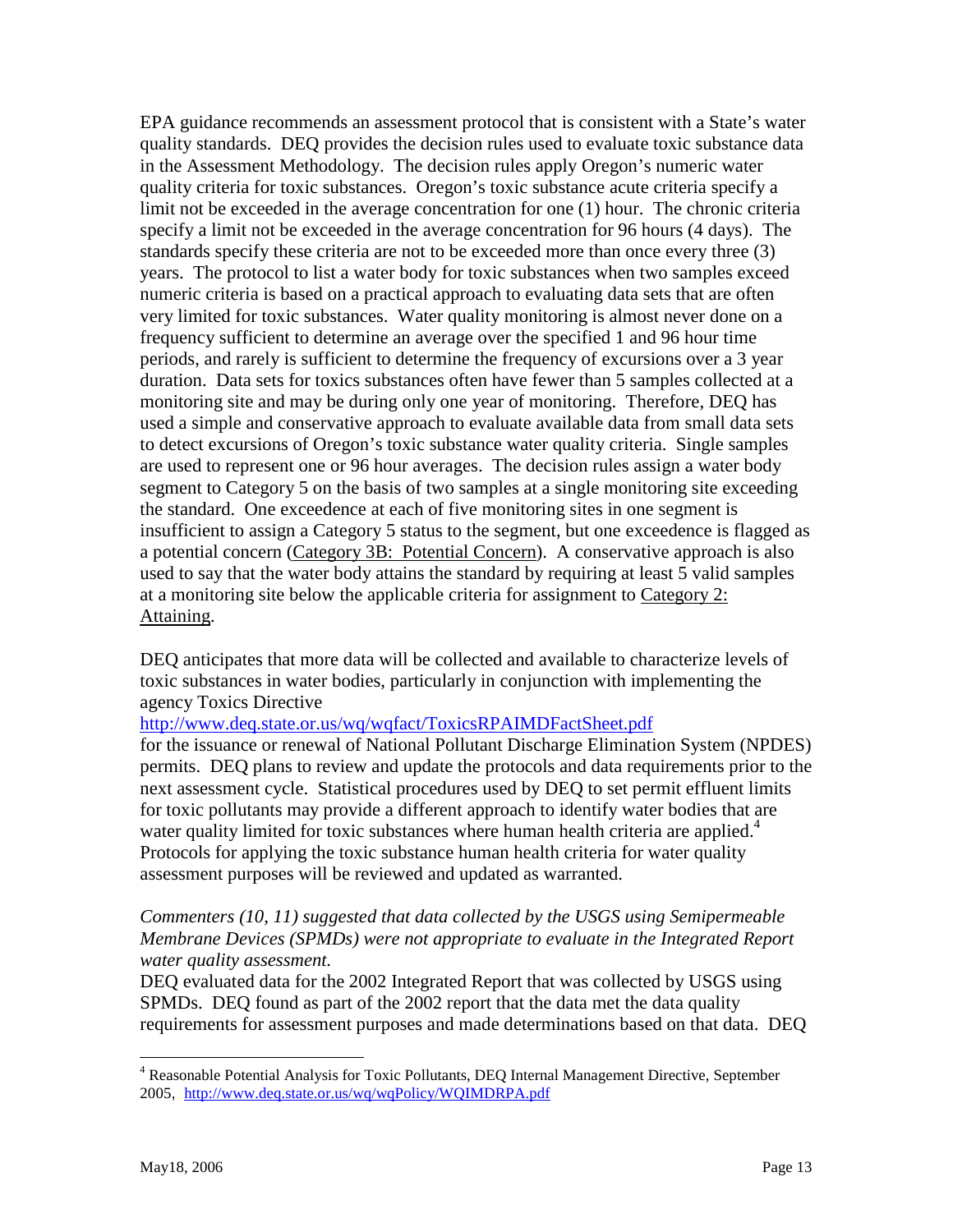EPA guidance recommends an assessment protocol that is consistent with a State's water quality standards. DEQ provides the decision rules used to evaluate toxic substance data in the Assessment Methodology. The decision rules apply Oregon's numeric water quality criteria for toxic substances. Oregon's toxic substance acute criteria specify a limit not be exceeded in the average concentration for one (1) hour. The chronic criteria specify a limit not be exceeded in the average concentration for 96 hours (4 days). The standards specify these criteria are not to be exceeded more than once every three (3) years. The protocol to list a water body for toxic substances when two samples exceed numeric criteria is based on a practical approach to evaluating data sets that are often very limited for toxic substances. Water quality monitoring is almost never done on a frequency sufficient to determine an average over the specified 1 and 96 hour time periods, and rarely is sufficient to determine the frequency of excursions over a 3 year duration. Data sets for toxics substances often have fewer than 5 samples collected at a monitoring site and may be during only one year of monitoring. Therefore, DEQ has used a simple and conservative approach to evaluate available data from small data sets to detect excursions of Oregon's toxic substance water quality criteria. Single samples are used to represent one or 96 hour averages. The decision rules assign a water body segment to Category 5 on the basis of two samples at a single monitoring site exceeding the standard. One exceedence at each of five monitoring sites in one segment is insufficient to assign a Category 5 status to the segment, but one exceedence is flagged as a potential concern (Category 3B: Potential Concern). A conservative approach is also used to say that the water body attains the standard by requiring at least 5 valid samples at a monitoring site below the applicable criteria for assignment to Category 2: Attaining.

DEQ anticipates that more data will be collected and available to characterize levels of toxic substances in water bodies, particularly in conjunction with implementing the agency Toxics Directive
http://www.deq.state.or.us/wq/wqfact/ToxicsRPAIMDFactSheet.pdf
for the issuance or renewal of National Pollutant Discharge Elimination System (NPDES) permits. DEQ plans to review and update the protocols and data requirements prior to the next assessment cycle. Statistical procedures used by DEQ to set permit effluent limits for toxic pollutants may provide a different approach to identify water bodies that are water quality limited for toxic substances where human health criteria are applied.[4] Protocols for applying the toxic substance human health criteria for water quality assessment purposes will be reviewed and updated as warranted.

*Commenters (10, 11) suggested that data collected by the USGS using Semipermeable Membrane Devices (SPMDs) were not appropriate to evaluate in the Integrated Report water quality assessment.*

DEQ evaluated data for the 2002 Integrated Report that was collected by USGS using SPMDs. DEQ found as part of the 2002 report that the data met the data quality requirements for assessment purposes and made determinations based on that data. DEQ

[4] Reasonable Potential Analysis for Toxic Pollutants, DEQ Internal Management Directive, September 2005, http://www.deq.state.or.us/wq/wqPolicy/WQIMDRPA.pdf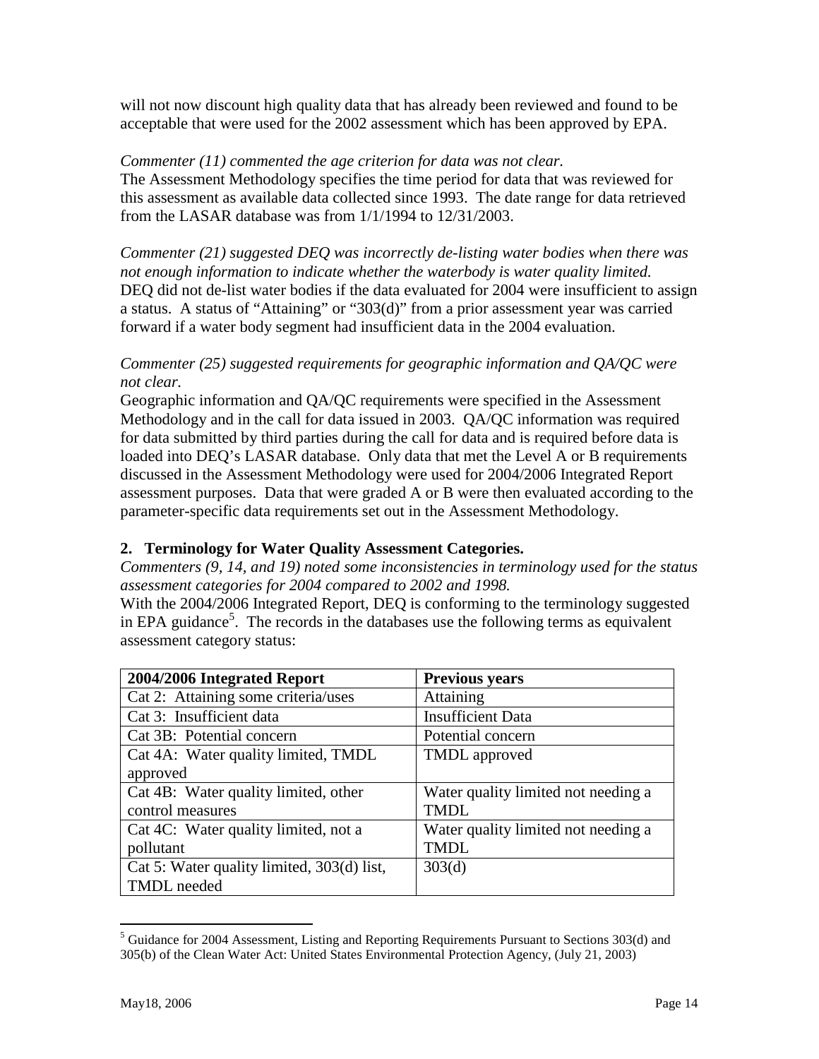will not now discount high quality data that has already been reviewed and found to be acceptable that were used for the 2002 assessment which has been approved by EPA.

*Commenter (11) commented the age criterion for data was not clear.*
The Assessment Methodology specifies the time period for data that was reviewed for this assessment as available data collected since 1993. The date range for data retrieved from the LASAR database was from 1/1/1994 to 12/31/2003.

*Commenter (21) suggested DEQ was incorrectly de-listing water bodies when there was not enough information to indicate whether the waterbody is water quality limited.*
DEQ did not de-list water bodies if the data evaluated for 2004 were insufficient to assign a status. A status of "Attaining" or "303(d)" from a prior assessment year was carried forward if a water body segment had insufficient data in the 2004 evaluation.

*Commenter (25) suggested requirements for geographic information and QA/QC were not clear.*
Geographic information and QA/QC requirements were specified in the Assessment Methodology and in the call for data issued in 2003. QA/QC information was required for data submitted by third parties during the call for data and is required before data is loaded into DEQ's LASAR database. Only data that met the Level A or B requirements discussed in the Assessment Methodology were used for 2004/2006 Integrated Report assessment purposes. Data that were graded A or B were then evaluated according to the parameter-specific data requirements set out in the Assessment Methodology.

**2. Terminology for Water Quality Assessment Categories.**

*Commenters (9, 14, and 19) noted some inconsistencies in terminology used for the status assessment categories for 2004 compared to 2002 and 1998.*
With the 2004/2006 Integrated Report, DEQ is conforming to the terminology suggested in EPA guidance[5]. The records in the databases use the following terms as equivalent assessment category status:

| 2004/2006 Integrated Report | Previous years |
|---|---|
| Cat 2: Attaining some criteria/uses | Attaining |
| Cat 3: Insufficient data | Insufficient Data |
| Cat 3B: Potential concern | Potential concern |
| Cat 4A: Water quality limited, TMDL approved | TMDL approved |
| Cat 4B: Water quality limited, other control measures | Water quality limited not needing a TMDL |
| Cat 4C: Water quality limited, not a pollutant | Water quality limited not needing a TMDL |
| Cat 5: Water quality limited, 303(d) list, TMDL needed | 303(d) |

[5] Guidance for 2004 Assessment, Listing and Reporting Requirements Pursuant to Sections 303(d) and 305(b) of the Clean Water Act: United States Environmental Protection Agency, (July 21, 2003)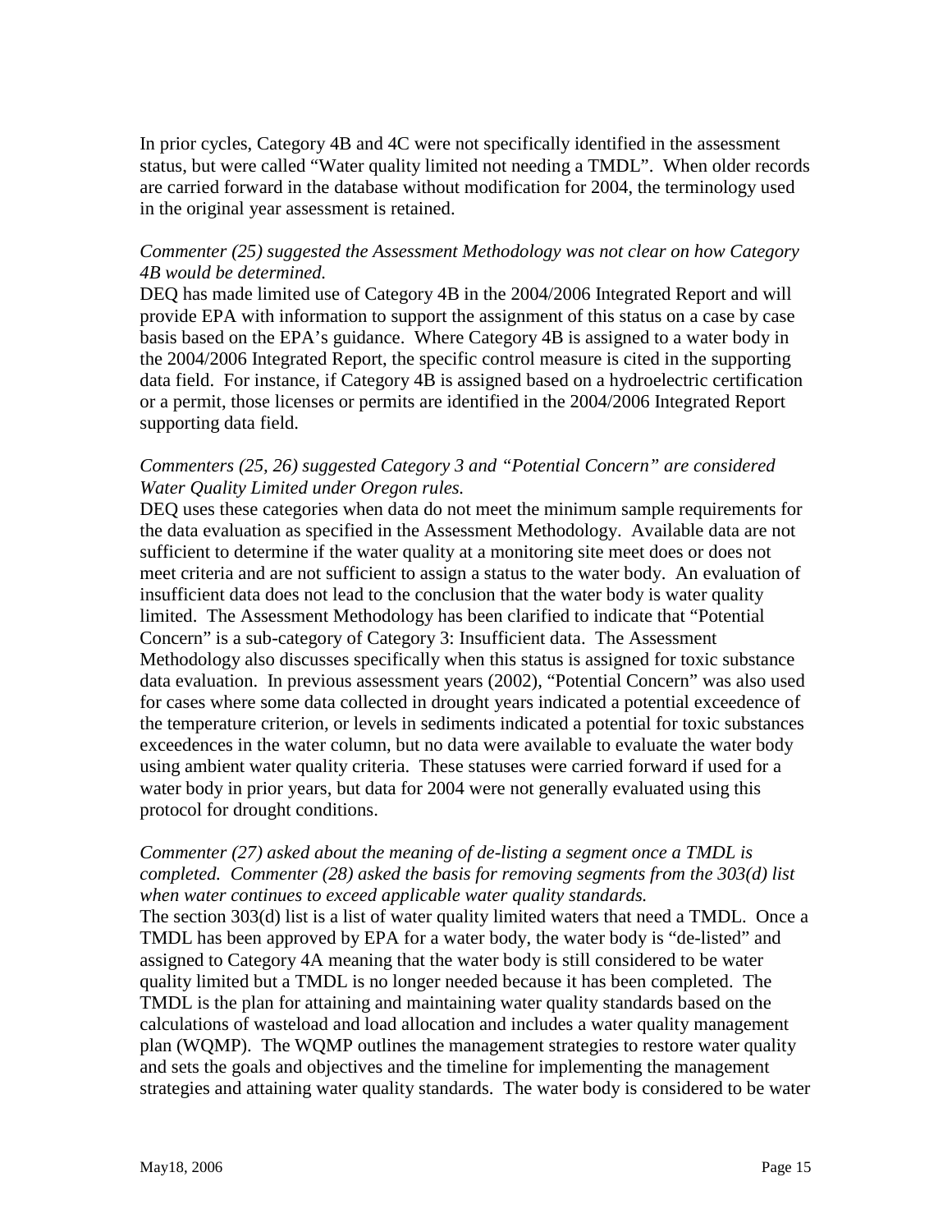In prior cycles, Category 4B and 4C were not specifically identified in the assessment status, but were called "Water quality limited not needing a TMDL". When older records are carried forward in the database without modification for 2004, the terminology used in the original year assessment is retained.

*Commenter (25) suggested the Assessment Methodology was not clear on how Category 4B would be determined.*

DEQ has made limited use of Category 4B in the 2004/2006 Integrated Report and will provide EPA with information to support the assignment of this status on a case by case basis based on the EPA's guidance. Where Category 4B is assigned to a water body in the 2004/2006 Integrated Report, the specific control measure is cited in the supporting data field. For instance, if Category 4B is assigned based on a hydroelectric certification or a permit, those licenses or permits are identified in the 2004/2006 Integrated Report supporting data field.

*Commenters (25, 26) suggested Category 3 and "Potential Concern" are considered Water Quality Limited under Oregon rules.*

DEQ uses these categories when data do not meet the minimum sample requirements for the data evaluation as specified in the Assessment Methodology. Available data are not sufficient to determine if the water quality at a monitoring site meet does or does not meet criteria and are not sufficient to assign a status to the water body. An evaluation of insufficient data does not lead to the conclusion that the water body is water quality limited. The Assessment Methodology has been clarified to indicate that "Potential Concern" is a sub-category of Category 3: Insufficient data. The Assessment Methodology also discusses specifically when this status is assigned for toxic substance data evaluation. In previous assessment years (2002), "Potential Concern" was also used for cases where some data collected in drought years indicated a potential exceedence of the temperature criterion, or levels in sediments indicated a potential for toxic substances exceedences in the water column, but no data were available to evaluate the water body using ambient water quality criteria. These statuses were carried forward if used for a water body in prior years, but data for 2004 were not generally evaluated using this protocol for drought conditions.

*Commenter (27) asked about the meaning of de-listing a segment once a TMDL is completed. Commenter (28) asked the basis for removing segments from the 303(d) list when water continues to exceed applicable water quality standards.*

The section 303(d) list is a list of water quality limited waters that need a TMDL. Once a TMDL has been approved by EPA for a water body, the water body is "de-listed" and assigned to Category 4A meaning that the water body is still considered to be water quality limited but a TMDL is no longer needed because it has been completed. The TMDL is the plan for attaining and maintaining water quality standards based on the calculations of wasteload and load allocation and includes a water quality management plan (WQMP). The WQMP outlines the management strategies to restore water quality and sets the goals and objectives and the timeline for implementing the management strategies and attaining water quality standards. The water body is considered to be water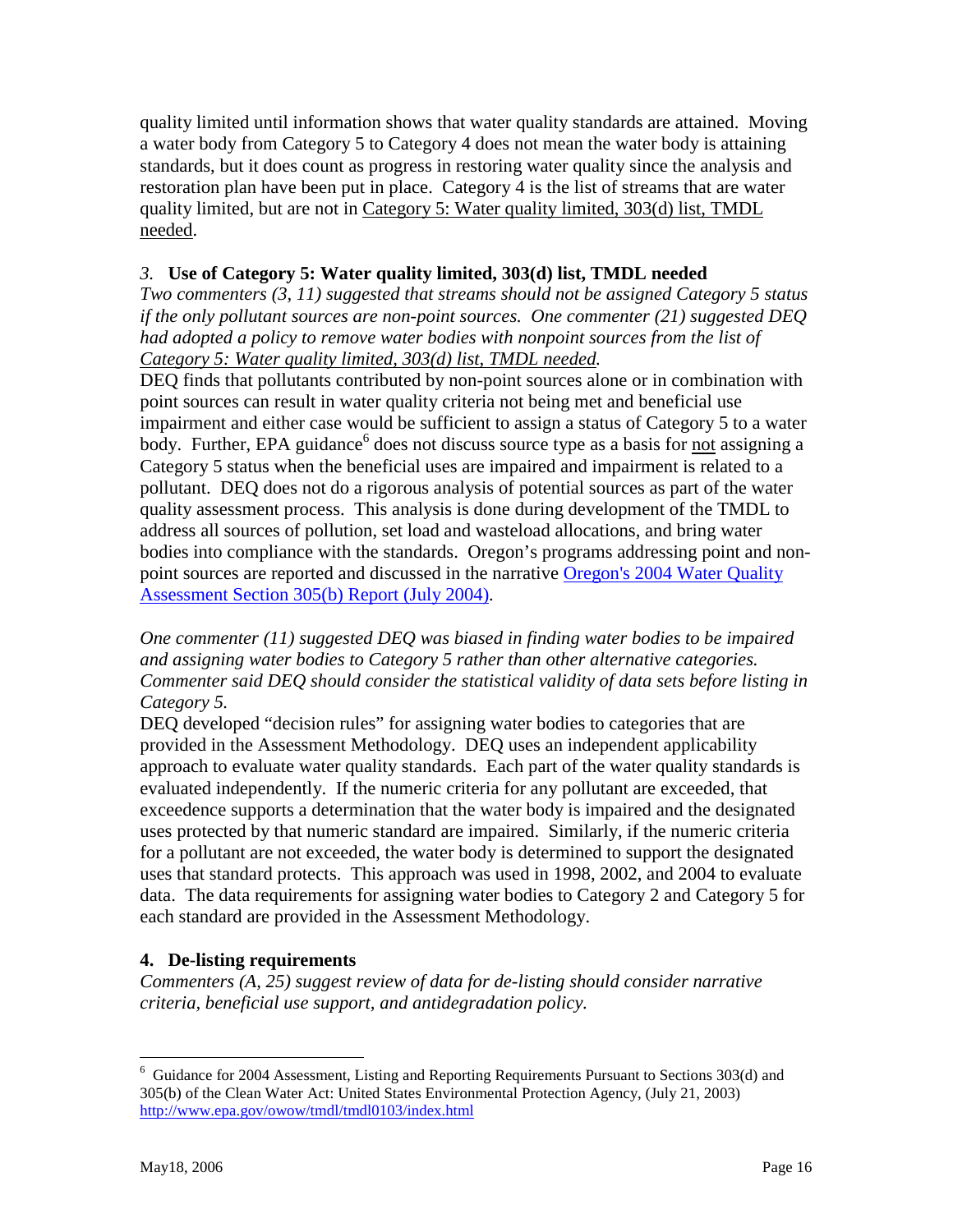quality limited until information shows that water quality standards are attained. Moving a water body from Category 5 to Category 4 does not mean the water body is attaining standards, but it does count as progress in restoring water quality since the analysis and restoration plan have been put in place. Category 4 is the list of streams that are water quality limited, but are not in Category 5: Water quality limited, 303(d) list, TMDL needed.

### *3.* Use of Category 5: Water quality limited, 303(d) list, TMDL needed

*Two commenters (3, 11) suggested that streams should not be assigned Category 5 status if the only pollutant sources are non-point sources. One commenter (21) suggested DEQ had adopted a policy to remove water bodies with nonpoint sources from the list of Category 5: Water quality limited, 303(d) list, TMDL needed.*

DEQ finds that pollutants contributed by non-point sources alone or in combination with point sources can result in water quality criteria not being met and beneficial use impairment and either case would be sufficient to assign a status of Category 5 to a water body. Further, EPA guidance[6] does not discuss source type as a basis for not assigning a Category 5 status when the beneficial uses are impaired and impairment is related to a pollutant. DEQ does not do a rigorous analysis of potential sources as part of the water quality assessment process. This analysis is done during development of the TMDL to address all sources of pollution, set load and wasteload allocations, and bring water bodies into compliance with the standards. Oregon's programs addressing point and non-point sources are reported and discussed in the narrative [Oregon's 2004 Water Quality Assessment Section 305(b) Report (July 2004)](#).

*One commenter (11) suggested DEQ was biased in finding water bodies to be impaired and assigning water bodies to Category 5 rather than other alternative categories. Commenter said DEQ should consider the statistical validity of data sets before listing in Category 5.*

DEQ developed "decision rules" for assigning water bodies to categories that are provided in the Assessment Methodology. DEQ uses an independent applicability approach to evaluate water quality standards. Each part of the water quality standards is evaluated independently. If the numeric criteria for any pollutant are exceeded, that exceedence supports a determination that the water body is impaired and the designated uses protected by that numeric standard are impaired. Similarly, if the numeric criteria for a pollutant are not exceeded, the water body is determined to support the designated uses that standard protects. This approach was used in 1998, 2002, and 2004 to evaluate data. The data requirements for assigning water bodies to Category 2 and Category 5 for each standard are provided in the Assessment Methodology.

### 4. De-listing requirements

*Commenters (A, 25) suggest review of data for de-listing should consider narrative criteria, beneficial use support, and antidegradation policy.*

---

[6] Guidance for 2004 Assessment, Listing and Reporting Requirements Pursuant to Sections 303(d) and 305(b) of the Clean Water Act: United States Environmental Protection Agency, (July 21, 2003) http://www.epa.gov/owow/tmdl/tmdl0103/index.html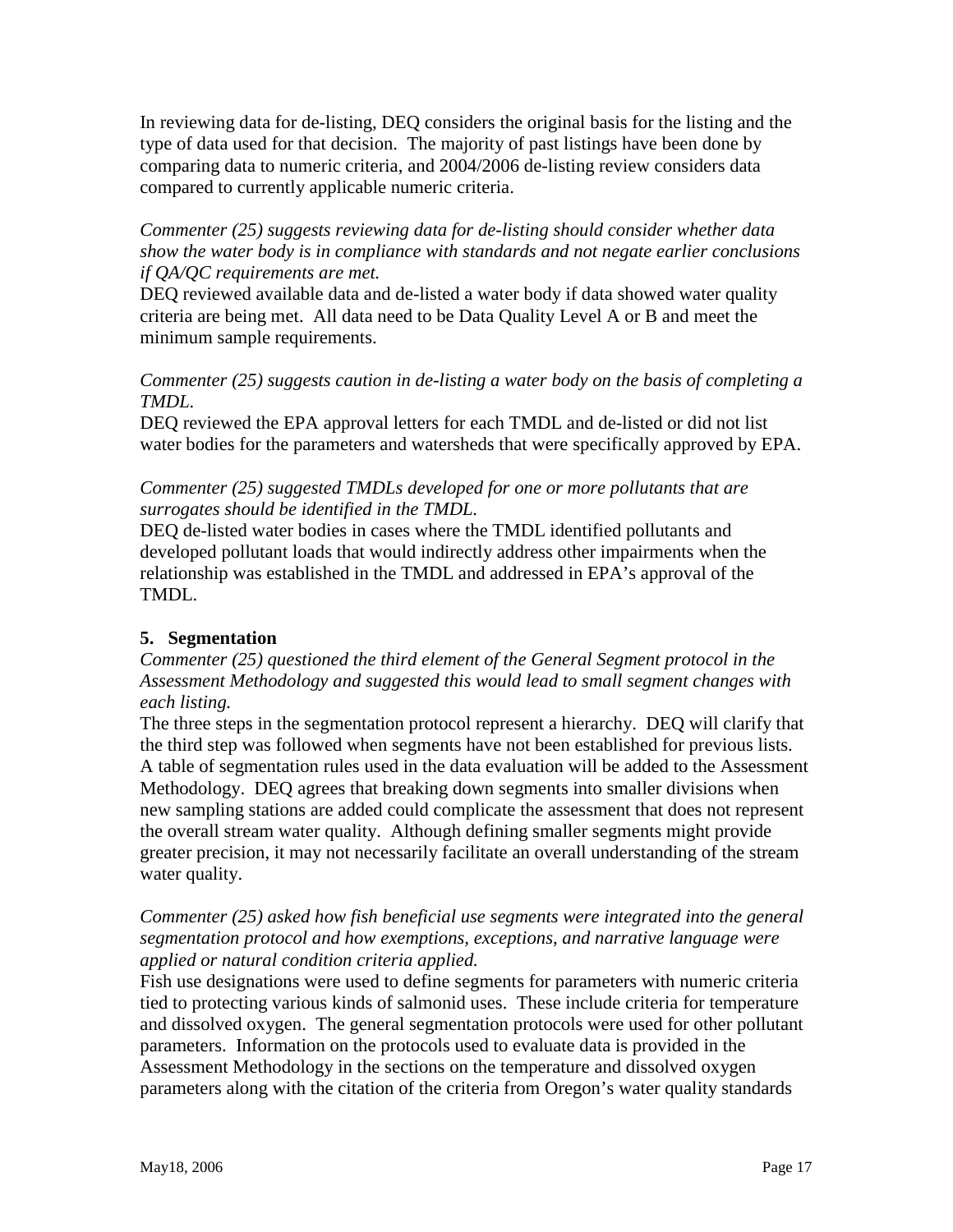In reviewing data for de-listing, DEQ considers the original basis for the listing and the type of data used for that decision. The majority of past listings have been done by comparing data to numeric criteria, and 2004/2006 de-listing review considers data compared to currently applicable numeric criteria.

*Commenter (25) suggests reviewing data for de-listing should consider whether data show the water body is in compliance with standards and not negate earlier conclusions if QA/QC requirements are met.*
DEQ reviewed available data and de-listed a water body if data showed water quality criteria are being met. All data need to be Data Quality Level A or B and meet the minimum sample requirements.

*Commenter (25) suggests caution in de-listing a water body on the basis of completing a TMDL.*
DEQ reviewed the EPA approval letters for each TMDL and de-listed or did not list water bodies for the parameters and watersheds that were specifically approved by EPA.

*Commenter (25) suggested TMDLs developed for one or more pollutants that are surrogates should be identified in the TMDL.*
DEQ de-listed water bodies in cases where the TMDL identified pollutants and developed pollutant loads that would indirectly address other impairments when the relationship was established in the TMDL and addressed in EPA's approval of the TMDL.

## 5. Segmentation

*Commenter (25) questioned the third element of the General Segment protocol in the Assessment Methodology and suggested this would lead to small segment changes with each listing.*
The three steps in the segmentation protocol represent a hierarchy. DEQ will clarify that the third step was followed when segments have not been established for previous lists. A table of segmentation rules used in the data evaluation will be added to the Assessment Methodology. DEQ agrees that breaking down segments into smaller divisions when new sampling stations are added could complicate the assessment that does not represent the overall stream water quality. Although defining smaller segments might provide greater precision, it may not necessarily facilitate an overall understanding of the stream water quality.

*Commenter (25) asked how fish beneficial use segments were integrated into the general segmentation protocol and how exemptions, exceptions, and narrative language were applied or natural condition criteria applied.*
Fish use designations were used to define segments for parameters with numeric criteria tied to protecting various kinds of salmonid uses. These include criteria for temperature and dissolved oxygen. The general segmentation protocols were used for other pollutant parameters. Information on the protocols used to evaluate data is provided in the Assessment Methodology in the sections on the temperature and dissolved oxygen parameters along with the citation of the criteria from Oregon's water quality standards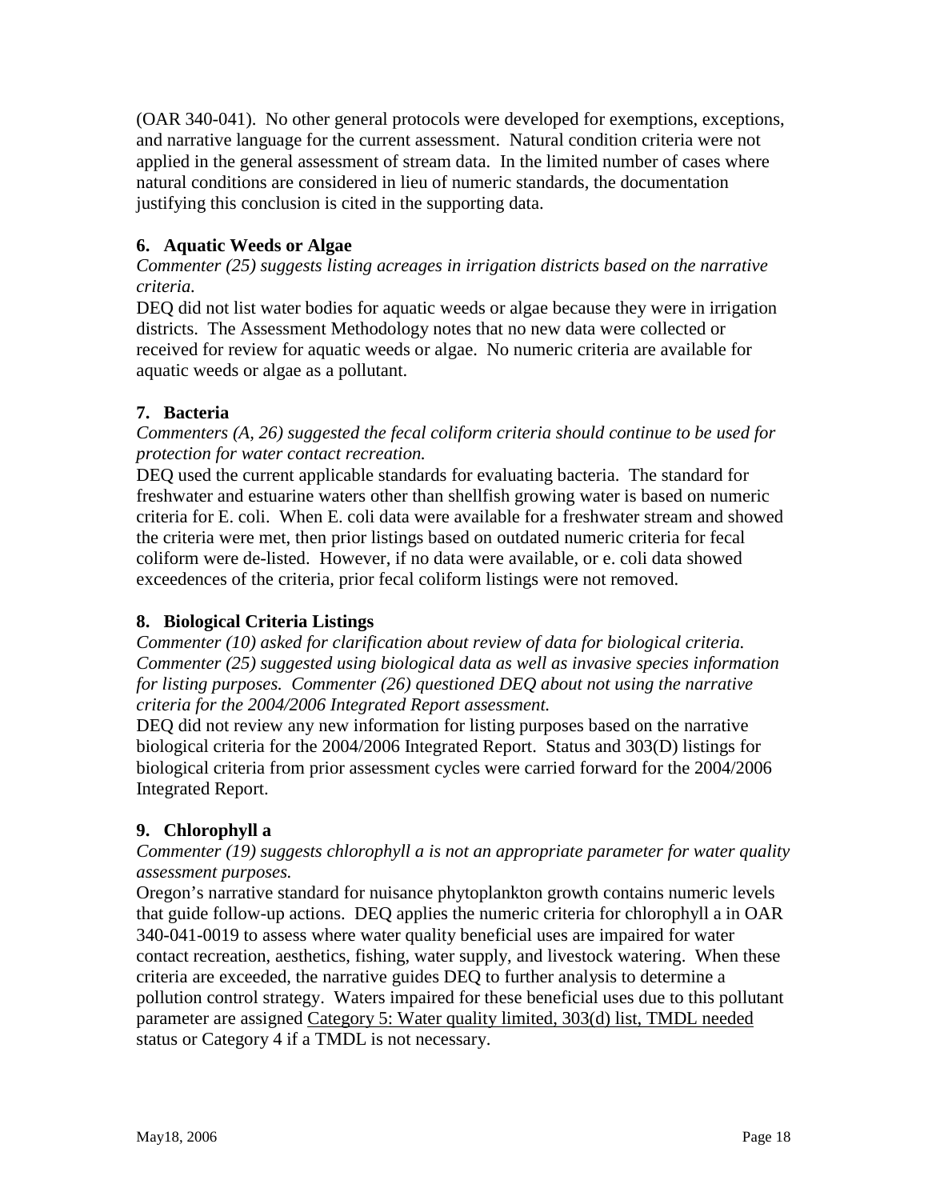(OAR 340-041). No other general protocols were developed for exemptions, exceptions, and narrative language for the current assessment. Natural condition criteria were not applied in the general assessment of stream data. In the limited number of cases where natural conditions are considered in lieu of numeric standards, the documentation justifying this conclusion is cited in the supporting data.

### 6. Aquatic Weeds or Algae

*Commenter (25) suggests listing acreages in irrigation districts based on the narrative criteria.*

DEQ did not list water bodies for aquatic weeds or algae because they were in irrigation districts. The Assessment Methodology notes that no new data were collected or received for review for aquatic weeds or algae. No numeric criteria are available for aquatic weeds or algae as a pollutant.

### 7. Bacteria

*Commenters (A, 26) suggested the fecal coliform criteria should continue to be used for protection for water contact recreation.*

DEQ used the current applicable standards for evaluating bacteria. The standard for freshwater and estuarine waters other than shellfish growing water is based on numeric criteria for E. coli. When E. coli data were available for a freshwater stream and showed the criteria were met, then prior listings based on outdated numeric criteria for fecal coliform were de-listed. However, if no data were available, or e. coli data showed exceedences of the criteria, prior fecal coliform listings were not removed.

### 8. Biological Criteria Listings

*Commenter (10) asked for clarification about review of data for biological criteria. Commenter (25) suggested using biological data as well as invasive species information for listing purposes. Commenter (26) questioned DEQ about not using the narrative criteria for the 2004/2006 Integrated Report assessment.*

DEQ did not review any new information for listing purposes based on the narrative biological criteria for the 2004/2006 Integrated Report. Status and 303(D) listings for biological criteria from prior assessment cycles were carried forward for the 2004/2006 Integrated Report.

### 9. Chlorophyll a

*Commenter (19) suggests chlorophyll a is not an appropriate parameter for water quality assessment purposes.*

Oregon's narrative standard for nuisance phytoplankton growth contains numeric levels that guide follow-up actions. DEQ applies the numeric criteria for chlorophyll a in OAR 340-041-0019 to assess where water quality beneficial uses are impaired for water contact recreation, aesthetics, fishing, water supply, and livestock watering. When these criteria are exceeded, the narrative guides DEQ to further analysis to determine a pollution control strategy. Waters impaired for these beneficial uses due to this pollutant parameter are assigned Category 5: Water quality limited, 303(d) list, TMDL needed status or Category 4 if a TMDL is not necessary.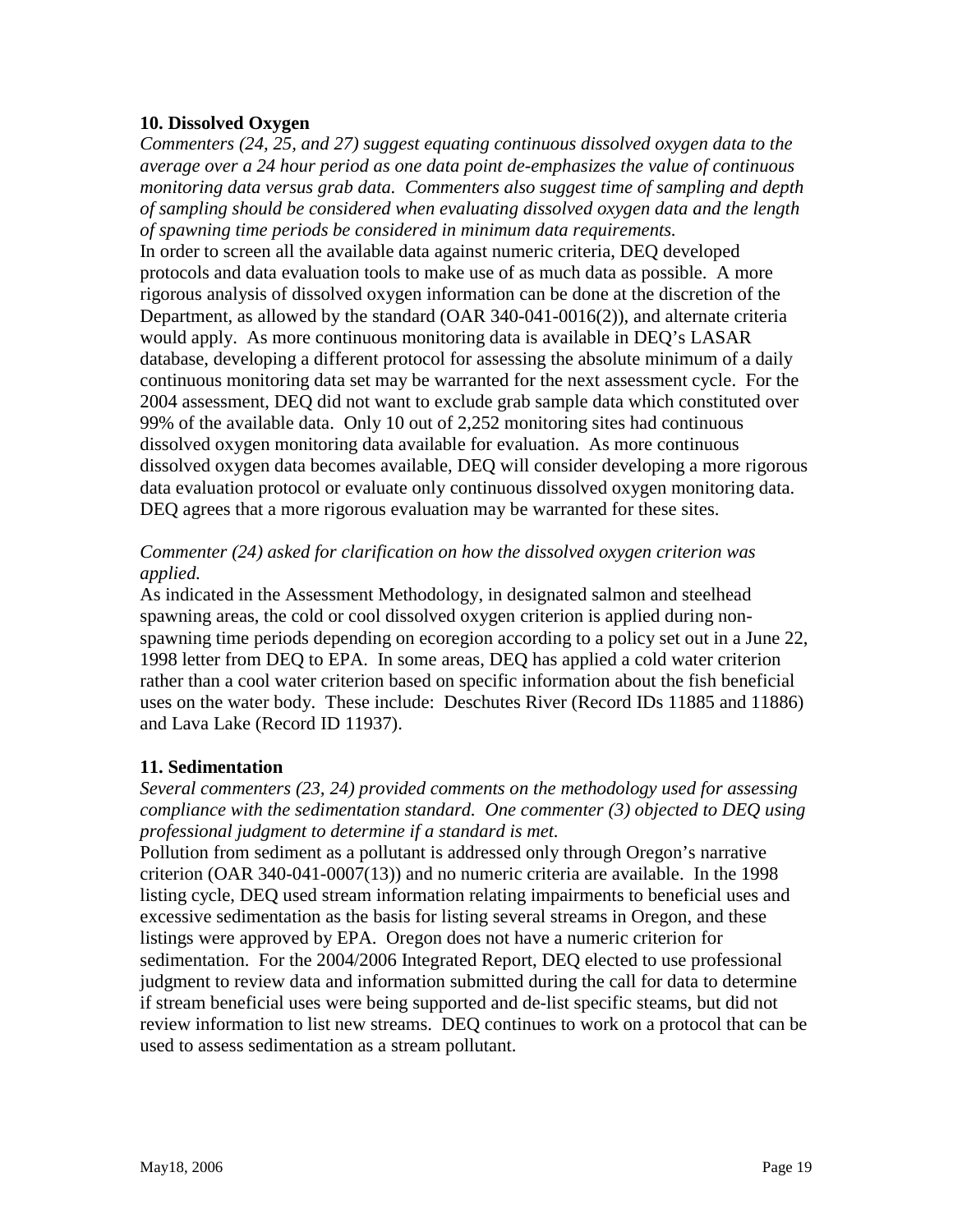**10. Dissolved Oxygen**

*Commenters (24, 25, and 27) suggest equating continuous dissolved oxygen data to the average over a 24 hour period as one data point de-emphasizes the value of continuous monitoring data versus grab data. Commenters also suggest time of sampling and depth of sampling should be considered when evaluating dissolved oxygen data and the length of spawning time periods be considered in minimum data requirements.*

In order to screen all the available data against numeric criteria, DEQ developed protocols and data evaluation tools to make use of as much data as possible. A more rigorous analysis of dissolved oxygen information can be done at the discretion of the Department, as allowed by the standard (OAR 340-041-0016(2)), and alternate criteria would apply. As more continuous monitoring data is available in DEQ's LASAR database, developing a different protocol for assessing the absolute minimum of a daily continuous monitoring data set may be warranted for the next assessment cycle. For the 2004 assessment, DEQ did not want to exclude grab sample data which constituted over 99% of the available data. Only 10 out of 2,252 monitoring sites had continuous dissolved oxygen monitoring data available for evaluation. As more continuous dissolved oxygen data becomes available, DEQ will consider developing a more rigorous data evaluation protocol or evaluate only continuous dissolved oxygen monitoring data. DEQ agrees that a more rigorous evaluation may be warranted for these sites.

*Commenter (24) asked for clarification on how the dissolved oxygen criterion was applied.*

As indicated in the Assessment Methodology, in designated salmon and steelhead spawning areas, the cold or cool dissolved oxygen criterion is applied during non-spawning time periods depending on ecoregion according to a policy set out in a June 22, 1998 letter from DEQ to EPA. In some areas, DEQ has applied a cold water criterion rather than a cool water criterion based on specific information about the fish beneficial uses on the water body. These include: Deschutes River (Record IDs 11885 and 11886) and Lava Lake (Record ID 11937).

**11. Sedimentation**

*Several commenters (23, 24) provided comments on the methodology used for assessing compliance with the sedimentation standard. One commenter (3) objected to DEQ using professional judgment to determine if a standard is met.*

Pollution from sediment as a pollutant is addressed only through Oregon's narrative criterion (OAR 340-041-0007(13)) and no numeric criteria are available. In the 1998 listing cycle, DEQ used stream information relating impairments to beneficial uses and excessive sedimentation as the basis for listing several streams in Oregon, and these listings were approved by EPA. Oregon does not have a numeric criterion for sedimentation. For the 2004/2006 Integrated Report, DEQ elected to use professional judgment to review data and information submitted during the call for data to determine if stream beneficial uses were being supported and de-list specific steams, but did not review information to list new streams. DEQ continues to work on a protocol that can be used to assess sedimentation as a stream pollutant.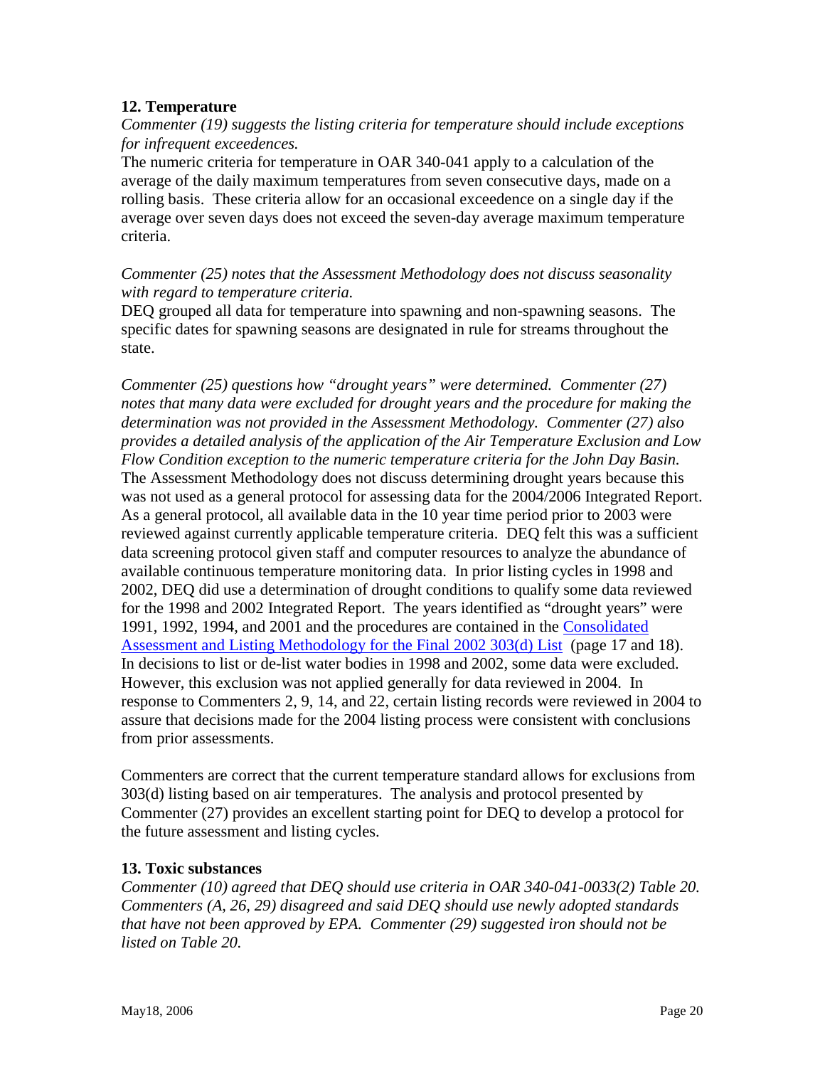### 12. Temperature

*Commenter (19) suggests the listing criteria for temperature should include exceptions for infrequent exceedences.*

The numeric criteria for temperature in OAR 340-041 apply to a calculation of the average of the daily maximum temperatures from seven consecutive days, made on a rolling basis. These criteria allow for an occasional exceedence on a single day if the average over seven days does not exceed the seven-day average maximum temperature criteria.

*Commenter (25) notes that the Assessment Methodology does not discuss seasonality with regard to temperature criteria.*

DEQ grouped all data for temperature into spawning and non-spawning seasons. The specific dates for spawning seasons are designated in rule for streams throughout the state.

*Commenter (25) questions how "drought years" were determined. Commenter (27) notes that many data were excluded for drought years and the procedure for making the determination was not provided in the Assessment Methodology. Commenter (27) also provides a detailed analysis of the application of the Air Temperature Exclusion and Low Flow Condition exception to the numeric temperature criteria for the John Day Basin.*

The Assessment Methodology does not discuss determining drought years because this was not used as a general protocol for assessing data for the 2004/2006 Integrated Report. As a general protocol, all available data in the 10 year time period prior to 2003 were reviewed against currently applicable temperature criteria. DEQ felt this was a sufficient data screening protocol given staff and computer resources to analyze the abundance of available continuous temperature monitoring data. In prior listing cycles in 1998 and 2002, DEQ did use a determination of drought conditions to qualify some data reviewed for the 1998 and 2002 Integrated Report. The years identified as "drought years" were 1991, 1992, 1994, and 2001 and the procedures are contained in the Consolidated Assessment and Listing Methodology for the Final 2002 303(d) List (page 17 and 18). In decisions to list or de-list water bodies in 1998 and 2002, some data were excluded. However, this exclusion was not applied generally for data reviewed in 2004. In response to Commenters 2, 9, 14, and 22, certain listing records were reviewed in 2004 to assure that decisions made for the 2004 listing process were consistent with conclusions from prior assessments.

Commenters are correct that the current temperature standard allows for exclusions from 303(d) listing based on air temperatures. The analysis and protocol presented by Commenter (27) provides an excellent starting point for DEQ to develop a protocol for the future assessment and listing cycles.

### 13. Toxic substances

*Commenter (10) agreed that DEQ should use criteria in OAR 340-041-0033(2) Table 20. Commenters (A, 26, 29) disagreed and said DEQ should use newly adopted standards that have not been approved by EPA. Commenter (29) suggested iron should not be listed on Table 20.*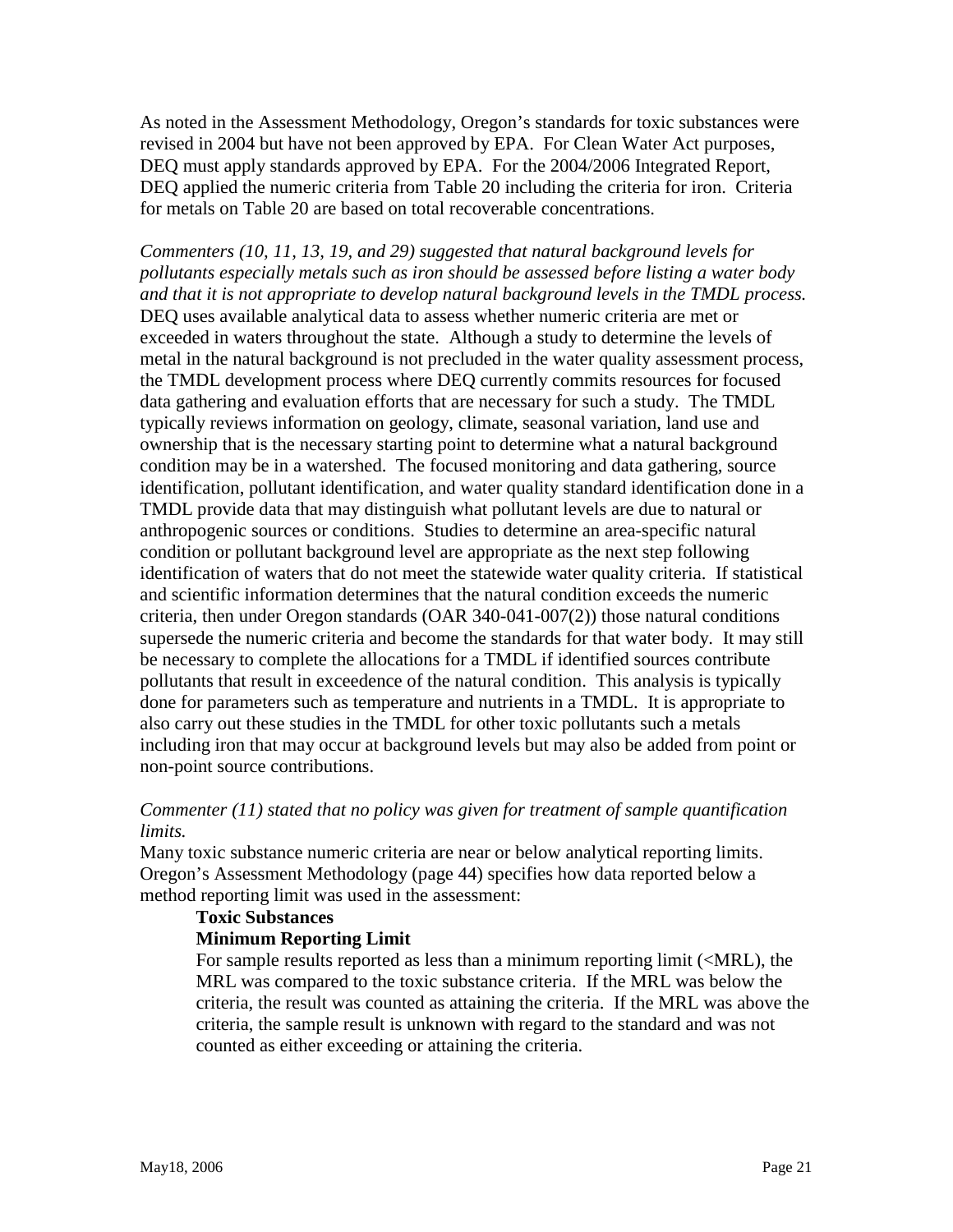As noted in the Assessment Methodology, Oregon's standards for toxic substances were revised in 2004 but have not been approved by EPA. For Clean Water Act purposes, DEQ must apply standards approved by EPA. For the 2004/2006 Integrated Report, DEQ applied the numeric criteria from Table 20 including the criteria for iron. Criteria for metals on Table 20 are based on total recoverable concentrations.

*Commenters (10, 11, 13, 19, and 29) suggested that natural background levels for pollutants especially metals such as iron should be assessed before listing a water body and that it is not appropriate to develop natural background levels in the TMDL process.* DEQ uses available analytical data to assess whether numeric criteria are met or exceeded in waters throughout the state. Although a study to determine the levels of metal in the natural background is not precluded in the water quality assessment process, the TMDL development process where DEQ currently commits resources for focused data gathering and evaluation efforts that are necessary for such a study. The TMDL typically reviews information on geology, climate, seasonal variation, land use and ownership that is the necessary starting point to determine what a natural background condition may be in a watershed. The focused monitoring and data gathering, source identification, pollutant identification, and water quality standard identification done in a TMDL provide data that may distinguish what pollutant levels are due to natural or anthropogenic sources or conditions. Studies to determine an area-specific natural condition or pollutant background level are appropriate as the next step following identification of waters that do not meet the statewide water quality criteria. If statistical and scientific information determines that the natural condition exceeds the numeric criteria, then under Oregon standards (OAR 340-041-007(2)) those natural conditions supersede the numeric criteria and become the standards for that water body. It may still be necessary to complete the allocations for a TMDL if identified sources contribute pollutants that result in exceedence of the natural condition. This analysis is typically done for parameters such as temperature and nutrients in a TMDL. It is appropriate to also carry out these studies in the TMDL for other toxic pollutants such a metals including iron that may occur at background levels but may also be added from point or non-point source contributions.

*Commenter (11) stated that no policy was given for treatment of sample quantification limits.*

Many toxic substance numeric criteria are near or below analytical reporting limits. Oregon's Assessment Methodology (page 44) specifies how data reported below a method reporting limit was used in the assessment:

> **Toxic Substances**
> **Minimum Reporting Limit**
> For sample results reported as less than a minimum reporting limit (<MRL), the MRL was compared to the toxic substance criteria. If the MRL was below the criteria, the result was counted as attaining the criteria. If the MRL was above the criteria, the sample result is unknown with regard to the standard and was not counted as either exceeding or attaining the criteria.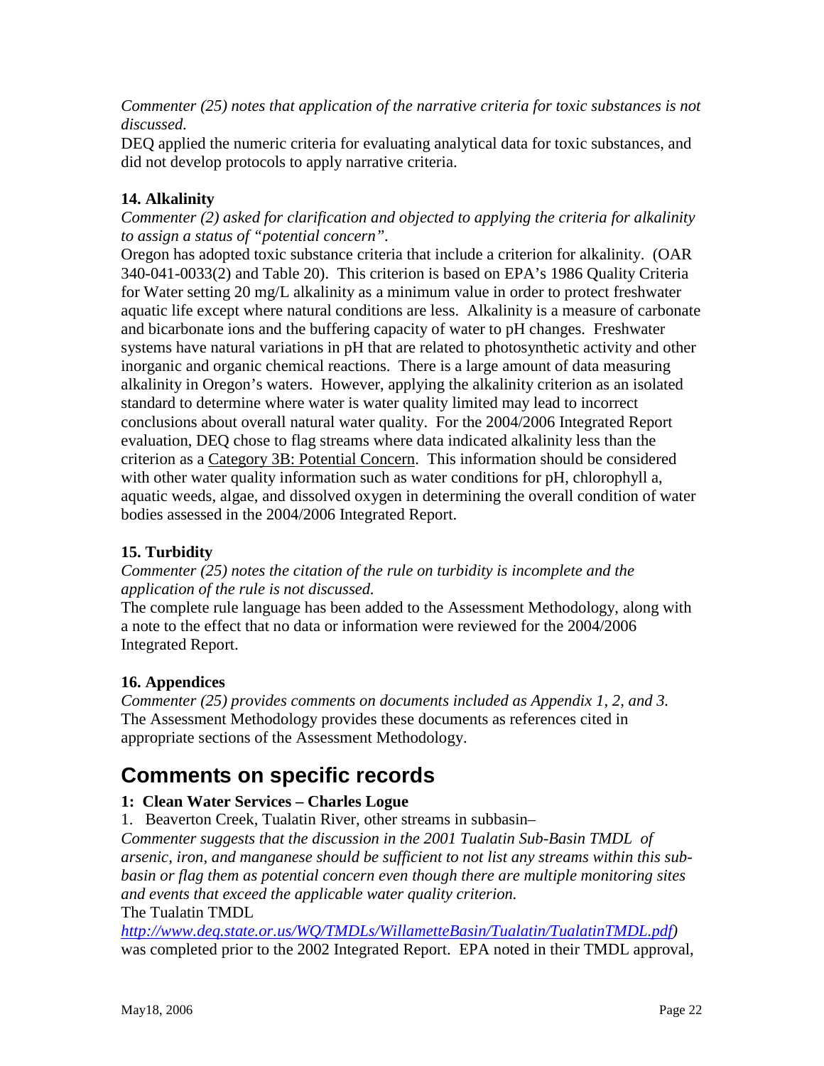*Commenter (25) notes that application of the narrative criteria for toxic substances is not discussed.*

DEQ applied the numeric criteria for evaluating analytical data for toxic substances, and did not develop protocols to apply narrative criteria.

### 14. Alkalinity

*Commenter (2) asked for clarification and objected to applying the criteria for alkalinity to assign a status of "potential concern".*

Oregon has adopted toxic substance criteria that include a criterion for alkalinity. (OAR 340-041-0033(2) and Table 20). This criterion is based on EPA's 1986 Quality Criteria for Water setting 20 mg/L alkalinity as a minimum value in order to protect freshwater aquatic life except where natural conditions are less. Alkalinity is a measure of carbonate and bicarbonate ions and the buffering capacity of water to pH changes. Freshwater systems have natural variations in pH that are related to photosynthetic activity and other inorganic and organic chemical reactions. There is a large amount of data measuring alkalinity in Oregon's waters. However, applying the alkalinity criterion as an isolated standard to determine where water is water quality limited may lead to incorrect conclusions about overall natural water quality. For the 2004/2006 Integrated Report evaluation, DEQ chose to flag streams where data indicated alkalinity less than the criterion as a <u>Category 3B: Potential Concern</u>. This information should be considered with other water quality information such as water conditions for pH, chlorophyll a, aquatic weeds, algae, and dissolved oxygen in determining the overall condition of water bodies assessed in the 2004/2006 Integrated Report.

### 15. Turbidity

*Commenter (25) notes the citation of the rule on turbidity is incomplete and the application of the rule is not discussed.*

The complete rule language has been added to the Assessment Methodology, along with a note to the effect that no data or information were reviewed for the 2004/2006 Integrated Report.

### 16. Appendices

*Commenter (25) provides comments on documents included as Appendix 1, 2, and 3.*

The Assessment Methodology provides these documents as references cited in appropriate sections of the Assessment Methodology.

## Comments on specific records

### 1: Clean Water Services – Charles Logue

1. Beaverton Creek, Tualatin River, other streams in subbasin–

*Commenter suggests that the discussion in the 2001 Tualatin Sub-Basin TMDL of arsenic, iron, and manganese should be sufficient to not list any streams within this sub-basin or flag them as potential concern even though there are multiple monitoring sites and events that exceed the applicable water quality criterion.*

The Tualatin TMDL

*http://www.deq.state.or.us/WQ/TMDLs/WillametteBasin/Tualatin/TualatinTMDL.pdf)*
was completed prior to the 2002 Integrated Report. EPA noted in their TMDL approval,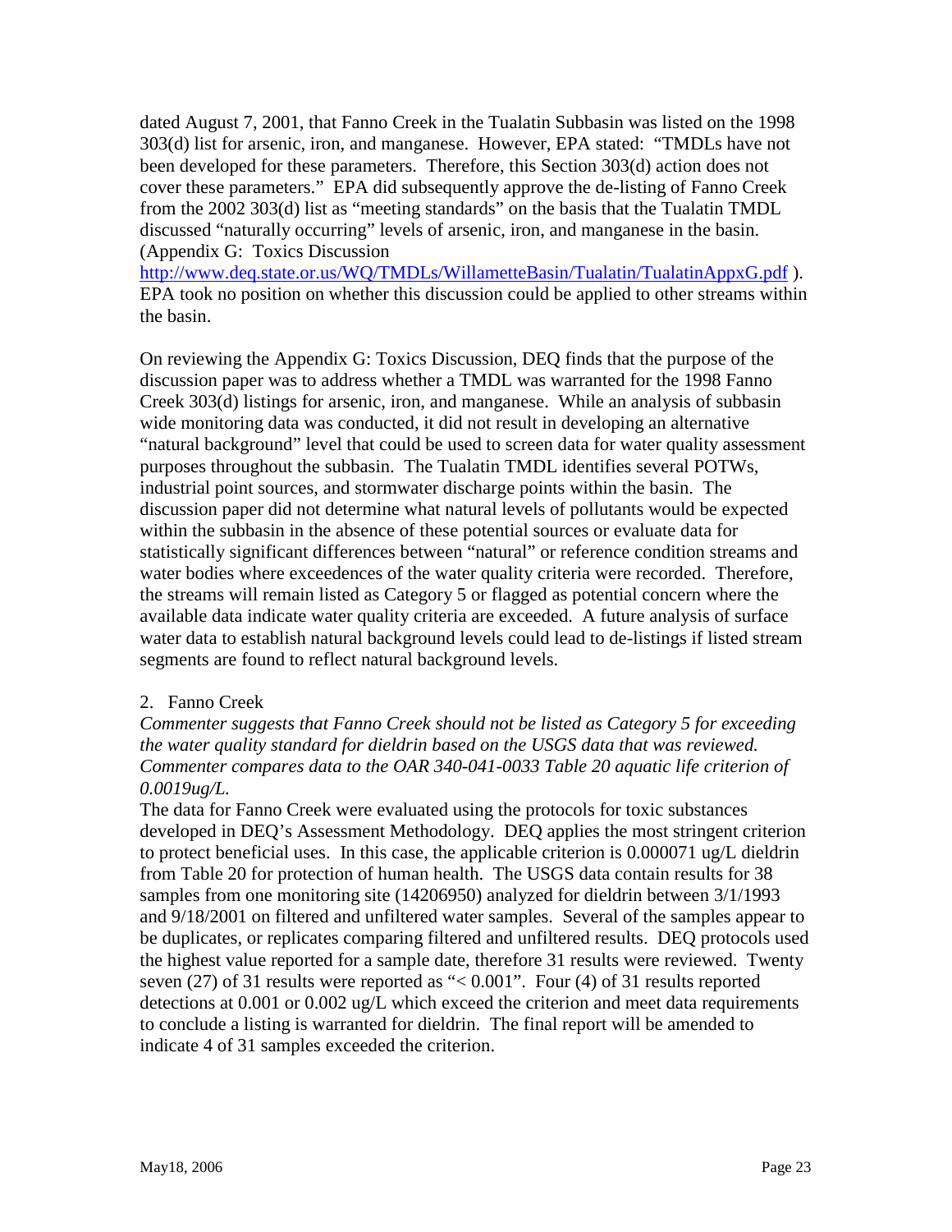dated August 7, 2001, that Fanno Creek in the Tualatin Subbasin was listed on the 1998 303(d) list for arsenic, iron, and manganese. However, EPA stated: "TMDLs have not been developed for these parameters. Therefore, this Section 303(d) action does not cover these parameters." EPA did subsequently approve the de-listing of Fanno Creek from the 2002 303(d) list as "meeting standards" on the basis that the Tualatin TMDL discussed "naturally occurring" levels of arsenic, iron, and manganese in the basin. (Appendix G: Toxics Discussion http://www.deq.state.or.us/WQ/TMDLs/WillametteBasin/Tualatin/TualatinAppxG.pdf ). EPA took no position on whether this discussion could be applied to other streams within the basin.

On reviewing the Appendix G: Toxics Discussion, DEQ finds that the purpose of the discussion paper was to address whether a TMDL was warranted for the 1998 Fanno Creek 303(d) listings for arsenic, iron, and manganese. While an analysis of subbasin wide monitoring data was conducted, it did not result in developing an alternative "natural background" level that could be used to screen data for water quality assessment purposes throughout the subbasin. The Tualatin TMDL identifies several POTWs, industrial point sources, and stormwater discharge points within the basin. The discussion paper did not determine what natural levels of pollutants would be expected within the subbasin in the absence of these potential sources or evaluate data for statistically significant differences between "natural" or reference condition streams and water bodies where exceedences of the water quality criteria were recorded. Therefore, the streams will remain listed as Category 5 or flagged as potential concern where the available data indicate water quality criteria are exceeded. A future analysis of surface water data to establish natural background levels could lead to de-listings if listed stream segments are found to reflect natural background levels.

2. Fanno Creek

*Commenter suggests that Fanno Creek should not be listed as Category 5 for exceeding the water quality standard for dieldrin based on the USGS data that was reviewed. Commenter compares data to the OAR 340-041-0033 Table 20 aquatic life criterion of 0.0019ug/L.*

The data for Fanno Creek were evaluated using the protocols for toxic substances developed in DEQ's Assessment Methodology. DEQ applies the most stringent criterion to protect beneficial uses. In this case, the applicable criterion is 0.000071 ug/L dieldrin from Table 20 for protection of human health. The USGS data contain results for 38 samples from one monitoring site (14206950) analyzed for dieldrin between 3/1/1993 and 9/18/2001 on filtered and unfiltered water samples. Several of the samples appear to be duplicates, or replicates comparing filtered and unfiltered results. DEQ protocols used the highest value reported for a sample date, therefore 31 results were reviewed. Twenty seven (27) of 31 results were reported as "< 0.001". Four (4) of 31 results reported detections at 0.001 or 0.002 ug/L which exceed the criterion and meet data requirements to conclude a listing is warranted for dieldrin. The final report will be amended to indicate 4 of 31 samples exceeded the criterion.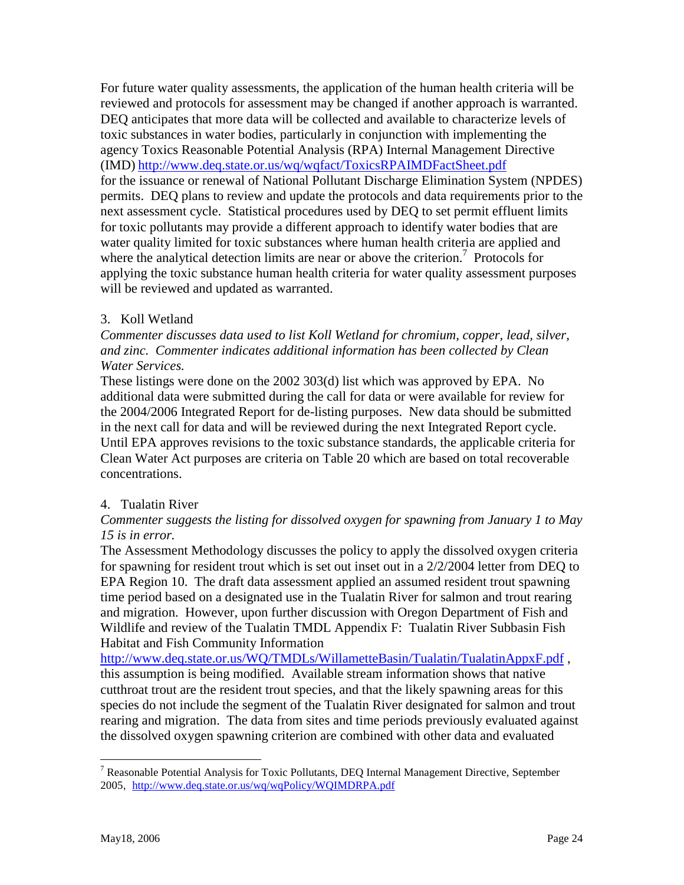For future water quality assessments, the application of the human health criteria will be reviewed and protocols for assessment may be changed if another approach is warranted. DEQ anticipates that more data will be collected and available to characterize levels of toxic substances in water bodies, particularly in conjunction with implementing the agency Toxics Reasonable Potential Analysis (RPA) Internal Management Directive (IMD) http://www.deq.state.or.us/wq/wqfact/ToxicsRPAIMDFactSheet.pdf for the issuance or renewal of National Pollutant Discharge Elimination System (NPDES) permits. DEQ plans to review and update the protocols and data requirements prior to the next assessment cycle. Statistical procedures used by DEQ to set permit effluent limits for toxic pollutants may provide a different approach to identify water bodies that are water quality limited for toxic substances where human health criteria are applied and where the analytical detection limits are near or above the criterion.[7] Protocols for applying the toxic substance human health criteria for water quality assessment purposes will be reviewed and updated as warranted.

3. Koll Wetland

*Commenter discusses data used to list Koll Wetland for chromium, copper, lead, silver, and zinc. Commenter indicates additional information has been collected by Clean Water Services.*

These listings were done on the 2002 303(d) list which was approved by EPA. No additional data were submitted during the call for data or were available for review for the 2004/2006 Integrated Report for de-listing purposes. New data should be submitted in the next call for data and will be reviewed during the next Integrated Report cycle. Until EPA approves revisions to the toxic substance standards, the applicable criteria for Clean Water Act purposes are criteria on Table 20 which are based on total recoverable concentrations.

4. Tualatin River

*Commenter suggests the listing for dissolved oxygen for spawning from January 1 to May 15 is in error.*

The Assessment Methodology discusses the policy to apply the dissolved oxygen criteria for spawning for resident trout which is set out inset out in a 2/2/2004 letter from DEQ to EPA Region 10. The draft data assessment applied an assumed resident trout spawning time period based on a designated use in the Tualatin River for salmon and trout rearing and migration. However, upon further discussion with Oregon Department of Fish and Wildlife and review of the Tualatin TMDL Appendix F: Tualatin River Subbasin Fish Habitat and Fish Community Information http://www.deq.state.or.us/WQ/TMDLs/WillametteBasin/Tualatin/TualatinAppxF.pdf , this assumption is being modified. Available stream information shows that native cutthroat trout are the resident trout species, and that the likely spawning areas for this species do not include the segment of the Tualatin River designated for salmon and trout rearing and migration. The data from sites and time periods previously evaluated against the dissolved oxygen spawning criterion are combined with other data and evaluated

---

[7] Reasonable Potential Analysis for Toxic Pollutants, DEQ Internal Management Directive, September 2005, http://www.deq.state.or.us/wq/wqPolicy/WQIMDRPA.pdf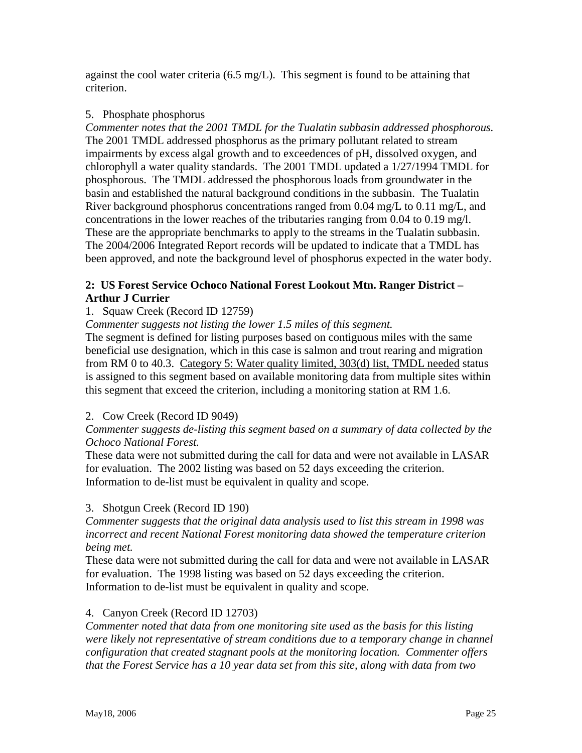against the cool water criteria (6.5 mg/L). This segment is found to be attaining that criterion.

5. Phosphate phosphorus

*Commenter notes that the 2001 TMDL for the Tualatin subbasin addressed phosphorous.* The 2001 TMDL addressed phosphorus as the primary pollutant related to stream impairments by excess algal growth and to exceedences of pH, dissolved oxygen, and chlorophyll a water quality standards. The 2001 TMDL updated a 1/27/1994 TMDL for phosphorous. The TMDL addressed the phosphorous loads from groundwater in the basin and established the natural background conditions in the subbasin. The Tualatin River background phosphorus concentrations ranged from 0.04 mg/L to 0.11 mg/L, and concentrations in the lower reaches of the tributaries ranging from 0.04 to 0.19 mg/l. These are the appropriate benchmarks to apply to the streams in the Tualatin subbasin. The 2004/2006 Integrated Report records will be updated to indicate that a TMDL has been approved, and note the background level of phosphorus expected in the water body.

**2: US Forest Service Ochoco National Forest Lookout Mtn. Ranger District – Arthur J Currier**

1. Squaw Creek (Record ID 12759)

*Commenter suggests not listing the lower 1.5 miles of this segment.*

The segment is defined for listing purposes based on contiguous miles with the same beneficial use designation, which in this case is salmon and trout rearing and migration from RM 0 to 40.3. Category 5: Water quality limited, 303(d) list, TMDL needed status is assigned to this segment based on available monitoring data from multiple sites within this segment that exceed the criterion, including a monitoring station at RM 1.6.

2. Cow Creek (Record ID 9049)

*Commenter suggests de-listing this segment based on a summary of data collected by the Ochoco National Forest.*

These data were not submitted during the call for data and were not available in LASAR for evaluation. The 2002 listing was based on 52 days exceeding the criterion. Information to de-list must be equivalent in quality and scope.

3. Shotgun Creek (Record ID 190)

*Commenter suggests that the original data analysis used to list this stream in 1998 was incorrect and recent National Forest monitoring data showed the temperature criterion being met.*

These data were not submitted during the call for data and were not available in LASAR for evaluation. The 1998 listing was based on 52 days exceeding the criterion. Information to de-list must be equivalent in quality and scope.

4. Canyon Creek (Record ID 12703)

*Commenter noted that data from one monitoring site used as the basis for this listing were likely not representative of stream conditions due to a temporary change in channel configuration that created stagnant pools at the monitoring location. Commenter offers that the Forest Service has a 10 year data set from this site, along with data from two*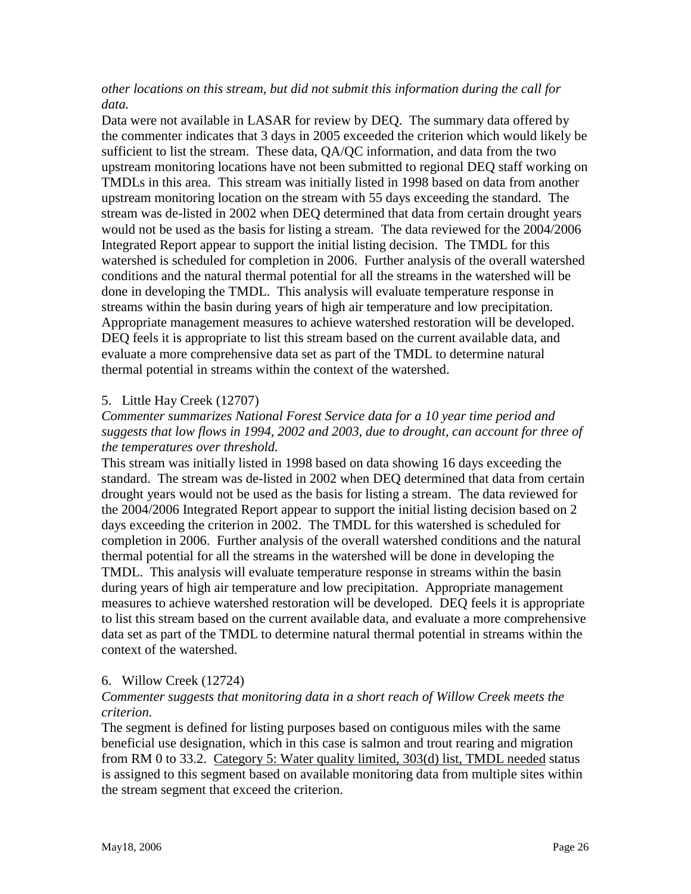*other locations on this stream, but did not submit this information during the call for data.*

Data were not available in LASAR for review by DEQ. The summary data offered by the commenter indicates that 3 days in 2005 exceeded the criterion which would likely be sufficient to list the stream. These data, QA/QC information, and data from the two upstream monitoring locations have not been submitted to regional DEQ staff working on TMDLs in this area. This stream was initially listed in 1998 based on data from another upstream monitoring location on the stream with 55 days exceeding the standard. The stream was de-listed in 2002 when DEQ determined that data from certain drought years would not be used as the basis for listing a stream. The data reviewed for the 2004/2006 Integrated Report appear to support the initial listing decision. The TMDL for this watershed is scheduled for completion in 2006. Further analysis of the overall watershed conditions and the natural thermal potential for all the streams in the watershed will be done in developing the TMDL. This analysis will evaluate temperature response in streams within the basin during years of high air temperature and low precipitation. Appropriate management measures to achieve watershed restoration will be developed. DEQ feels it is appropriate to list this stream based on the current available data, and evaluate a more comprehensive data set as part of the TMDL to determine natural thermal potential in streams within the context of the watershed.

5. Little Hay Creek (12707)

*Commenter summarizes National Forest Service data for a 10 year time period and suggests that low flows in 1994, 2002 and 2003, due to drought, can account for three of the temperatures over threshold.*

This stream was initially listed in 1998 based on data showing 16 days exceeding the standard. The stream was de-listed in 2002 when DEQ determined that data from certain drought years would not be used as the basis for listing a stream. The data reviewed for the 2004/2006 Integrated Report appear to support the initial listing decision based on 2 days exceeding the criterion in 2002. The TMDL for this watershed is scheduled for completion in 2006. Further analysis of the overall watershed conditions and the natural thermal potential for all the streams in the watershed will be done in developing the TMDL. This analysis will evaluate temperature response in streams within the basin during years of high air temperature and low precipitation. Appropriate management measures to achieve watershed restoration will be developed. DEQ feels it is appropriate to list this stream based on the current available data, and evaluate a more comprehensive data set as part of the TMDL to determine natural thermal potential in streams within the context of the watershed.

6. Willow Creek (12724)

*Commenter suggests that monitoring data in a short reach of Willow Creek meets the criterion.*

The segment is defined for listing purposes based on contiguous miles with the same beneficial use designation, which in this case is salmon and trout rearing and migration from RM 0 to 33.2. Category 5: Water quality limited, 303(d) list, TMDL needed status is assigned to this segment based on available monitoring data from multiple sites within the stream segment that exceed the criterion.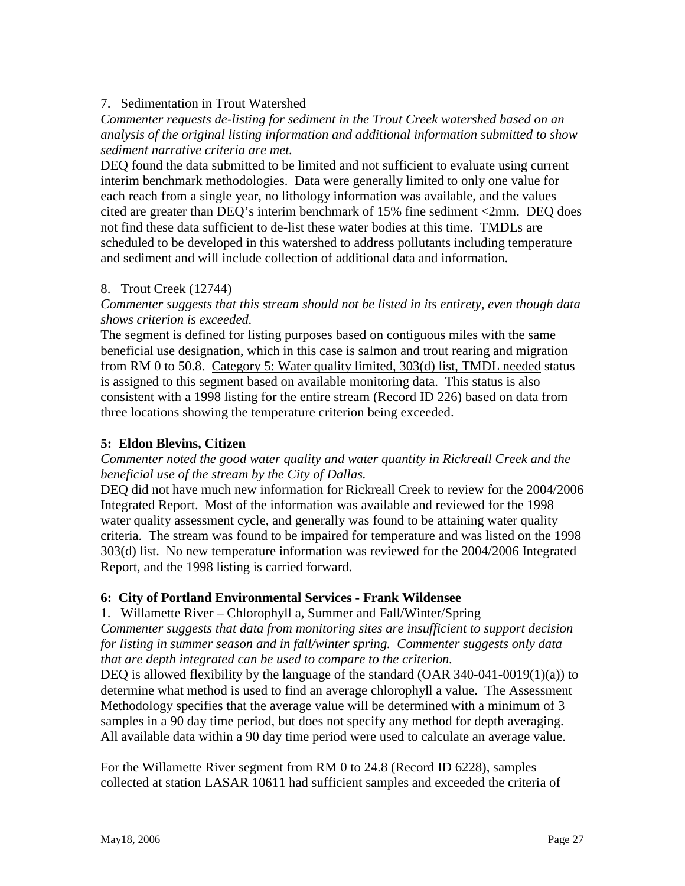7. Sedimentation in Trout Watershed

*Commenter requests de-listing for sediment in the Trout Creek watershed based on an analysis of the original listing information and additional information submitted to show sediment narrative criteria are met.*

DEQ found the data submitted to be limited and not sufficient to evaluate using current interim benchmark methodologies. Data were generally limited to only one value for each reach from a single year, no lithology information was available, and the values cited are greater than DEQ's interim benchmark of 15% fine sediment <2mm. DEQ does not find these data sufficient to de-list these water bodies at this time. TMDLs are scheduled to be developed in this watershed to address pollutants including temperature and sediment and will include collection of additional data and information.

8. Trout Creek (12744)

*Commenter suggests that this stream should not be listed in its entirety, even though data shows criterion is exceeded.*

The segment is defined for listing purposes based on contiguous miles with the same beneficial use designation, which in this case is salmon and trout rearing and migration from RM 0 to 50.8. <u>Category 5: Water quality limited, 303(d) list, TMDL needed</u> status is assigned to this segment based on available monitoring data. This status is also consistent with a 1998 listing for the entire stream (Record ID 226) based on data from three locations showing the temperature criterion being exceeded.

**5: Eldon Blevins, Citizen**

*Commenter noted the good water quality and water quantity in Rickreall Creek and the beneficial use of the stream by the City of Dallas.*

DEQ did not have much new information for Rickreall Creek to review for the 2004/2006 Integrated Report. Most of the information was available and reviewed for the 1998 water quality assessment cycle, and generally was found to be attaining water quality criteria. The stream was found to be impaired for temperature and was listed on the 1998 303(d) list. No new temperature information was reviewed for the 2004/2006 Integrated Report, and the 1998 listing is carried forward.

**6: City of Portland Environmental Services - Frank Wildensee**

1. Willamette River – Chlorophyll a, Summer and Fall/Winter/Spring

*Commenter suggests that data from monitoring sites are insufficient to support decision for listing in summer season and in fall/winter spring. Commenter suggests only data that are depth integrated can be used to compare to the criterion.*

DEQ is allowed flexibility by the language of the standard (OAR 340-041-0019(1)(a)) to determine what method is used to find an average chlorophyll a value. The Assessment Methodology specifies that the average value will be determined with a minimum of 3 samples in a 90 day time period, but does not specify any method for depth averaging. All available data within a 90 day time period were used to calculate an average value.

For the Willamette River segment from RM 0 to 24.8 (Record ID 6228), samples collected at station LASAR 10611 had sufficient samples and exceeded the criteria of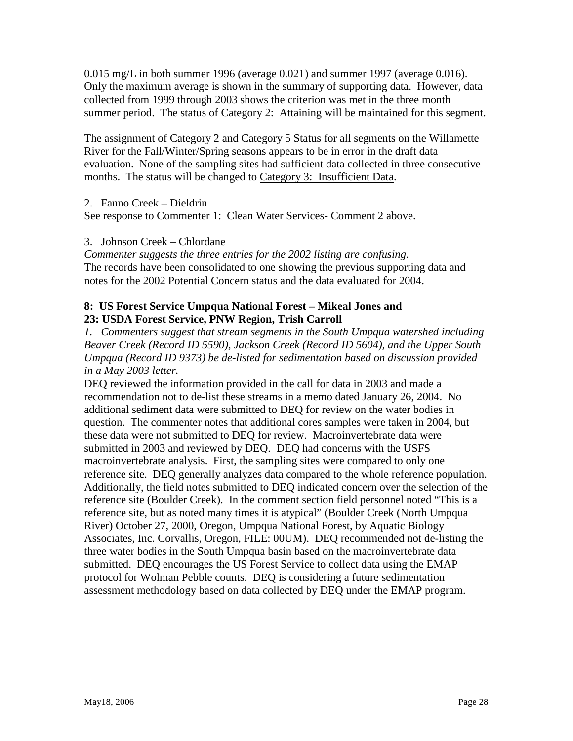0.015 mg/L in both summer 1996 (average 0.021) and summer 1997 (average 0.016). Only the maximum average is shown in the summary of supporting data. However, data collected from 1999 through 2003 shows the criterion was met in the three month summer period. The status of <u>Category 2: Attaining</u> will be maintained for this segment.

The assignment of Category 2 and Category 5 Status for all segments on the Willamette River for the Fall/Winter/Spring seasons appears to be in error in the draft data evaluation. None of the sampling sites had sufficient data collected in three consecutive months. The status will be changed to <u>Category 3: Insufficient Data</u>.

2. Fanno Creek – Dieldrin

See response to Commenter 1: Clean Water Services- Comment 2 above.

3. Johnson Creek – Chlordane

*Commenter suggests the three entries for the 2002 listing are confusing.*

The records have been consolidated to one showing the previous supporting data and notes for the 2002 Potential Concern status and the data evaluated for 2004.

**8: US Forest Service Umpqua National Forest – Mikeal Jones and 23: USDA Forest Service, PNW Region, Trish Carroll**

*1. Commenters suggest that stream segments in the South Umpqua watershed including Beaver Creek (Record ID 5590), Jackson Creek (Record ID 5604), and the Upper South Umpqua (Record ID 9373) be de-listed for sedimentation based on discussion provided in a May 2003 letter.*

DEQ reviewed the information provided in the call for data in 2003 and made a recommendation not to de-list these streams in a memo dated January 26, 2004. No additional sediment data were submitted to DEQ for review on the water bodies in question. The commenter notes that additional cores samples were taken in 2004, but these data were not submitted to DEQ for review. Macroinvertebrate data were submitted in 2003 and reviewed by DEQ. DEQ had concerns with the USFS macroinvertebrate analysis. First, the sampling sites were compared to only one reference site. DEQ generally analyzes data compared to the whole reference population. Additionally, the field notes submitted to DEQ indicated concern over the selection of the reference site (Boulder Creek). In the comment section field personnel noted "This is a reference site, but as noted many times it is atypical" (Boulder Creek (North Umpqua River) October 27, 2000, Oregon, Umpqua National Forest, by Aquatic Biology Associates, Inc. Corvallis, Oregon, FILE: 00UM). DEQ recommended not de-listing the three water bodies in the South Umpqua basin based on the macroinvertebrate data submitted. DEQ encourages the US Forest Service to collect data using the EMAP protocol for Wolman Pebble counts. DEQ is considering a future sedimentation assessment methodology based on data collected by DEQ under the EMAP program.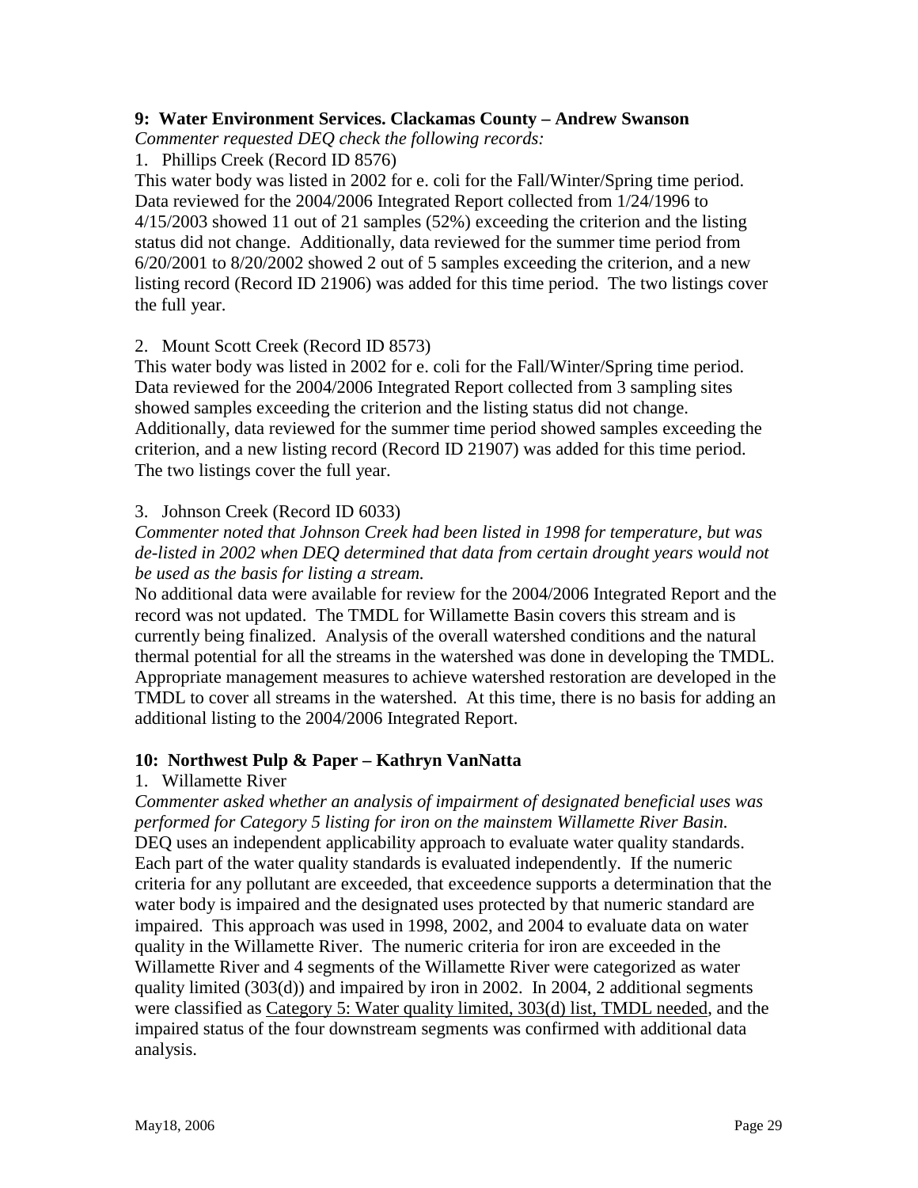**9: Water Environment Services. Clackamas County – Andrew Swanson**

*Commenter requested DEQ check the following records:*

1. Phillips Creek (Record ID 8576)

This water body was listed in 2002 for e. coli for the Fall/Winter/Spring time period. Data reviewed for the 2004/2006 Integrated Report collected from 1/24/1996 to 4/15/2003 showed 11 out of 21 samples (52%) exceeding the criterion and the listing status did not change. Additionally, data reviewed for the summer time period from 6/20/2001 to 8/20/2002 showed 2 out of 5 samples exceeding the criterion, and a new listing record (Record ID 21906) was added for this time period. The two listings cover the full year.

2. Mount Scott Creek (Record ID 8573)

This water body was listed in 2002 for e. coli for the Fall/Winter/Spring time period. Data reviewed for the 2004/2006 Integrated Report collected from 3 sampling sites showed samples exceeding the criterion and the listing status did not change. Additionally, data reviewed for the summer time period showed samples exceeding the criterion, and a new listing record (Record ID 21907) was added for this time period. The two listings cover the full year.

3. Johnson Creek (Record ID 6033)

*Commenter noted that Johnson Creek had been listed in 1998 for temperature, but was de-listed in 2002 when DEQ determined that data from certain drought years would not be used as the basis for listing a stream.*

No additional data were available for review for the 2004/2006 Integrated Report and the record was not updated. The TMDL for Willamette Basin covers this stream and is currently being finalized. Analysis of the overall watershed conditions and the natural thermal potential for all the streams in the watershed was done in developing the TMDL. Appropriate management measures to achieve watershed restoration are developed in the TMDL to cover all streams in the watershed. At this time, there is no basis for adding an additional listing to the 2004/2006 Integrated Report.

**10: Northwest Pulp & Paper – Kathryn VanNatta**

1. Willamette River

*Commenter asked whether an analysis of impairment of designated beneficial uses was performed for Category 5 listing for iron on the mainstem Willamette River Basin.*

DEQ uses an independent applicability approach to evaluate water quality standards. Each part of the water quality standards is evaluated independently. If the numeric criteria for any pollutant are exceeded, that exceedence supports a determination that the water body is impaired and the designated uses protected by that numeric standard are impaired. This approach was used in 1998, 2002, and 2004 to evaluate data on water quality in the Willamette River. The numeric criteria for iron are exceeded in the Willamette River and 4 segments of the Willamette River were categorized as water quality limited (303(d)) and impaired by iron in 2002. In 2004, 2 additional segments were classified as Category 5: Water quality limited, 303(d) list, TMDL needed, and the impaired status of the four downstream segments was confirmed with additional data analysis.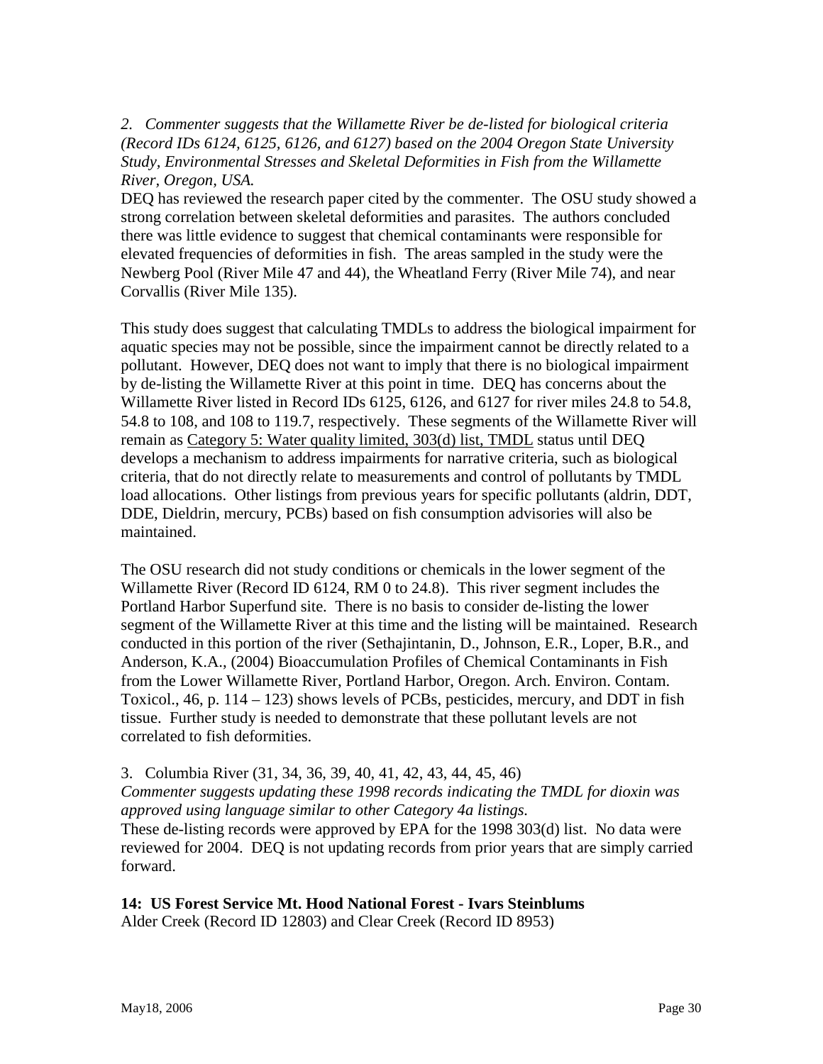*2. Commenter suggests that the Willamette River be de-listed for biological criteria (Record IDs 6124, 6125, 6126, and 6127) based on the 2004 Oregon State University Study, Environmental Stresses and Skeletal Deformities in Fish from the Willamette River, Oregon, USA.*

DEQ has reviewed the research paper cited by the commenter. The OSU study showed a strong correlation between skeletal deformities and parasites. The authors concluded there was little evidence to suggest that chemical contaminants were responsible for elevated frequencies of deformities in fish. The areas sampled in the study were the Newberg Pool (River Mile 47 and 44), the Wheatland Ferry (River Mile 74), and near Corvallis (River Mile 135).

This study does suggest that calculating TMDLs to address the biological impairment for aquatic species may not be possible, since the impairment cannot be directly related to a pollutant. However, DEQ does not want to imply that there is no biological impairment by de-listing the Willamette River at this point in time. DEQ has concerns about the Willamette River listed in Record IDs 6125, 6126, and 6127 for river miles 24.8 to 54.8, 54.8 to 108, and 108 to 119.7, respectively. These segments of the Willamette River will remain as <u>Category 5: Water quality limited, 303(d) list, TMDL</u> status until DEQ develops a mechanism to address impairments for narrative criteria, such as biological criteria, that do not directly relate to measurements and control of pollutants by TMDL load allocations. Other listings from previous years for specific pollutants (aldrin, DDT, DDE, Dieldrin, mercury, PCBs) based on fish consumption advisories will also be maintained.

The OSU research did not study conditions or chemicals in the lower segment of the Willamette River (Record ID 6124, RM 0 to 24.8). This river segment includes the Portland Harbor Superfund site. There is no basis to consider de-listing the lower segment of the Willamette River at this time and the listing will be maintained. Research conducted in this portion of the river (Sethajintanin, D., Johnson, E.R., Loper, B.R., and Anderson, K.A., (2004) Bioaccumulation Profiles of Chemical Contaminants in Fish from the Lower Willamette River, Portland Harbor, Oregon. Arch. Environ. Contam. Toxicol., 46, p. 114 – 123) shows levels of PCBs, pesticides, mercury, and DDT in fish tissue. Further study is needed to demonstrate that these pollutant levels are not correlated to fish deformities.

3. Columbia River (31, 34, 36, 39, 40, 41, 42, 43, 44, 45, 46)
*Commenter suggests updating these 1998 records indicating the TMDL for dioxin was approved using language similar to other Category 4a listings.*
These de-listing records were approved by EPA for the 1998 303(d) list. No data were reviewed for 2004. DEQ is not updating records from prior years that are simply carried forward.

**14: US Forest Service Mt. Hood National Forest - Ivars Steinblums**
Alder Creek (Record ID 12803) and Clear Creek (Record ID 8953)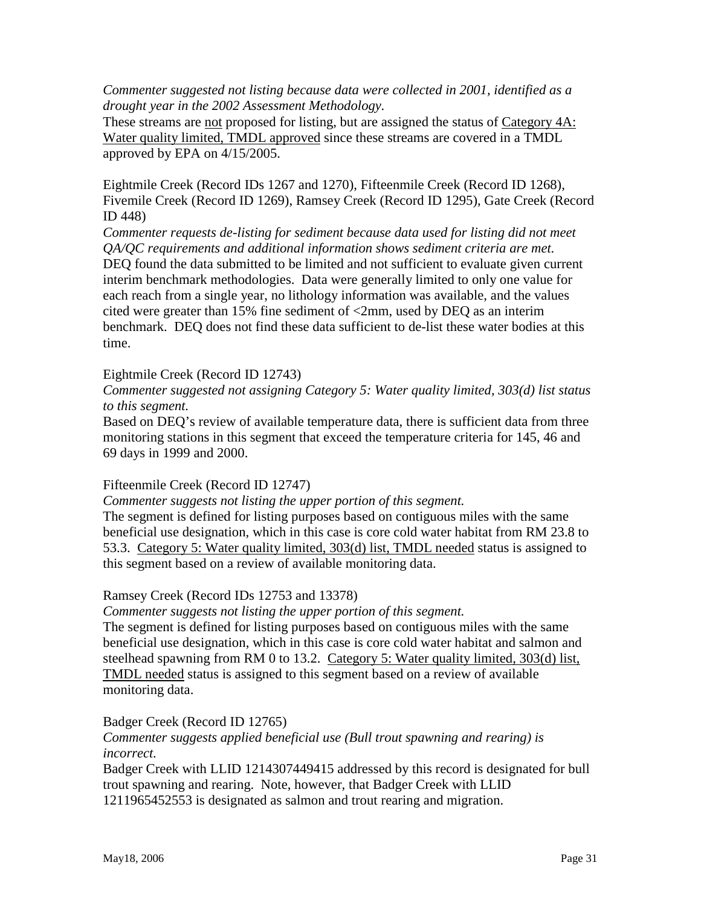*Commenter suggested not listing because data were collected in 2001, identified as a drought year in the 2002 Assessment Methodology.*
These streams are not proposed for listing, but are assigned the status of Category 4A: Water quality limited, TMDL approved since these streams are covered in a TMDL approved by EPA on 4/15/2005.

Eightmile Creek (Record IDs 1267 and 1270), Fifteenmile Creek (Record ID 1268), Fivemile Creek (Record ID 1269), Ramsey Creek (Record ID 1295), Gate Creek (Record ID 448)
*Commenter requests de-listing for sediment because data used for listing did not meet QA/QC requirements and additional information shows sediment criteria are met.*
DEQ found the data submitted to be limited and not sufficient to evaluate given current interim benchmark methodologies. Data were generally limited to only one value for each reach from a single year, no lithology information was available, and the values cited were greater than 15% fine sediment of <2mm, used by DEQ as an interim benchmark. DEQ does not find these data sufficient to de-list these water bodies at this time.

Eightmile Creek (Record ID 12743)
*Commenter suggested not assigning Category 5: Water quality limited, 303(d) list status to this segment.*
Based on DEQ's review of available temperature data, there is sufficient data from three monitoring stations in this segment that exceed the temperature criteria for 145, 46 and 69 days in 1999 and 2000.

Fifteenmile Creek (Record ID 12747)
*Commenter suggests not listing the upper portion of this segment.*
The segment is defined for listing purposes based on contiguous miles with the same beneficial use designation, which in this case is core cold water habitat from RM 23.8 to 53.3. Category 5: Water quality limited, 303(d) list, TMDL needed status is assigned to this segment based on a review of available monitoring data.

Ramsey Creek (Record IDs 12753 and 13378)
*Commenter suggests not listing the upper portion of this segment.*
The segment is defined for listing purposes based on contiguous miles with the same beneficial use designation, which in this case is core cold water habitat and salmon and steelhead spawning from RM 0 to 13.2. Category 5: Water quality limited, 303(d) list, TMDL needed status is assigned to this segment based on a review of available monitoring data.

Badger Creek (Record ID 12765)
*Commenter suggests applied beneficial use (Bull trout spawning and rearing) is incorrect.*
Badger Creek with LLID 1214307449415 addressed by this record is designated for bull trout spawning and rearing. Note, however, that Badger Creek with LLID 1211965452553 is designated as salmon and trout rearing and migration.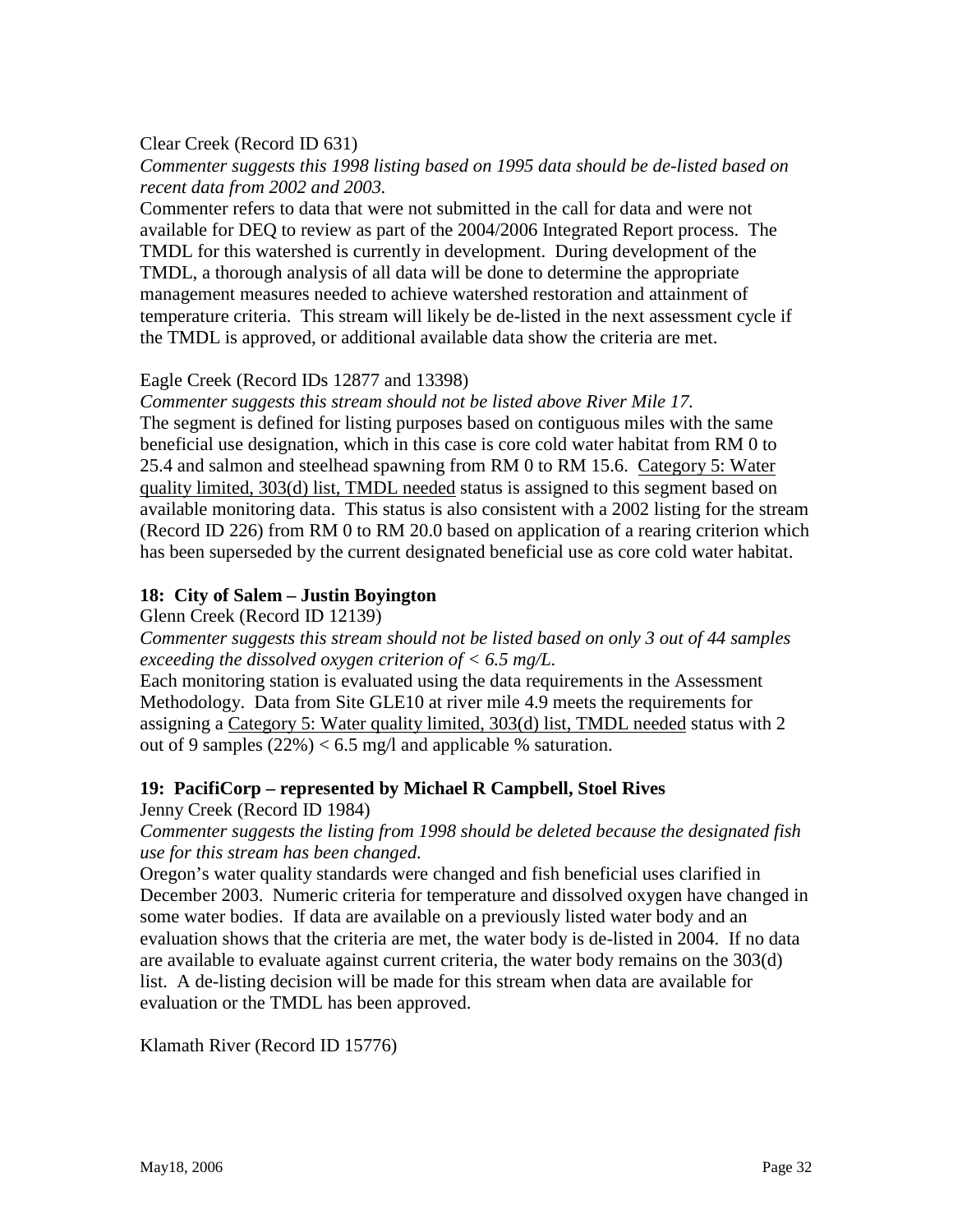Clear Creek (Record ID 631)

*Commenter suggests this 1998 listing based on 1995 data should be de-listed based on recent data from 2002 and 2003.*

Commenter refers to data that were not submitted in the call for data and were not available for DEQ to review as part of the 2004/2006 Integrated Report process. The TMDL for this watershed is currently in development. During development of the TMDL, a thorough analysis of all data will be done to determine the appropriate management measures needed to achieve watershed restoration and attainment of temperature criteria. This stream will likely be de-listed in the next assessment cycle if the TMDL is approved, or additional available data show the criteria are met.

Eagle Creek (Record IDs 12877 and 13398)

*Commenter suggests this stream should not be listed above River Mile 17.*

The segment is defined for listing purposes based on contiguous miles with the same beneficial use designation, which in this case is core cold water habitat from RM 0 to 25.4 and salmon and steelhead spawning from RM 0 to RM 15.6. Category 5: Water quality limited, 303(d) list, TMDL needed status is assigned to this segment based on available monitoring data. This status is also consistent with a 2002 listing for the stream (Record ID 226) from RM 0 to RM 20.0 based on application of a rearing criterion which has been superseded by the current designated beneficial use as core cold water habitat.

### 18: City of Salem – Justin Boyington

Glenn Creek (Record ID 12139)

*Commenter suggests this stream should not be listed based on only 3 out of 44 samples exceeding the dissolved oxygen criterion of < 6.5 mg/L.*

Each monitoring station is evaluated using the data requirements in the Assessment Methodology. Data from Site GLE10 at river mile 4.9 meets the requirements for assigning a Category 5: Water quality limited, 303(d) list, TMDL needed status with 2 out of 9 samples (22%) < 6.5 mg/l and applicable % saturation.

### 19: PacifiCorp – represented by Michael R Campbell, Stoel Rives

Jenny Creek (Record ID 1984)

*Commenter suggests the listing from 1998 should be deleted because the designated fish use for this stream has been changed.*

Oregon's water quality standards were changed and fish beneficial uses clarified in December 2003. Numeric criteria for temperature and dissolved oxygen have changed in some water bodies. If data are available on a previously listed water body and an evaluation shows that the criteria are met, the water body is de-listed in 2004. If no data are available to evaluate against current criteria, the water body remains on the 303(d) list. A de-listing decision will be made for this stream when data are available for evaluation or the TMDL has been approved.

Klamath River (Record ID 15776)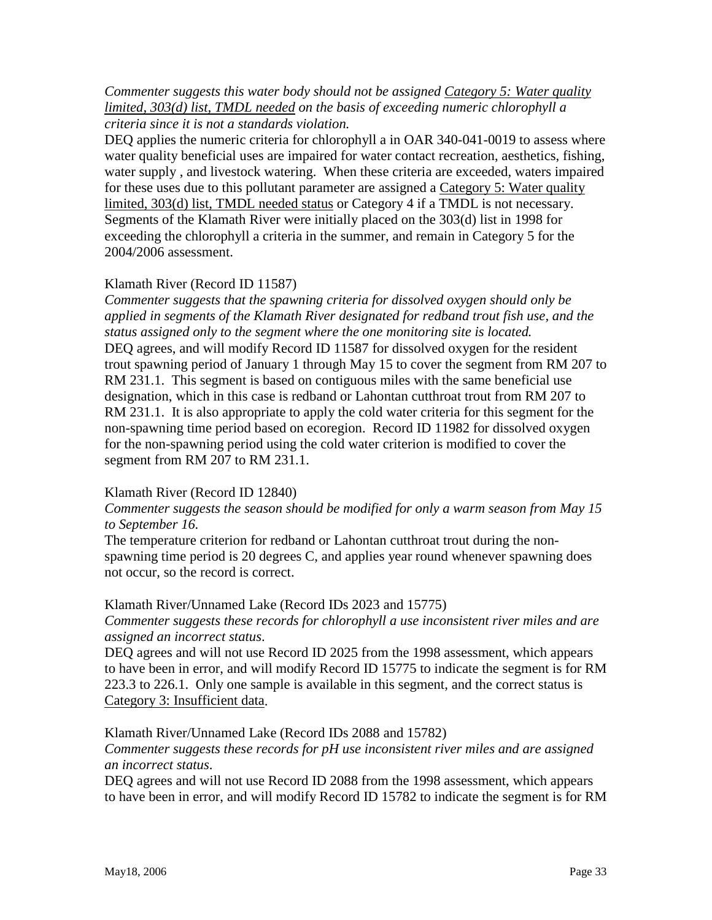*Commenter suggests this water body should not be assigned Category 5: Water quality limited, 303(d) list, TMDL needed on the basis of exceeding numeric chlorophyll a criteria since it is not a standards violation.*

DEQ applies the numeric criteria for chlorophyll a in OAR 340-041-0019 to assess where water quality beneficial uses are impaired for water contact recreation, aesthetics, fishing, water supply , and livestock watering. When these criteria are exceeded, waters impaired for these uses due to this pollutant parameter are assigned a Category 5: Water quality limited, 303(d) list, TMDL needed status or Category 4 if a TMDL is not necessary. Segments of the Klamath River were initially placed on the 303(d) list in 1998 for exceeding the chlorophyll a criteria in the summer, and remain in Category 5 for the 2004/2006 assessment.

Klamath River (Record ID 11587)

*Commenter suggests that the spawning criteria for dissolved oxygen should only be applied in segments of the Klamath River designated for redband trout fish use, and the status assigned only to the segment where the one monitoring site is located.*

DEQ agrees, and will modify Record ID 11587 for dissolved oxygen for the resident trout spawning period of January 1 through May 15 to cover the segment from RM 207 to RM 231.1. This segment is based on contiguous miles with the same beneficial use designation, which in this case is redband or Lahontan cutthroat trout from RM 207 to RM 231.1. It is also appropriate to apply the cold water criteria for this segment for the non-spawning time period based on ecoregion. Record ID 11982 for dissolved oxygen for the non-spawning period using the cold water criterion is modified to cover the segment from RM 207 to RM 231.1.

Klamath River (Record ID 12840)

*Commenter suggests the season should be modified for only a warm season from May 15 to September 16.*

The temperature criterion for redband or Lahontan cutthroat trout during the non-spawning time period is 20 degrees C, and applies year round whenever spawning does not occur, so the record is correct.

Klamath River/Unnamed Lake (Record IDs 2023 and 15775)

*Commenter suggests these records for chlorophyll a use inconsistent river miles and are assigned an incorrect status.*

DEQ agrees and will not use Record ID 2025 from the 1998 assessment, which appears to have been in error, and will modify Record ID 15775 to indicate the segment is for RM 223.3 to 226.1. Only one sample is available in this segment, and the correct status is Category 3: Insufficient data.

Klamath River/Unnamed Lake (Record IDs 2088 and 15782)

*Commenter suggests these records for pH use inconsistent river miles and are assigned an incorrect status.*

DEQ agrees and will not use Record ID 2088 from the 1998 assessment, which appears to have been in error, and will modify Record ID 15782 to indicate the segment is for RM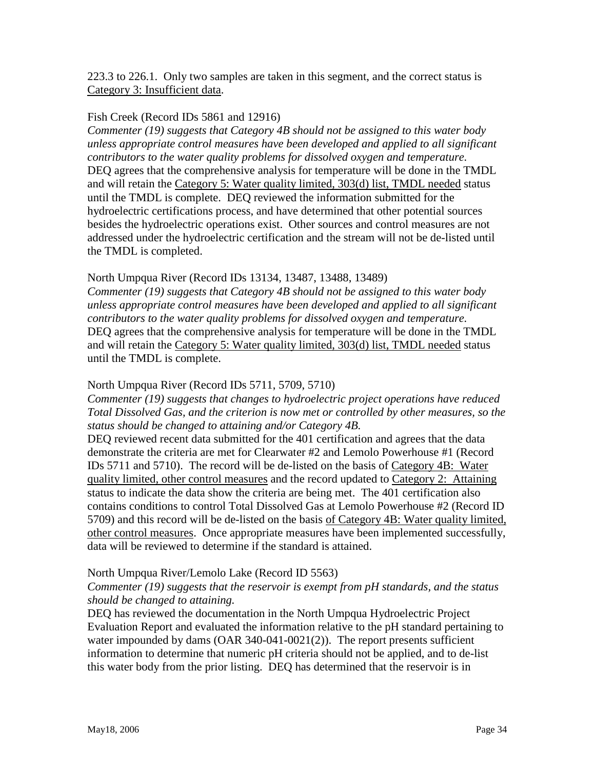223.3 to 226.1. Only two samples are taken in this segment, and the correct status is Category 3: Insufficient data.

Fish Creek (Record IDs 5861 and 12916)

*Commenter (19) suggests that Category 4B should not be assigned to this water body unless appropriate control measures have been developed and applied to all significant contributors to the water quality problems for dissolved oxygen and temperature.*
DEQ agrees that the comprehensive analysis for temperature will be done in the TMDL and will retain the Category 5: Water quality limited, 303(d) list, TMDL needed status until the TMDL is complete. DEQ reviewed the information submitted for the hydroelectric certifications process, and have determined that other potential sources besides the hydroelectric operations exist. Other sources and control measures are not addressed under the hydroelectric certification and the stream will not be de-listed until the TMDL is completed.

North Umpqua River (Record IDs 13134, 13487, 13488, 13489)

*Commenter (19) suggests that Category 4B should not be assigned to this water body unless appropriate control measures have been developed and applied to all significant contributors to the water quality problems for dissolved oxygen and temperature.*
DEQ agrees that the comprehensive analysis for temperature will be done in the TMDL and will retain the Category 5: Water quality limited, 303(d) list, TMDL needed status until the TMDL is complete.

North Umpqua River (Record IDs 5711, 5709, 5710)

*Commenter (19) suggests that changes to hydroelectric project operations have reduced Total Dissolved Gas, and the criterion is now met or controlled by other measures, so the status should be changed to attaining and/or Category 4B.*
DEQ reviewed recent data submitted for the 401 certification and agrees that the data demonstrate the criteria are met for Clearwater #2 and Lemolo Powerhouse #1 (Record IDs 5711 and 5710). The record will be de-listed on the basis of Category 4B: Water quality limited, other control measures and the record updated to Category 2: Attaining status to indicate the data show the criteria are being met. The 401 certification also contains conditions to control Total Dissolved Gas at Lemolo Powerhouse #2 (Record ID 5709) and this record will be de-listed on the basis of Category 4B: Water quality limited, other control measures. Once appropriate measures have been implemented successfully, data will be reviewed to determine if the standard is attained.

North Umpqua River/Lemolo Lake (Record ID 5563)

*Commenter (19) suggests that the reservoir is exempt from pH standards, and the status should be changed to attaining.*
DEQ has reviewed the documentation in the North Umpqua Hydroelectric Project Evaluation Report and evaluated the information relative to the pH standard pertaining to water impounded by dams (OAR 340-041-0021(2)). The report presents sufficient information to determine that numeric pH criteria should not be applied, and to de-list this water body from the prior listing. DEQ has determined that the reservoir is in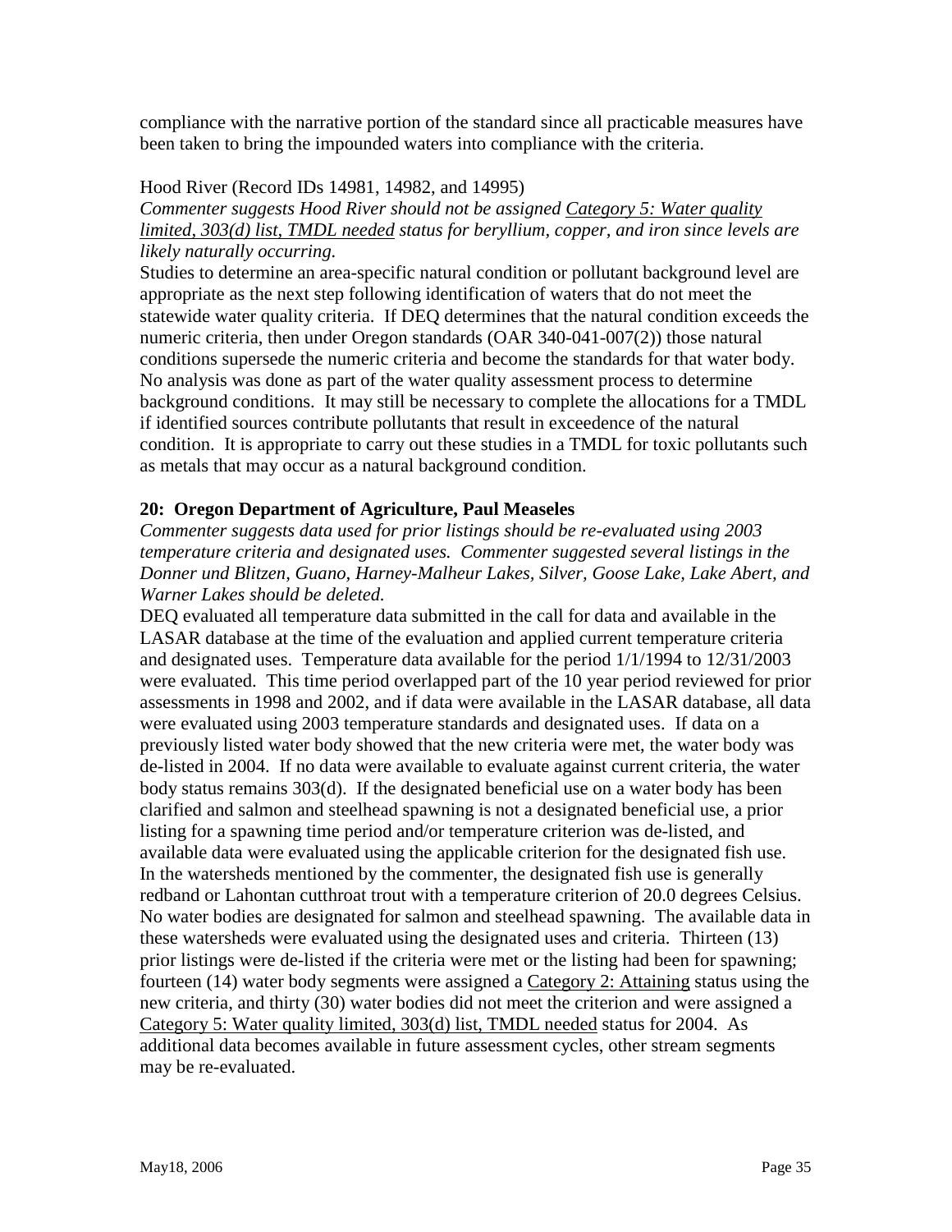compliance with the narrative portion of the standard since all practicable measures have been taken to bring the impounded waters into compliance with the criteria.

Hood River (Record IDs 14981, 14982, and 14995)

*Commenter suggests Hood River should not be assigned Category 5: Water quality limited, 303(d) list, TMDL needed status for beryllium, copper, and iron since levels are likely naturally occurring.*

Studies to determine an area-specific natural condition or pollutant background level are appropriate as the next step following identification of waters that do not meet the statewide water quality criteria. If DEQ determines that the natural condition exceeds the numeric criteria, then under Oregon standards (OAR 340-041-007(2)) those natural conditions supersede the numeric criteria and become the standards for that water body. No analysis was done as part of the water quality assessment process to determine background conditions. It may still be necessary to complete the allocations for a TMDL if identified sources contribute pollutants that result in exceedence of the natural condition. It is appropriate to carry out these studies in a TMDL for toxic pollutants such as metals that may occur as a natural background condition.

**20: Oregon Department of Agriculture, Paul Measeles**

*Commenter suggests data used for prior listings should be re-evaluated using 2003 temperature criteria and designated uses. Commenter suggested several listings in the Donner und Blitzen, Guano, Harney-Malheur Lakes, Silver, Goose Lake, Lake Abert, and Warner Lakes should be deleted.*

DEQ evaluated all temperature data submitted in the call for data and available in the LASAR database at the time of the evaluation and applied current temperature criteria and designated uses. Temperature data available for the period 1/1/1994 to 12/31/2003 were evaluated. This time period overlapped part of the 10 year period reviewed for prior assessments in 1998 and 2002, and if data were available in the LASAR database, all data were evaluated using 2003 temperature standards and designated uses. If data on a previously listed water body showed that the new criteria were met, the water body was de-listed in 2004. If no data were available to evaluate against current criteria, the water body status remains 303(d). If the designated beneficial use on a water body has been clarified and salmon and steelhead spawning is not a designated beneficial use, a prior listing for a spawning time period and/or temperature criterion was de-listed, and available data were evaluated using the applicable criterion for the designated fish use. In the watersheds mentioned by the commenter, the designated fish use is generally redband or Lahontan cutthroat trout with a temperature criterion of 20.0 degrees Celsius. No water bodies are designated for salmon and steelhead spawning. The available data in these watersheds were evaluated using the designated uses and criteria. Thirteen (13) prior listings were de-listed if the criteria were met or the listing had been for spawning; fourteen (14) water body segments were assigned a Category 2: Attaining status using the new criteria, and thirty (30) water bodies did not meet the criterion and were assigned a Category 5: Water quality limited, 303(d) list, TMDL needed status for 2004. As additional data becomes available in future assessment cycles, other stream segments may be re-evaluated.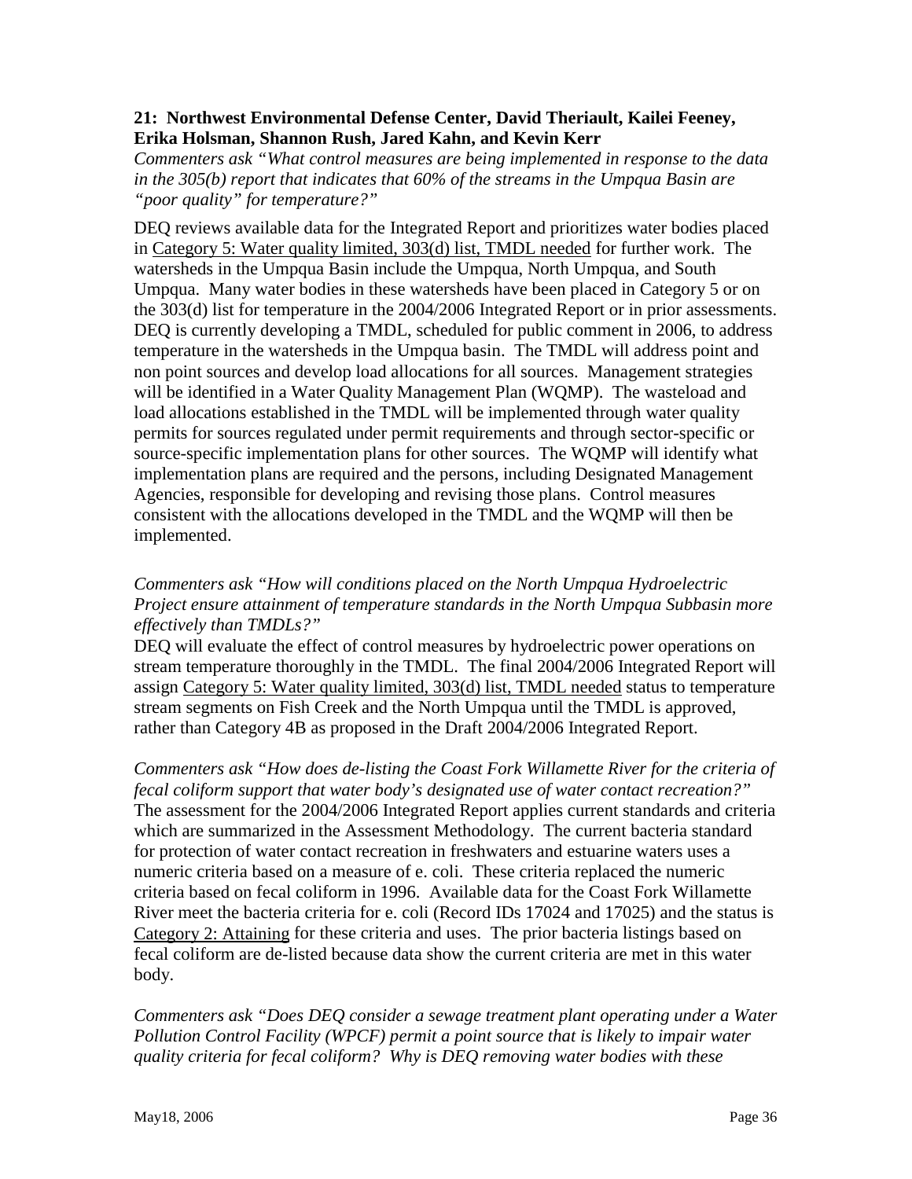**21: Northwest Environmental Defense Center, David Theriault, Kailei Feeney, Erika Holsman, Shannon Rush, Jared Kahn, and Kevin Kerr**

*Commenters ask "What control measures are being implemented in response to the data in the 305(b) report that indicates that 60% of the streams in the Umpqua Basin are "poor quality" for temperature?"*

DEQ reviews available data for the Integrated Report and prioritizes water bodies placed in Category 5: Water quality limited, 303(d) list, TMDL needed for further work. The watersheds in the Umpqua Basin include the Umpqua, North Umpqua, and South Umpqua. Many water bodies in these watersheds have been placed in Category 5 or on the 303(d) list for temperature in the 2004/2006 Integrated Report or in prior assessments. DEQ is currently developing a TMDL, scheduled for public comment in 2006, to address temperature in the watersheds in the Umpqua basin. The TMDL will address point and non point sources and develop load allocations for all sources. Management strategies will be identified in a Water Quality Management Plan (WQMP). The wasteload and load allocations established in the TMDL will be implemented through water quality permits for sources regulated under permit requirements and through sector-specific or source-specific implementation plans for other sources. The WQMP will identify what implementation plans are required and the persons, including Designated Management Agencies, responsible for developing and revising those plans. Control measures consistent with the allocations developed in the TMDL and the WQMP will then be implemented.

*Commenters ask "How will conditions placed on the North Umpqua Hydroelectric Project ensure attainment of temperature standards in the North Umpqua Subbasin more effectively than TMDLs?"*

DEQ will evaluate the effect of control measures by hydroelectric power operations on stream temperature thoroughly in the TMDL. The final 2004/2006 Integrated Report will assign Category 5: Water quality limited, 303(d) list, TMDL needed status to temperature stream segments on Fish Creek and the North Umpqua until the TMDL is approved, rather than Category 4B as proposed in the Draft 2004/2006 Integrated Report.

*Commenters ask "How does de-listing the Coast Fork Willamette River for the criteria of fecal coliform support that water body's designated use of water contact recreation?"*

The assessment for the 2004/2006 Integrated Report applies current standards and criteria which are summarized in the Assessment Methodology. The current bacteria standard for protection of water contact recreation in freshwaters and estuarine waters uses a numeric criteria based on a measure of e. coli. These criteria replaced the numeric criteria based on fecal coliform in 1996. Available data for the Coast Fork Willamette River meet the bacteria criteria for e. coli (Record IDs 17024 and 17025) and the status is Category 2: Attaining for these criteria and uses. The prior bacteria listings based on fecal coliform are de-listed because data show the current criteria are met in this water body.

*Commenters ask "Does DEQ consider a sewage treatment plant operating under a Water Pollution Control Facility (WPCF) permit a point source that is likely to impair water quality criteria for fecal coliform? Why is DEQ removing water bodies with these*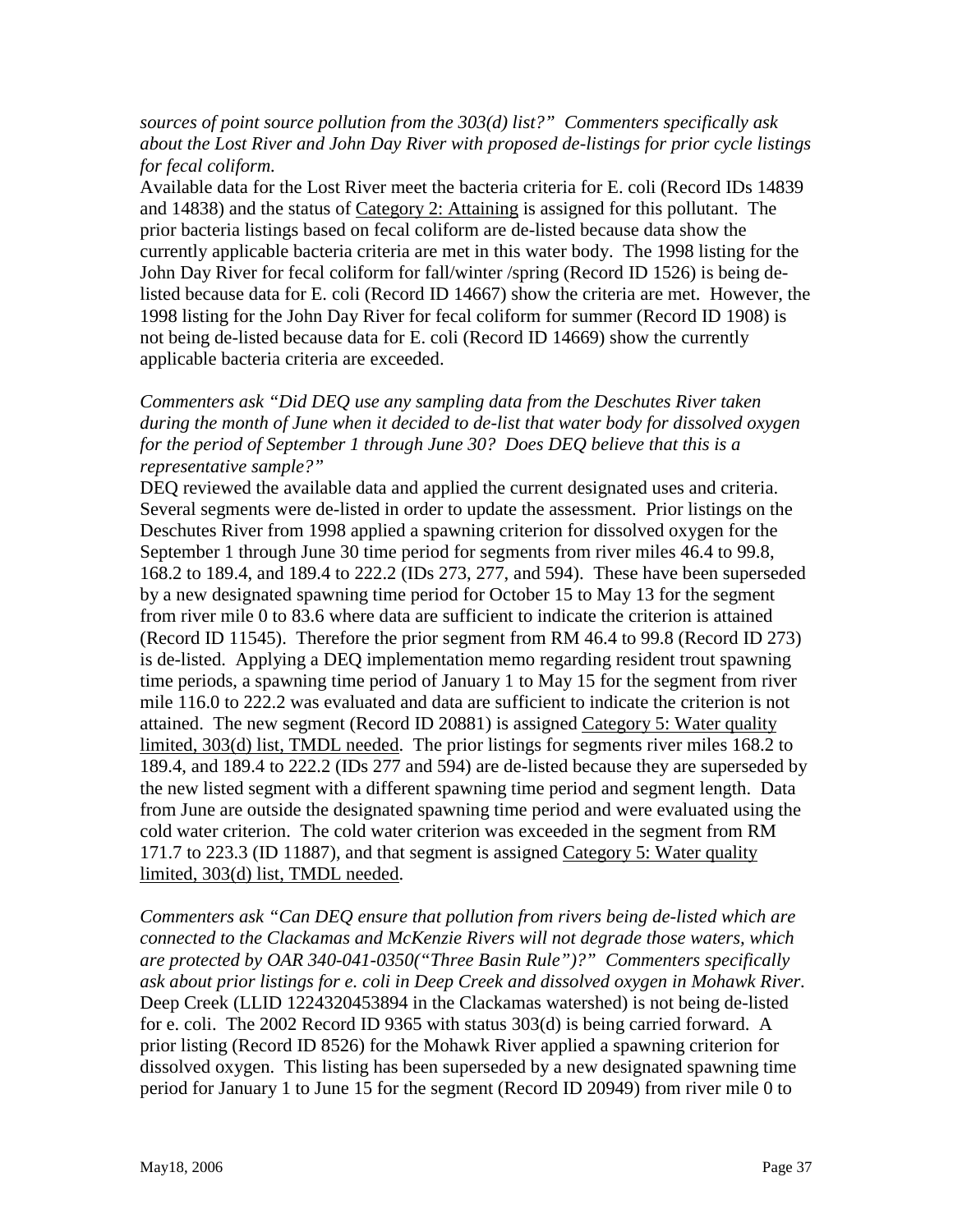*sources of point source pollution from the 303(d) list?" Commenters specifically ask about the Lost River and John Day River with proposed de-listings for prior cycle listings for fecal coliform.*

Available data for the Lost River meet the bacteria criteria for E. coli (Record IDs 14839 and 14838) and the status of <u>Category 2: Attaining</u> is assigned for this pollutant. The prior bacteria listings based on fecal coliform are de-listed because data show the currently applicable bacteria criteria are met in this water body. The 1998 listing for the John Day River for fecal coliform for fall/winter /spring (Record ID 1526) is being de-listed because data for E. coli (Record ID 14667) show the criteria are met. However, the 1998 listing for the John Day River for fecal coliform for summer (Record ID 1908) is not being de-listed because data for E. coli (Record ID 14669) show the currently applicable bacteria criteria are exceeded.

*Commenters ask "Did DEQ use any sampling data from the Deschutes River taken during the month of June when it decided to de-list that water body for dissolved oxygen for the period of September 1 through June 30? Does DEQ believe that this is a representative sample?"*

DEQ reviewed the available data and applied the current designated uses and criteria. Several segments were de-listed in order to update the assessment. Prior listings on the Deschutes River from 1998 applied a spawning criterion for dissolved oxygen for the September 1 through June 30 time period for segments from river miles 46.4 to 99.8, 168.2 to 189.4, and 189.4 to 222.2 (IDs 273, 277, and 594). These have been superseded by a new designated spawning time period for October 15 to May 13 for the segment from river mile 0 to 83.6 where data are sufficient to indicate the criterion is attained (Record ID 11545). Therefore the prior segment from RM 46.4 to 99.8 (Record ID 273) is de-listed. Applying a DEQ implementation memo regarding resident trout spawning time periods, a spawning time period of January 1 to May 15 for the segment from river mile 116.0 to 222.2 was evaluated and data are sufficient to indicate the criterion is not attained. The new segment (Record ID 20881) is assigned <u>Category 5: Water quality limited, 303(d) list, TMDL needed</u>. The prior listings for segments river miles 168.2 to 189.4, and 189.4 to 222.2 (IDs 277 and 594) are de-listed because they are superseded by the new listed segment with a different spawning time period and segment length. Data from June are outside the designated spawning time period and were evaluated using the cold water criterion. The cold water criterion was exceeded in the segment from RM 171.7 to 223.3 (ID 11887), and that segment is assigned <u>Category 5: Water quality limited, 303(d) list, TMDL needed</u>.

*Commenters ask "Can DEQ ensure that pollution from rivers being de-listed which are connected to the Clackamas and McKenzie Rivers will not degrade those waters, which are protected by OAR 340-041-0350("Three Basin Rule")?" Commenters specifically ask about prior listings for e. coli in Deep Creek and dissolved oxygen in Mohawk River.*

Deep Creek (LLID 1224320453894 in the Clackamas watershed) is not being de-listed for e. coli. The 2002 Record ID 9365 with status 303(d) is being carried forward. A prior listing (Record ID 8526) for the Mohawk River applied a spawning criterion for dissolved oxygen. This listing has been superseded by a new designated spawning time period for January 1 to June 15 for the segment (Record ID 20949) from river mile 0 to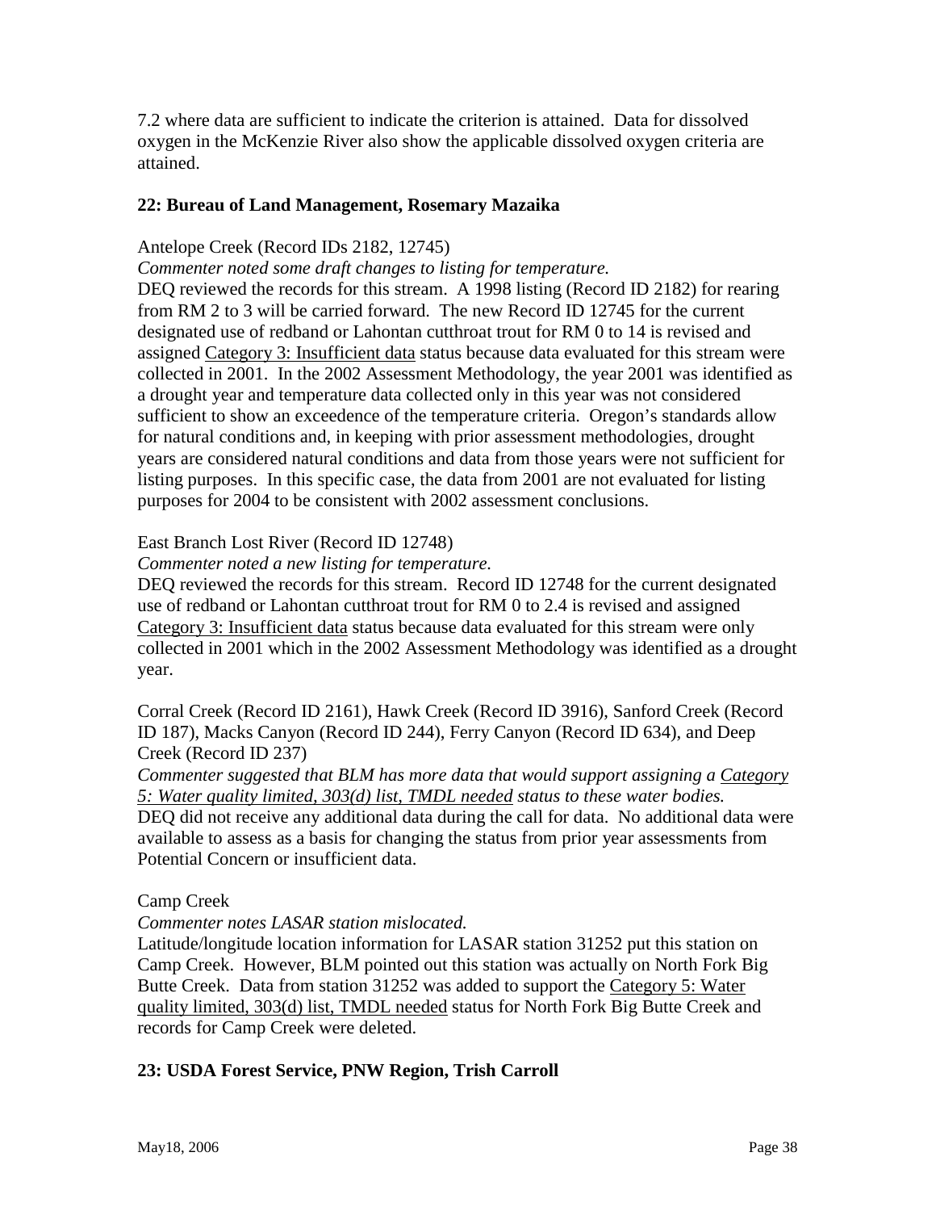7.2 where data are sufficient to indicate the criterion is attained. Data for dissolved oxygen in the McKenzie River also show the applicable dissolved oxygen criteria are attained.

### 22: Bureau of Land Management, Rosemary Mazaika

Antelope Creek (Record IDs 2182, 12745)

*Commenter noted some draft changes to listing for temperature.*

DEQ reviewed the records for this stream. A 1998 listing (Record ID 2182) for rearing from RM 2 to 3 will be carried forward. The new Record ID 12745 for the current designated use of redband or Lahontan cutthroat trout for RM 0 to 14 is revised and assigned Category 3: Insufficient data status because data evaluated for this stream were collected in 2001. In the 2002 Assessment Methodology, the year 2001 was identified as a drought year and temperature data collected only in this year was not considered sufficient to show an exceedence of the temperature criteria. Oregon's standards allow for natural conditions and, in keeping with prior assessment methodologies, drought years are considered natural conditions and data from those years were not sufficient for listing purposes. In this specific case, the data from 2001 are not evaluated for listing purposes for 2004 to be consistent with 2002 assessment conclusions.

East Branch Lost River (Record ID 12748)

*Commenter noted a new listing for temperature.*

DEQ reviewed the records for this stream. Record ID 12748 for the current designated use of redband or Lahontan cutthroat trout for RM 0 to 2.4 is revised and assigned Category 3: Insufficient data status because data evaluated for this stream were only collected in 2001 which in the 2002 Assessment Methodology was identified as a drought year.

Corral Creek (Record ID 2161), Hawk Creek (Record ID 3916), Sanford Creek (Record ID 187), Macks Canyon (Record ID 244), Ferry Canyon (Record ID 634), and Deep Creek (Record ID 237)

*Commenter suggested that BLM has more data that would support assigning a Category 5: Water quality limited, 303(d) list, TMDL needed status to these water bodies.*

DEQ did not receive any additional data during the call for data. No additional data were available to assess as a basis for changing the status from prior year assessments from Potential Concern or insufficient data.

Camp Creek

*Commenter notes LASAR station mislocated.*

Latitude/longitude location information for LASAR station 31252 put this station on Camp Creek. However, BLM pointed out this station was actually on North Fork Big Butte Creek. Data from station 31252 was added to support the Category 5: Water quality limited, 303(d) list, TMDL needed status for North Fork Big Butte Creek and records for Camp Creek were deleted.

### 23: USDA Forest Service, PNW Region, Trish Carroll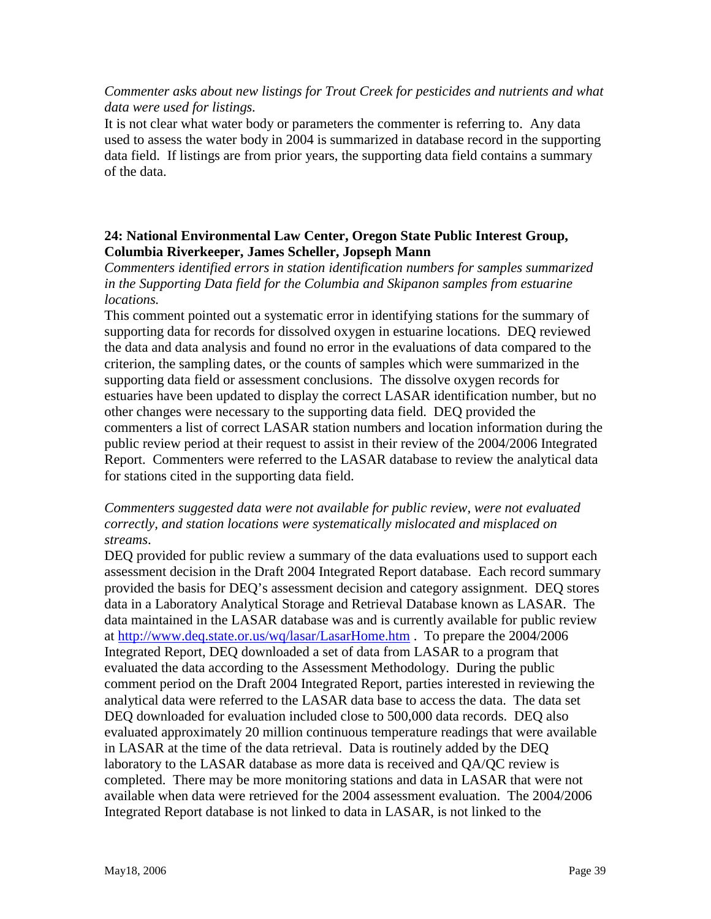*Commenter asks about new listings for Trout Creek for pesticides and nutrients and what data were used for listings.*

It is not clear what water body or parameters the commenter is referring to. Any data used to assess the water body in 2004 is summarized in database record in the supporting data field. If listings are from prior years, the supporting data field contains a summary of the data.

**24: National Environmental Law Center, Oregon State Public Interest Group, Columbia Riverkeeper, James Scheller, Jopseph Mann**

*Commenters identified errors in station identification numbers for samples summarized in the Supporting Data field for the Columbia and Skipanon samples from estuarine locations.*

This comment pointed out a systematic error in identifying stations for the summary of supporting data for records for dissolved oxygen in estuarine locations. DEQ reviewed the data and data analysis and found no error in the evaluations of data compared to the criterion, the sampling dates, or the counts of samples which were summarized in the supporting data field or assessment conclusions. The dissolve oxygen records for estuaries have been updated to display the correct LASAR identification number, but no other changes were necessary to the supporting data field. DEQ provided the commenters a list of correct LASAR station numbers and location information during the public review period at their request to assist in their review of the 2004/2006 Integrated Report. Commenters were referred to the LASAR database to review the analytical data for stations cited in the supporting data field.

*Commenters suggested data were not available for public review, were not evaluated correctly, and station locations were systematically mislocated and misplaced on streams.*

DEQ provided for public review a summary of the data evaluations used to support each assessment decision in the Draft 2004 Integrated Report database. Each record summary provided the basis for DEQ's assessment decision and category assignment. DEQ stores data in a Laboratory Analytical Storage and Retrieval Database known as LASAR. The data maintained in the LASAR database was and is currently available for public review at http://www.deq.state.or.us/wq/lasar/LasarHome.htm . To prepare the 2004/2006 Integrated Report, DEQ downloaded a set of data from LASAR to a program that evaluated the data according to the Assessment Methodology. During the public comment period on the Draft 2004 Integrated Report, parties interested in reviewing the analytical data were referred to the LASAR data base to access the data. The data set DEQ downloaded for evaluation included close to 500,000 data records. DEQ also evaluated approximately 20 million continuous temperature readings that were available in LASAR at the time of the data retrieval. Data is routinely added by the DEQ laboratory to the LASAR database as more data is received and QA/QC review is completed. There may be more monitoring stations and data in LASAR that were not available when data were retrieved for the 2004 assessment evaluation. The 2004/2006 Integrated Report database is not linked to data in LASAR, is not linked to the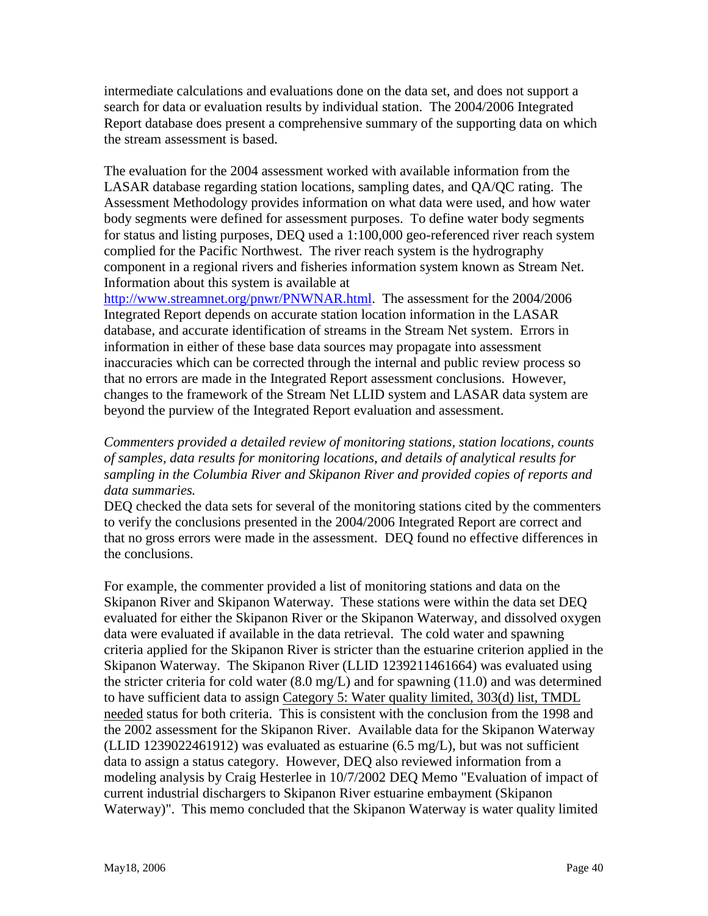intermediate calculations and evaluations done on the data set, and does not support a search for data or evaluation results by individual station. The 2004/2006 Integrated Report database does present a comprehensive summary of the supporting data on which the stream assessment is based.

The evaluation for the 2004 assessment worked with available information from the LASAR database regarding station locations, sampling dates, and QA/QC rating. The Assessment Methodology provides information on what data were used, and how water body segments were defined for assessment purposes. To define water body segments for status and listing purposes, DEQ used a 1:100,000 geo-referenced river reach system complied for the Pacific Northwest. The river reach system is the hydrography component in a regional rivers and fisheries information system known as Stream Net. Information about this system is available at http://www.streamnet.org/pnwr/PNWNAR.html. The assessment for the 2004/2006 Integrated Report depends on accurate station location information in the LASAR database, and accurate identification of streams in the Stream Net system. Errors in information in either of these base data sources may propagate into assessment inaccuracies which can be corrected through the internal and public review process so that no errors are made in the Integrated Report assessment conclusions. However, changes to the framework of the Stream Net LLID system and LASAR data system are beyond the purview of the Integrated Report evaluation and assessment.

*Commenters provided a detailed review of monitoring stations, station locations, counts of samples, data results for monitoring locations, and details of analytical results for sampling in the Columbia River and Skipanon River and provided copies of reports and data summaries.*

DEQ checked the data sets for several of the monitoring stations cited by the commenters to verify the conclusions presented in the 2004/2006 Integrated Report are correct and that no gross errors were made in the assessment. DEQ found no effective differences in the conclusions.

For example, the commenter provided a list of monitoring stations and data on the Skipanon River and Skipanon Waterway. These stations were within the data set DEQ evaluated for either the Skipanon River or the Skipanon Waterway, and dissolved oxygen data were evaluated if available in the data retrieval. The cold water and spawning criteria applied for the Skipanon River is stricter than the estuarine criterion applied in the Skipanon Waterway. The Skipanon River (LLID 1239211461664) was evaluated using the stricter criteria for cold water (8.0 mg/L) and for spawning (11.0) and was determined to have sufficient data to assign Category 5: Water quality limited, 303(d) list, TMDL needed status for both criteria. This is consistent with the conclusion from the 1998 and the 2002 assessment for the Skipanon River. Available data for the Skipanon Waterway (LLID 1239022461912) was evaluated as estuarine (6.5 mg/L), but was not sufficient data to assign a status category. However, DEQ also reviewed information from a modeling analysis by Craig Hesterlee in 10/7/2002 DEQ Memo "Evaluation of impact of current industrial dischargers to Skipanon River estuarine embayment (Skipanon Waterway)". This memo concluded that the Skipanon Waterway is water quality limited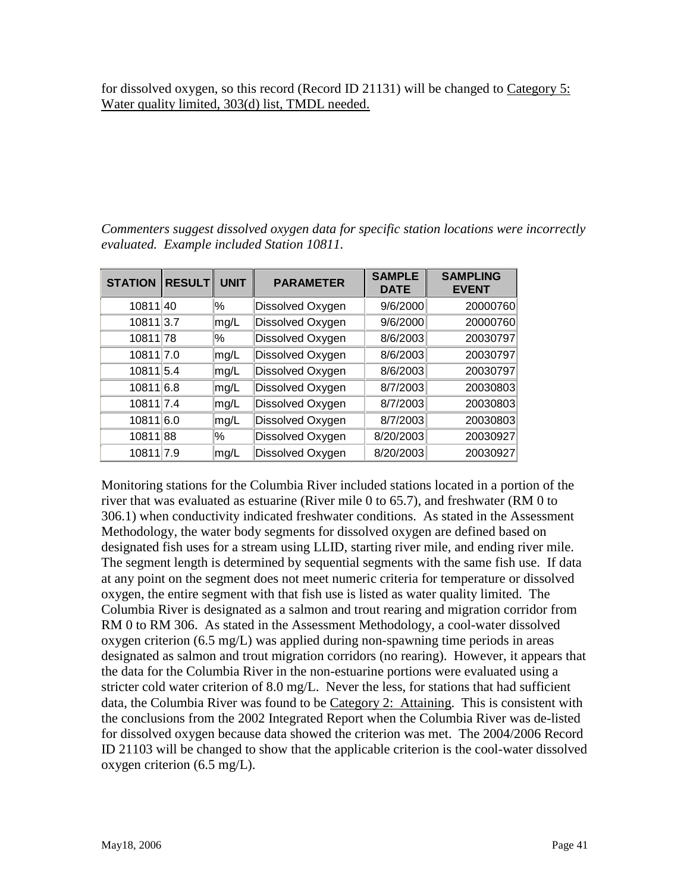for dissolved oxygen, so this record (Record ID 21131) will be changed to Category 5: Water quality limited, 303(d) list, TMDL needed.

*Commenters suggest dissolved oxygen data for specific station locations were incorrectly evaluated. Example included Station 10811.*

| STATION | RESULT | UNIT | PARAMETER | SAMPLE DATE | SAMPLING EVENT |
|---|---|---|---|---|---|
| 10811 | 40 | % | Dissolved Oxygen | 9/6/2000 | 20000760 |
| 10811 | 3.7 | mg/L | Dissolved Oxygen | 9/6/2000 | 20000760 |
| 10811 | 78 | % | Dissolved Oxygen | 8/6/2003 | 20030797 |
| 10811 | 7.0 | mg/L | Dissolved Oxygen | 8/6/2003 | 20030797 |
| 10811 | 5.4 | mg/L | Dissolved Oxygen | 8/6/2003 | 20030797 |
| 10811 | 6.8 | mg/L | Dissolved Oxygen | 8/7/2003 | 20030803 |
| 10811 | 7.4 | mg/L | Dissolved Oxygen | 8/7/2003 | 20030803 |
| 10811 | 6.0 | mg/L | Dissolved Oxygen | 8/7/2003 | 20030803 |
| 10811 | 88 | % | Dissolved Oxygen | 8/20/2003 | 20030927 |
| 10811 | 7.9 | mg/L | Dissolved Oxygen | 8/20/2003 | 20030927 |

Monitoring stations for the Columbia River included stations located in a portion of the river that was evaluated as estuarine (River mile 0 to 65.7), and freshwater (RM 0 to 306.1) when conductivity indicated freshwater conditions. As stated in the Assessment Methodology, the water body segments for dissolved oxygen are defined based on designated fish uses for a stream using LLID, starting river mile, and ending river mile. The segment length is determined by sequential segments with the same fish use. If data at any point on the segment does not meet numeric criteria for temperature or dissolved oxygen, the entire segment with that fish use is listed as water quality limited. The Columbia River is designated as a salmon and trout rearing and migration corridor from RM 0 to RM 306. As stated in the Assessment Methodology, a cool-water dissolved oxygen criterion (6.5 mg/L) was applied during non-spawning time periods in areas designated as salmon and trout migration corridors (no rearing). However, it appears that the data for the Columbia River in the non-estuarine portions were evaluated using a stricter cold water criterion of 8.0 mg/L. Never the less, for stations that had sufficient data, the Columbia River was found to be Category 2: Attaining. This is consistent with the conclusions from the 2002 Integrated Report when the Columbia River was de-listed for dissolved oxygen because data showed the criterion was met. The 2004/2006 Record ID 21103 will be changed to show that the applicable criterion is the cool-water dissolved oxygen criterion (6.5 mg/L).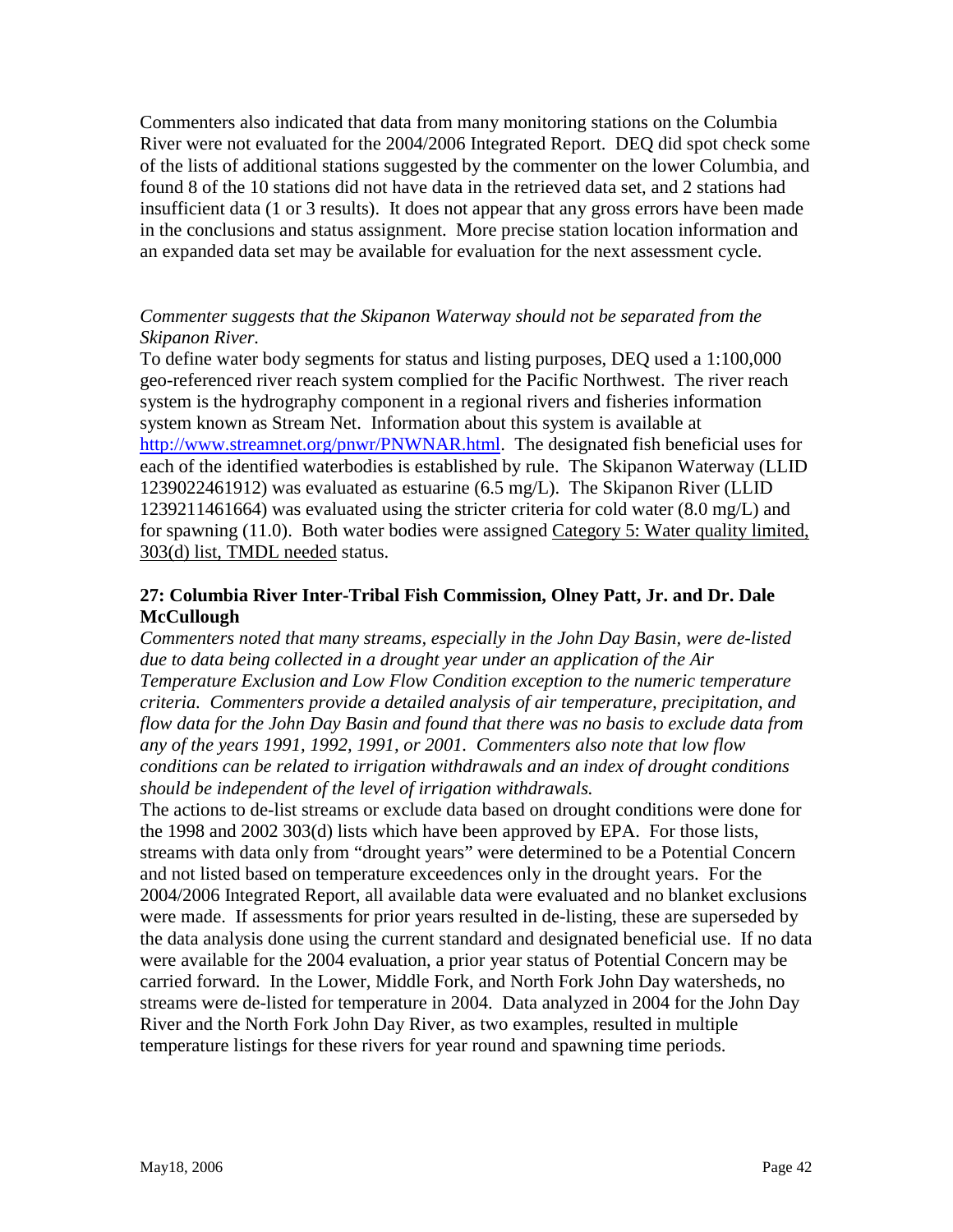Commenters also indicated that data from many monitoring stations on the Columbia River were not evaluated for the 2004/2006 Integrated Report. DEQ did spot check some of the lists of additional stations suggested by the commenter on the lower Columbia, and found 8 of the 10 stations did not have data in the retrieved data set, and 2 stations had insufficient data (1 or 3 results). It does not appear that any gross errors have been made in the conclusions and status assignment. More precise station location information and an expanded data set may be available for evaluation for the next assessment cycle.

*Commenter suggests that the Skipanon Waterway should not be separated from the Skipanon River.*

To define water body segments for status and listing purposes, DEQ used a 1:100,000 geo-referenced river reach system complied for the Pacific Northwest. The river reach system is the hydrography component in a regional rivers and fisheries information system known as Stream Net. Information about this system is available at [http://www.streamnet.org/pnwr/PNWNAR.html](http://www.streamnet.org/pnwr/PNWNAR.html). The designated fish beneficial uses for each of the identified waterbodies is established by rule. The Skipanon Waterway (LLID 1239022461912) was evaluated as estuarine (6.5 mg/L). The Skipanon River (LLID 1239211461664) was evaluated using the stricter criteria for cold water (8.0 mg/L) and for spawning (11.0). Both water bodies were assigned <u>Category 5: Water quality limited, 303(d) list, TMDL needed</u> status.

## 27: Columbia River Inter-Tribal Fish Commission, Olney Patt, Jr. and Dr. Dale McCullough

*Commenters noted that many streams, especially in the John Day Basin, were de-listed due to data being collected in a drought year under an application of the Air Temperature Exclusion and Low Flow Condition exception to the numeric temperature criteria. Commenters provide a detailed analysis of air temperature, precipitation, and flow data for the John Day Basin and found that there was no basis to exclude data from any of the years 1991, 1992, 1991, or 2001. Commenters also note that low flow conditions can be related to irrigation withdrawals and an index of drought conditions should be independent of the level of irrigation withdrawals.*

The actions to de-list streams or exclude data based on drought conditions were done for the 1998 and 2002 303(d) lists which have been approved by EPA. For those lists, streams with data only from "drought years" were determined to be a Potential Concern and not listed based on temperature exceedences only in the drought years. For the 2004/2006 Integrated Report, all available data were evaluated and no blanket exclusions were made. If assessments for prior years resulted in de-listing, these are superseded by the data analysis done using the current standard and designated beneficial use. If no data were available for the 2004 evaluation, a prior year status of Potential Concern may be carried forward. In the Lower, Middle Fork, and North Fork John Day watersheds, no streams were de-listed for temperature in 2004. Data analyzed in 2004 for the John Day River and the North Fork John Day River, as two examples, resulted in multiple temperature listings for these rivers for year round and spawning time periods.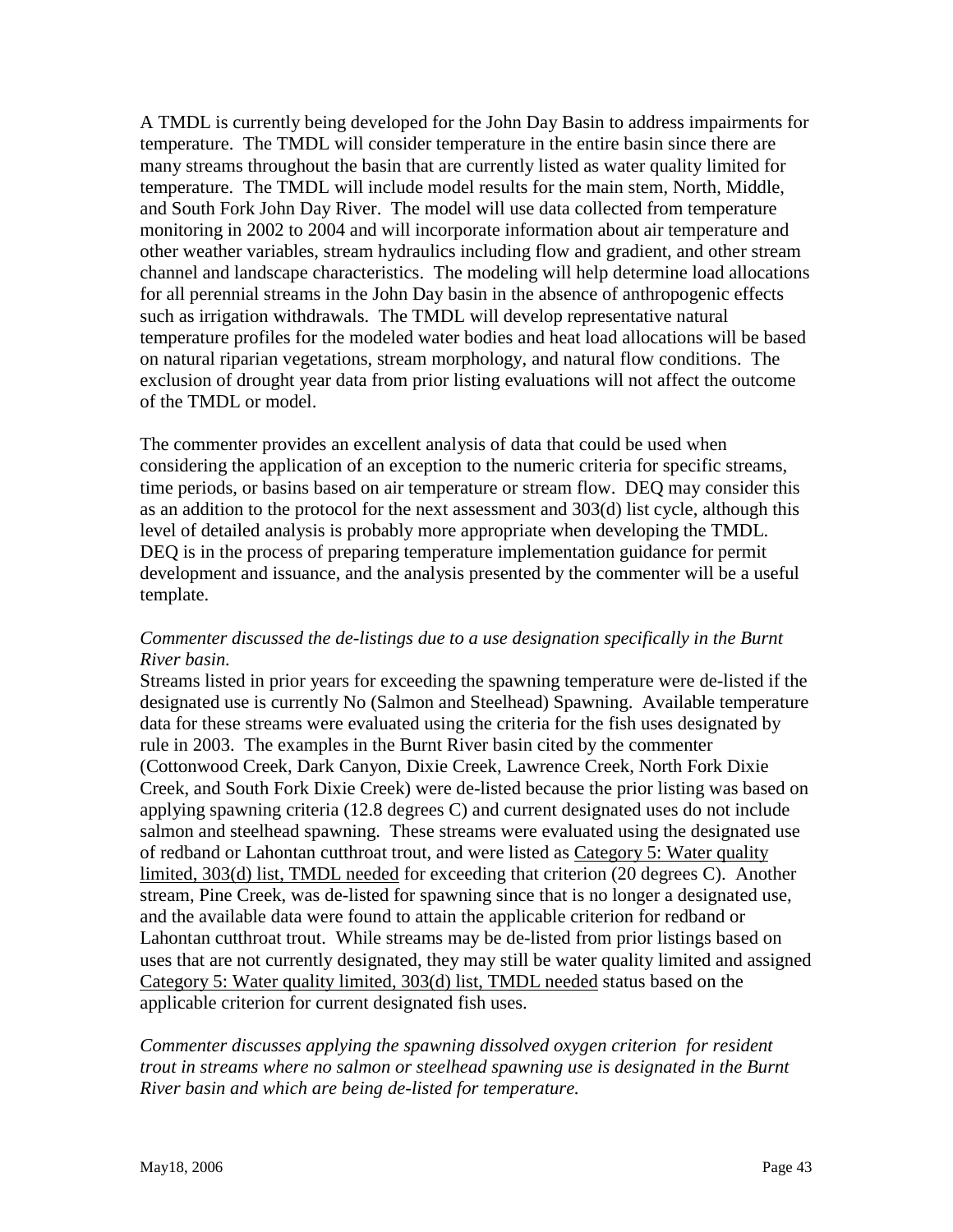A TMDL is currently being developed for the John Day Basin to address impairments for temperature. The TMDL will consider temperature in the entire basin since there are many streams throughout the basin that are currently listed as water quality limited for temperature. The TMDL will include model results for the main stem, North, Middle, and South Fork John Day River. The model will use data collected from temperature monitoring in 2002 to 2004 and will incorporate information about air temperature and other weather variables, stream hydraulics including flow and gradient, and other stream channel and landscape characteristics. The modeling will help determine load allocations for all perennial streams in the John Day basin in the absence of anthropogenic effects such as irrigation withdrawals. The TMDL will develop representative natural temperature profiles for the modeled water bodies and heat load allocations will be based on natural riparian vegetations, stream morphology, and natural flow conditions. The exclusion of drought year data from prior listing evaluations will not affect the outcome of the TMDL or model.

The commenter provides an excellent analysis of data that could be used when considering the application of an exception to the numeric criteria for specific streams, time periods, or basins based on air temperature or stream flow. DEQ may consider this as an addition to the protocol for the next assessment and 303(d) list cycle, although this level of detailed analysis is probably more appropriate when developing the TMDL. DEQ is in the process of preparing temperature implementation guidance for permit development and issuance, and the analysis presented by the commenter will be a useful template.

*Commenter discussed the de-listings due to a use designation specifically in the Burnt River basin.*

Streams listed in prior years for exceeding the spawning temperature were de-listed if the designated use is currently No (Salmon and Steelhead) Spawning. Available temperature data for these streams were evaluated using the criteria for the fish uses designated by rule in 2003. The examples in the Burnt River basin cited by the commenter (Cottonwood Creek, Dark Canyon, Dixie Creek, Lawrence Creek, North Fork Dixie Creek, and South Fork Dixie Creek) were de-listed because the prior listing was based on applying spawning criteria (12.8 degrees C) and current designated uses do not include salmon and steelhead spawning. These streams were evaluated using the designated use of redband or Lahontan cutthroat trout, and were listed as Category 5: Water quality limited, 303(d) list, TMDL needed for exceeding that criterion (20 degrees C). Another stream, Pine Creek, was de-listed for spawning since that is no longer a designated use, and the available data were found to attain the applicable criterion for redband or Lahontan cutthroat trout. While streams may be de-listed from prior listings based on uses that are not currently designated, they may still be water quality limited and assigned Category 5: Water quality limited, 303(d) list, TMDL needed status based on the applicable criterion for current designated fish uses.

*Commenter discusses applying the spawning dissolved oxygen criterion for resident trout in streams where no salmon or steelhead spawning use is designated in the Burnt River basin and which are being de-listed for temperature.*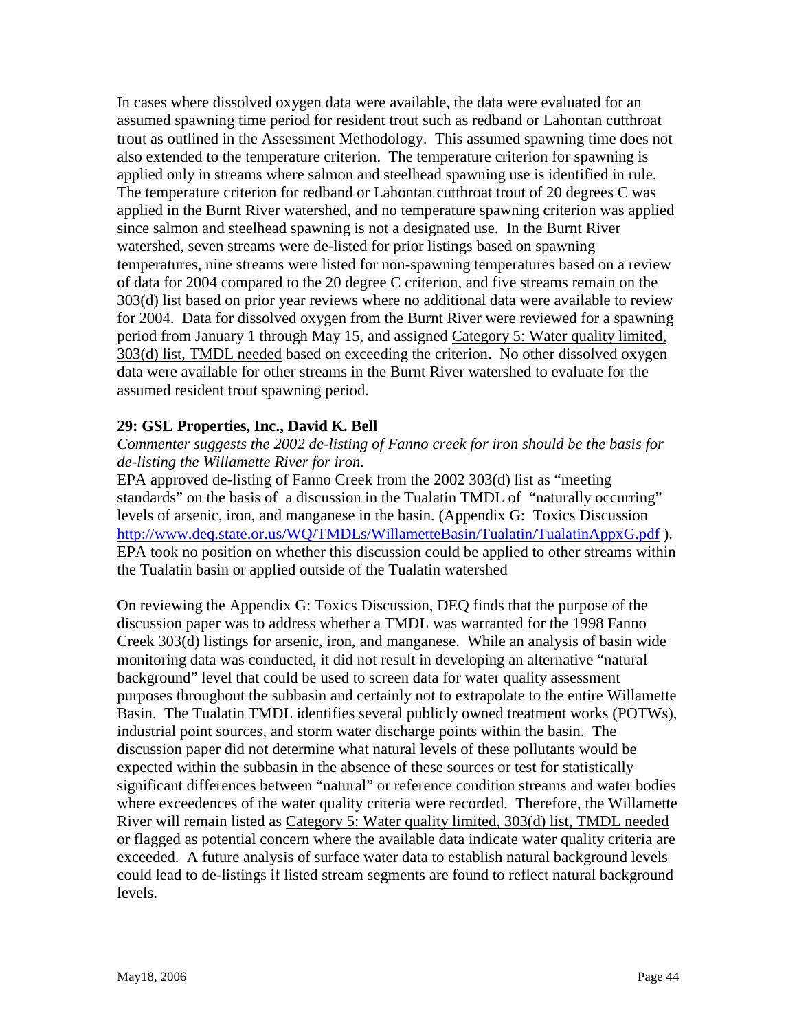In cases where dissolved oxygen data were available, the data were evaluated for an assumed spawning time period for resident trout such as redband or Lahontan cutthroat trout as outlined in the Assessment Methodology. This assumed spawning time does not also extended to the temperature criterion. The temperature criterion for spawning is applied only in streams where salmon and steelhead spawning use is identified in rule. The temperature criterion for redband or Lahontan cutthroat trout of 20 degrees C was applied in the Burnt River watershed, and no temperature spawning criterion was applied since salmon and steelhead spawning is not a designated use. In the Burnt River watershed, seven streams were de-listed for prior listings based on spawning temperatures, nine streams were listed for non-spawning temperatures based on a review of data for 2004 compared to the 20 degree C criterion, and five streams remain on the 303(d) list based on prior year reviews where no additional data were available to review for 2004. Data for dissolved oxygen from the Burnt River were reviewed for a spawning period from January 1 through May 15, and assigned Category 5: Water quality limited, 303(d) list, TMDL needed based on exceeding the criterion. No other dissolved oxygen data were available for other streams in the Burnt River watershed to evaluate for the assumed resident trout spawning period.

**29: GSL Properties, Inc., David K. Bell**

*Commenter suggests the 2002 de-listing of Fanno creek for iron should be the basis for de-listing the Willamette River for iron.*

EPA approved de-listing of Fanno Creek from the 2002 303(d) list as "meeting standards" on the basis of a discussion in the Tualatin TMDL of "naturally occurring" levels of arsenic, iron, and manganese in the basin. (Appendix G: Toxics Discussion http://www.deq.state.or.us/WQ/TMDLs/WillametteBasin/Tualatin/TualatinAppxG.pdf ). EPA took no position on whether this discussion could be applied to other streams within the Tualatin basin or applied outside of the Tualatin watershed

On reviewing the Appendix G: Toxics Discussion, DEQ finds that the purpose of the discussion paper was to address whether a TMDL was warranted for the 1998 Fanno Creek 303(d) listings for arsenic, iron, and manganese. While an analysis of basin wide monitoring data was conducted, it did not result in developing an alternative "natural background" level that could be used to screen data for water quality assessment purposes throughout the subbasin and certainly not to extrapolate to the entire Willamette Basin. The Tualatin TMDL identifies several publicly owned treatment works (POTWs), industrial point sources, and storm water discharge points within the basin. The discussion paper did not determine what natural levels of these pollutants would be expected within the subbasin in the absence of these sources or test for statistically significant differences between "natural" or reference condition streams and water bodies where exceedences of the water quality criteria were recorded. Therefore, the Willamette River will remain listed as Category 5: Water quality limited, 303(d) list, TMDL needed or flagged as potential concern where the available data indicate water quality criteria are exceeded. A future analysis of surface water data to establish natural background levels could lead to de-listings if listed stream segments are found to reflect natural background levels.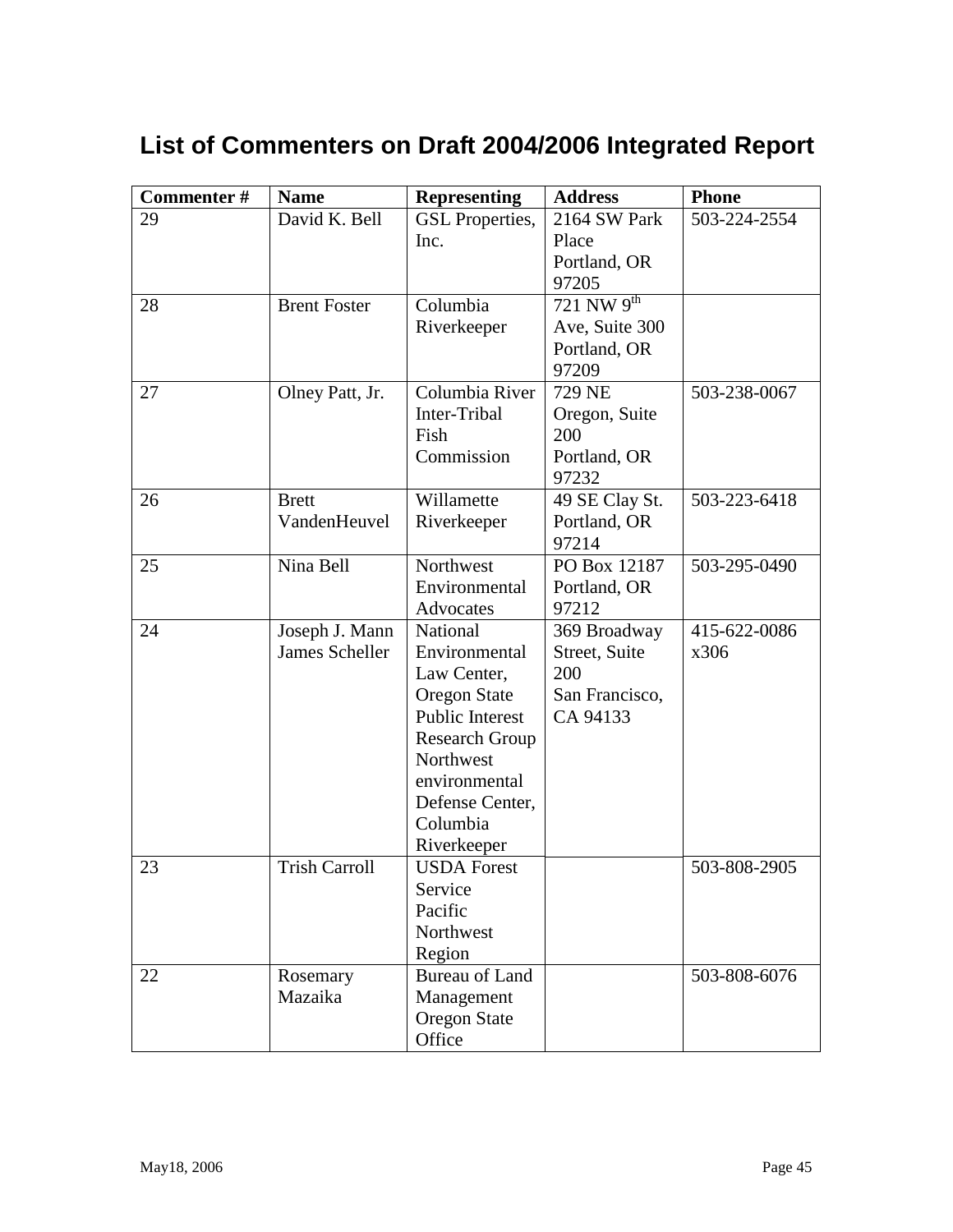# List of Commenters on Draft 2004/2006 Integrated Report

| Commenter # | Name | Representing | Address | Phone |
|---|---|---|---|---|
| 29 | David K. Bell | GSL Properties, Inc. | 2164 SW Park Place Portland, OR 97205 | 503-224-2554 |
| 28 | Brent Foster | Columbia Riverkeeper | 721 NW 9th Ave, Suite 300 Portland, OR 97209 | |
| 27 | Olney Patt, Jr. | Columbia River Inter-Tribal Fish Commission | 729 NE Oregon, Suite 200 Portland, OR 97232 | 503-238-0067 |
| 26 | Brett VandenHeuvel | Willamette Riverkeeper | 49 SE Clay St. Portland, OR 97214 | 503-223-6418 |
| 25 | Nina Bell | Northwest Environmental Advocates | PO Box 12187 Portland, OR 97212 | 503-295-0490 |
| 24 | Joseph J. Mann James Scheller | National Environmental Law Center, Oregon State Public Interest Research Group Northwest environmental Defense Center, Columbia Riverkeeper | 369 Broadway Street, Suite 200 San Francisco, CA 94133 | 415-622-0086 x306 |
| 23 | Trish Carroll | USDA Forest Service Pacific Northwest Region | | 503-808-2905 |
| 22 | Rosemary Mazaika | Bureau of Land Management Oregon State Office | | 503-808-6076 |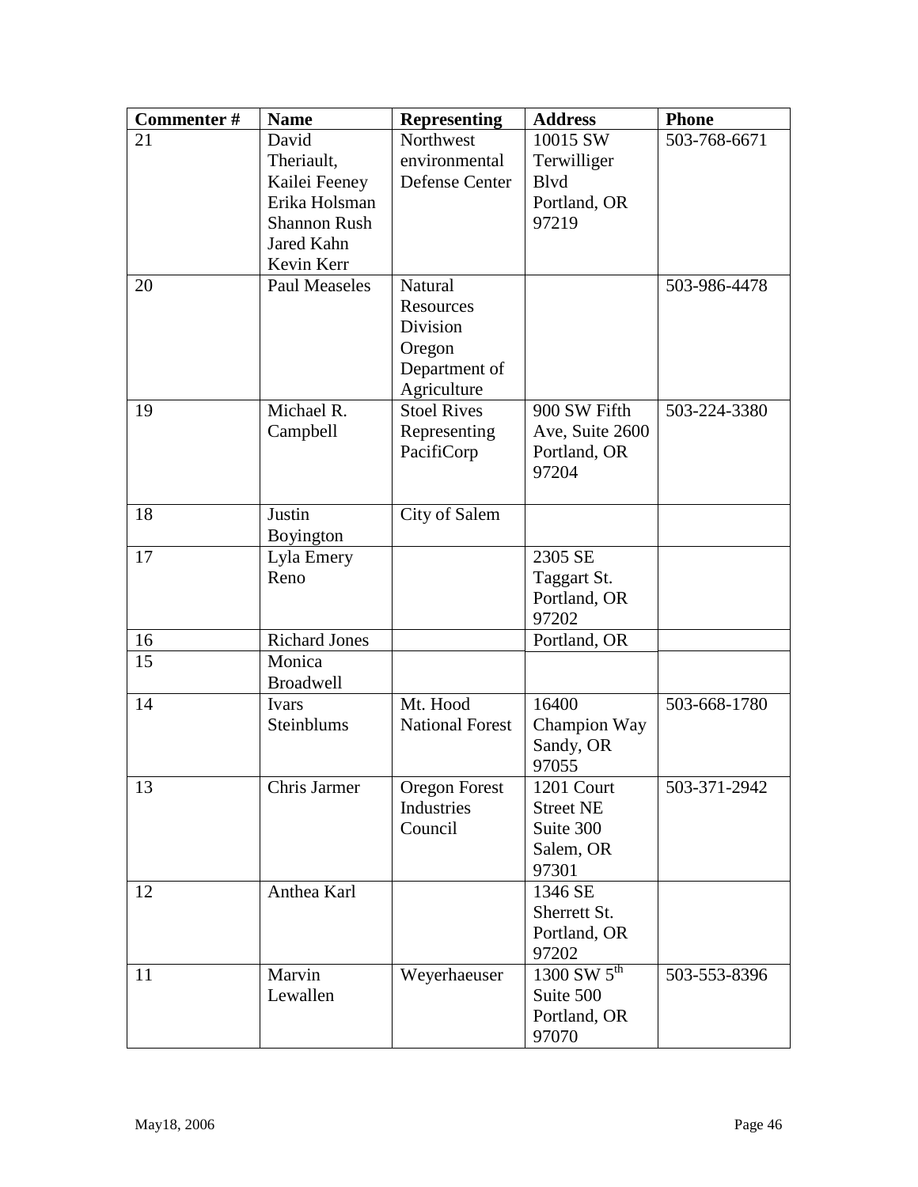| Commenter # | Name | Representing | Address | Phone |
| --- | --- | --- | --- | --- |
| 21 | David Theriault, Kailei Feeney Erika Holsman Shannon Rush Jared Kahn Kevin Kerr | Northwest environmental Defense Center | 10015 SW Terwilliger Blvd Portland, OR 97219 | 503-768-6671 |
| 20 | Paul Measeles | Natural Resources Division Oregon Department of Agriculture | | 503-986-4478 |
| 19 | Michael R. Campbell | Stoel Rives Representing PacifiCorp | 900 SW Fifth Ave, Suite 2600 Portland, OR 97204 | 503-224-3380 |
| 18 | Justin Boyington | City of Salem | | |
| 17 | Lyla Emery Reno | | 2305 SE Taggart St. Portland, OR 97202 | |
| 16 | Richard Jones | | Portland, OR | |
| 15 | Monica Broadwell | | | |
| 14 | Ivars Steinblums | Mt. Hood National Forest | 16400 Champion Way Sandy, OR 97055 | 503-668-1780 |
| 13 | Chris Jarmer | Oregon Forest Industries Council | 1201 Court Street NE Suite 300 Salem, OR 97301 | 503-371-2942 |
| 12 | Anthea Karl | | 1346 SE Sherrett St. Portland, OR 97202 | |
| 11 | Marvin Lewallen | Weyerhaeuser | 1300 SW 5th Suite 500 Portland, OR 97070 | 503-553-8396 |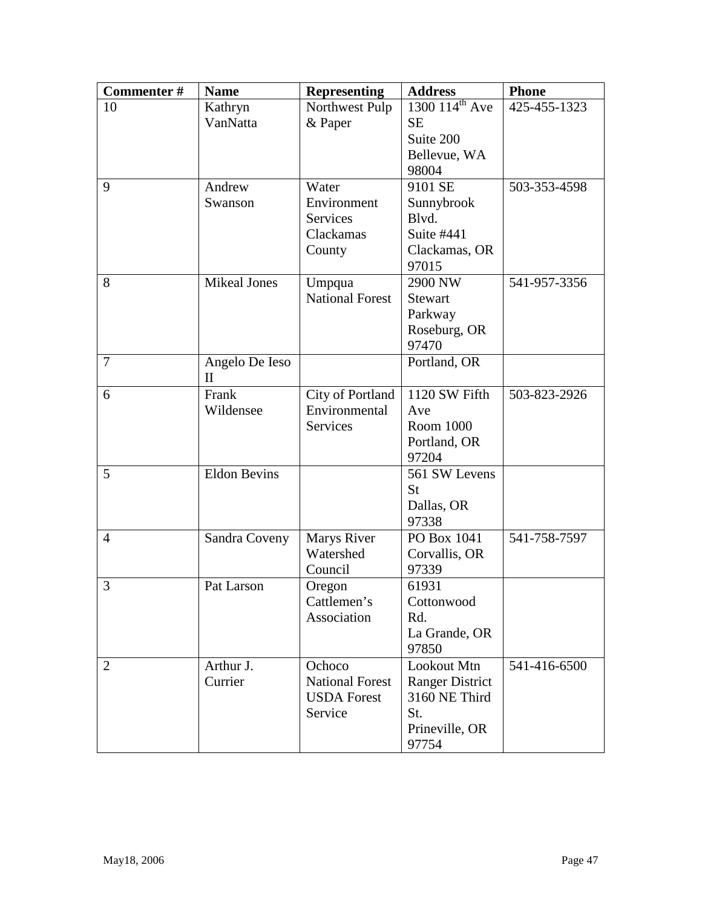| Commenter # | Name | Representing | Address | Phone |
|---|---|---|---|---|
| 10 | Kathryn VanNatta | Northwest Pulp & Paper | 1300 114th Ave SE Suite 200 Bellevue, WA 98004 | 425-455-1323 |
| 9 | Andrew Swanson | Water Environment Services Clackamas County | 9101 SE Sunnybrook Blvd. Suite #441 Clackamas, OR 97015 | 503-353-4598 |
| 8 | Mikeal Jones | Umpqua National Forest | 2900 NW Stewart Parkway Roseburg, OR 97470 | 541-957-3356 |
| 7 | Angelo De Ieso II | | Portland, OR | |
| 6 | Frank Wildensee | City of Portland Environmental Services | 1120 SW Fifth Ave Room 1000 Portland, OR 97204 | 503-823-2926 |
| 5 | Eldon Bevins | | 561 SW Levens St Dallas, OR 97338 | |
| 4 | Sandra Coveny | Marys River Watershed Council | PO Box 1041 Corvallis, OR 97339 | 541-758-7597 |
| 3 | Pat Larson | Oregon Cattlemen's Association | 61931 Cottonwood Rd. La Grande, OR 97850 | |
| 2 | Arthur J. Currier | Ochoco National Forest USDA Forest Service | Lookout Mtn Ranger District 3160 NE Third St. Prineville, OR 97754 | 541-416-6500 |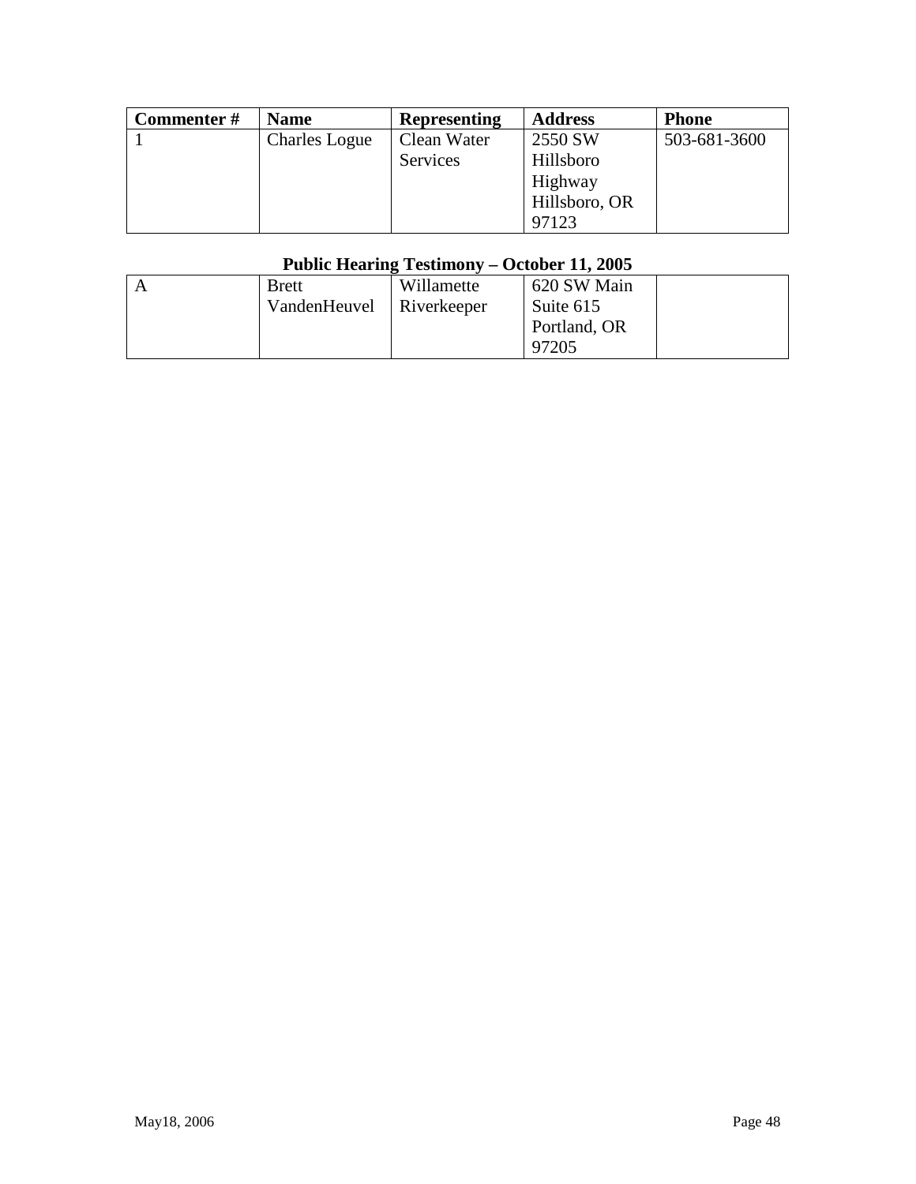| Commenter # | Name | Representing | Address | Phone |
|---|---|---|---|---|
| 1 | Charles Logue | Clean Water Services | 2550 SW Hillsboro Highway Hillsboro, OR 97123 | 503-681-3600 |

**Public Hearing Testimony – October 11, 2005**

| | | | | |
|---|---|---|---|---|
| A | Brett VandenHeuvel | Willamette Riverkeeper | 620 SW Main Suite 615 Portland, OR 97205 | |